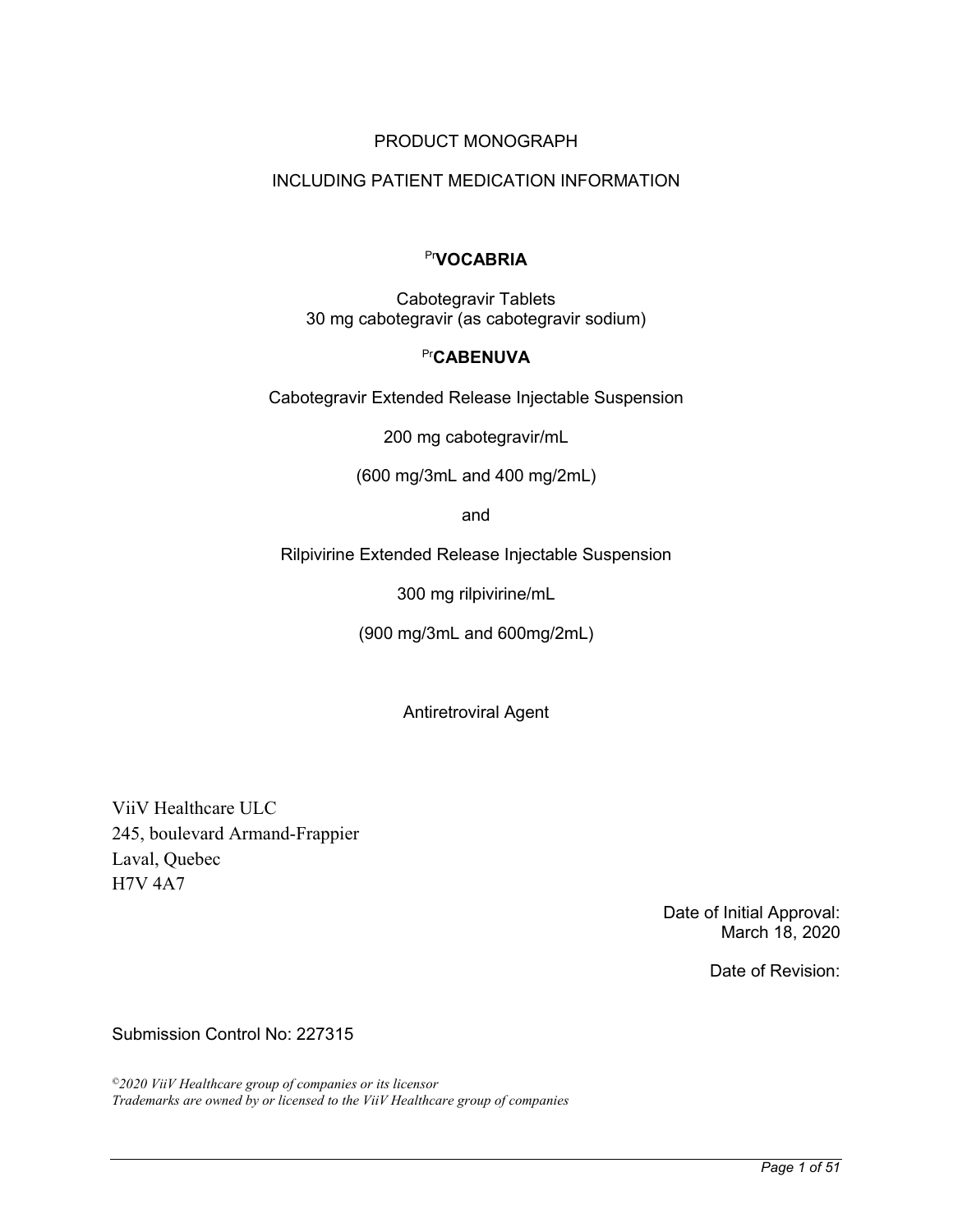PRODUCT MONOGRAPH

INCLUDING PATIENT MEDICATION INFORMATION

**PrVOCABRIA**

Cabotegravir Tablets
30 mg cabotegravir (as cabotegravir sodium)

**PrCABENUVA**

Cabotegravir Extended Release Injectable Suspension

200 mg cabotegravir/mL

(600 mg/3mL and 400 mg/2mL)

and

Rilpivirine Extended Release Injectable Suspension

300 mg rilpivirine/mL

(900 mg/3mL and 600mg/2mL)

Antiretroviral Agent

ViiV Healthcare ULC
245, boulevard Armand-Frappier
Laval, Quebec
H7V 4A7

Date of Initial Approval:
March 18, 2020

Date of Revision:

Submission Control No: 227315

*©2020 ViiV Healthcare group of companies or its licensor*
*Trademarks are owned by or licensed to the ViiV Healthcare group of companies*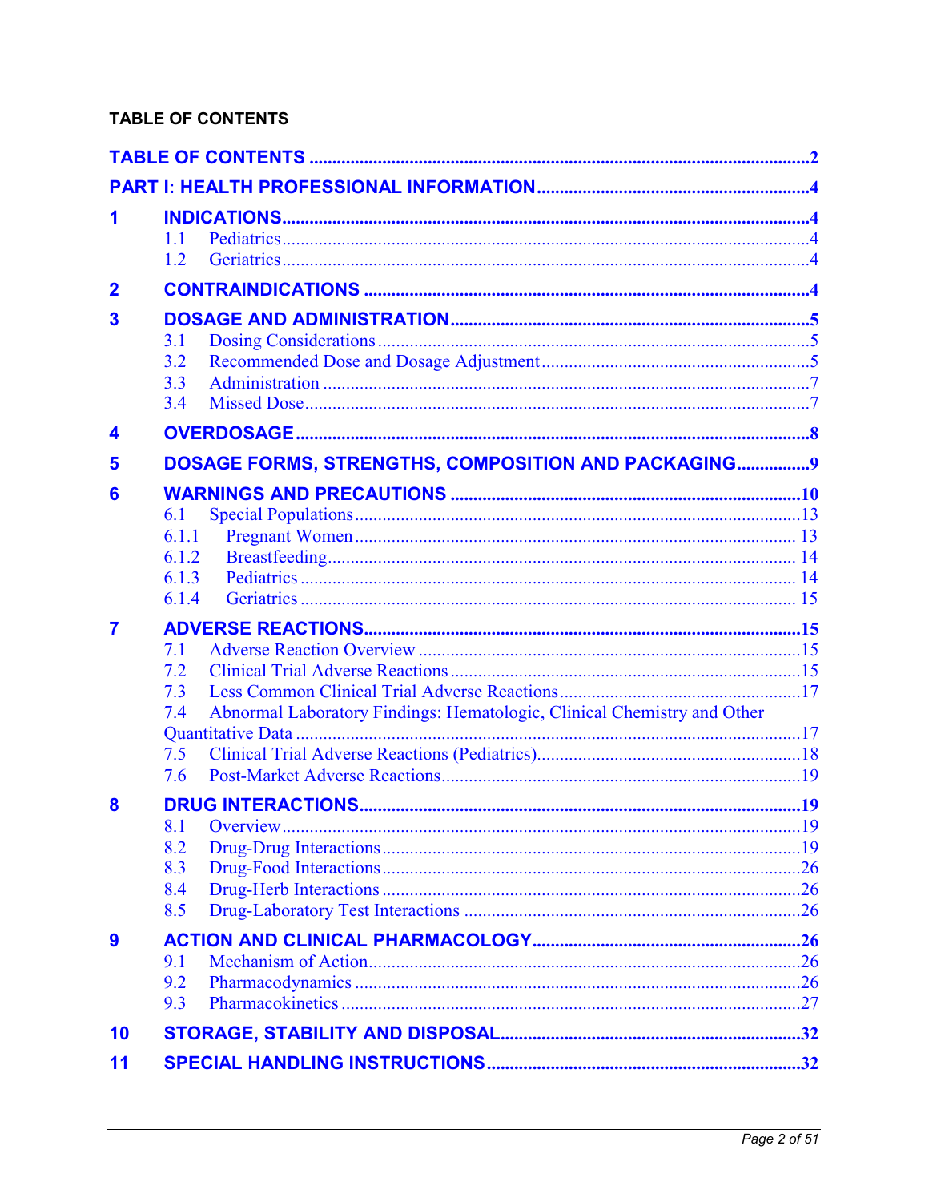# TABLE OF CONTENTS

TABLE OF CONTENTS ........................................................................................................2

PART I: HEALTH PROFESSIONAL INFORMATION..........................................................4

1 INDICATIONS.................................................................................................................4
- 1.1 Pediatrics.................................................................................................................4
- 1.2 Geriatrics.................................................................................................................4

2 CONTRAINDICATIONS ................................................................................................4

3 DOSAGE AND ADMINISTRATION.............................................................................5
- 3.1 Dosing Considerations.............................................................................................5
- 3.2 Recommended Dose and Dosage Adjustment...........................................................5
- 3.3 Administration ........................................................................................................7
- 3.4 Missed Dose............................................................................................................7

4 OVERDOSAGE...............................................................................................................8

5 DOSAGE FORMS, STRENGTHS, COMPOSITION AND PACKAGING................9

6 WARNINGS AND PRECAUTIONS ...........................................................................10
- 6.1 Special Populations................................................................................................13
- 6.1.1 Pregnant Women ............................................................................................... 13
- 6.1.2 Breastfeeding..................................................................................................... 14
- 6.1.3 Pediatrics ........................................................................................................... 14
- 6.1.4 Geriatrics ........................................................................................................... 15

7 ADVERSE REACTIONS.............................................................................................15
- 7.1 Adverse Reaction Overview ..................................................................................15
- 7.2 Clinical Trial Adverse Reactions ...........................................................................15
- 7.3 Less Common Clinical Trial Adverse Reactions....................................................17
- 7.4 Abnormal Laboratory Findings: Hematologic, Clinical Chemistry and Other Quantitative Data .............................................................................................................17
- 7.5 Clinical Trial Adverse Reactions (Pediatrics).........................................................18
- 7.6 Post-Market Adverse Reactions.............................................................................19

8 DRUG INTERACTIONS..............................................................................................19
- 8.1 Overview................................................................................................................19
- 8.2 Drug-Drug Interactions..........................................................................................19
- 8.3 Drug-Food Interactions..........................................................................................26
- 8.4 Drug-Herb Interactions ..........................................................................................26
- 8.5 Drug-Laboratory Test Interactions ........................................................................26

9 ACTION AND CLINICAL PHARMACOLOGY..........................................................26
- 9.1 Mechanism of Action.............................................................................................26
- 9.2 Pharmacodynamics ................................................................................................26
- 9.3 Pharmacokinetics ...................................................................................................27

10 STORAGE, STABILITY AND DISPOSAL................................................................32

11 SPECIAL HANDLING INSTRUCTIONS...................................................................32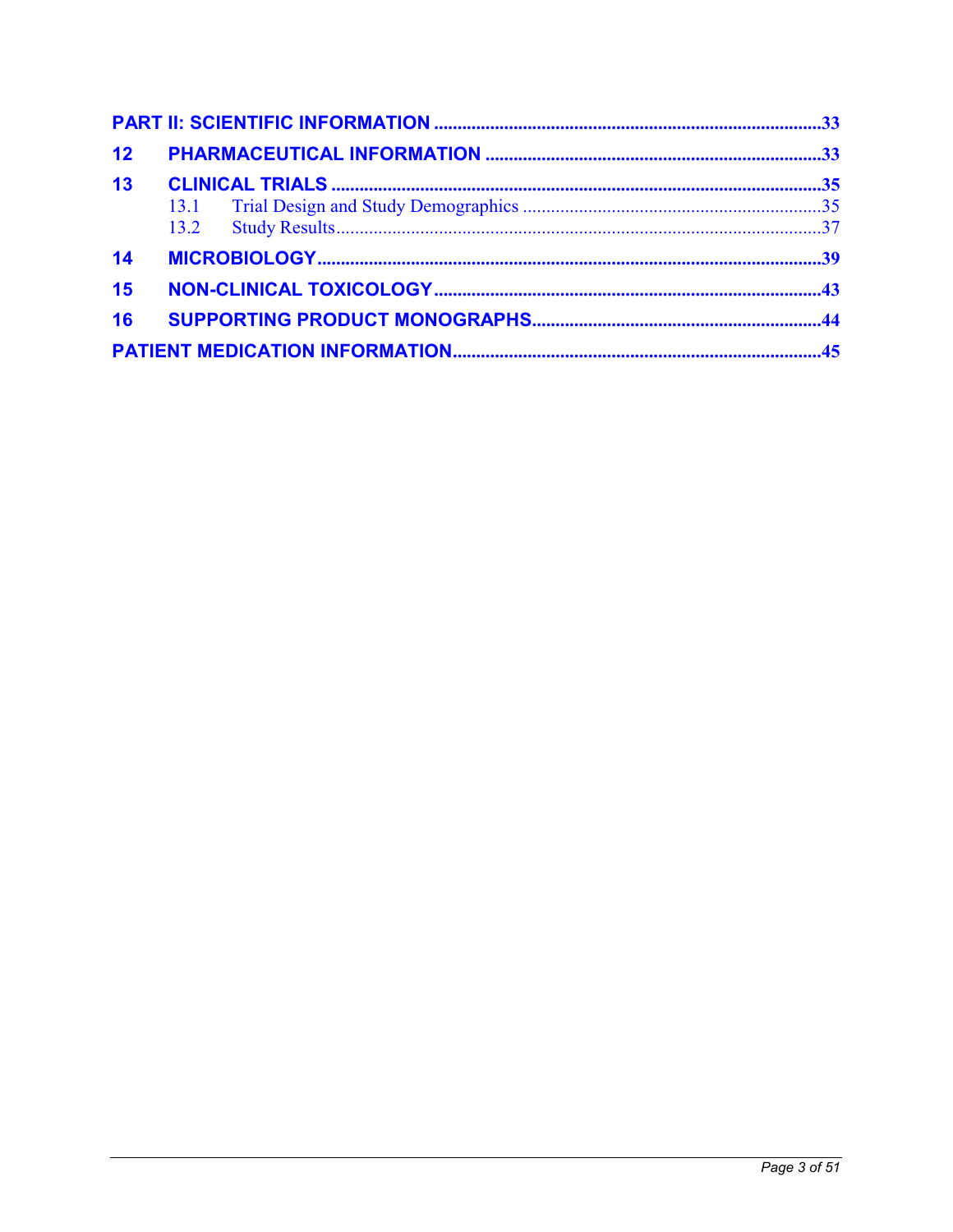**PART II: SCIENTIFIC INFORMATION** .......... 33

**12 PHARMACEUTICAL INFORMATION** .......... 33

**13 CLINICAL TRIALS** .......... 35

- 13.1 Trial Design and Study Demographics .......... 35
- 13.2 Study Results .......... 37

**14 MICROBIOLOGY** .......... 39

**15 NON-CLINICAL TOXICOLOGY** .......... 43

**16 SUPPORTING PRODUCT MONOGRAPHS** .......... 44

**PATIENT MEDICATION INFORMATION** .......... 45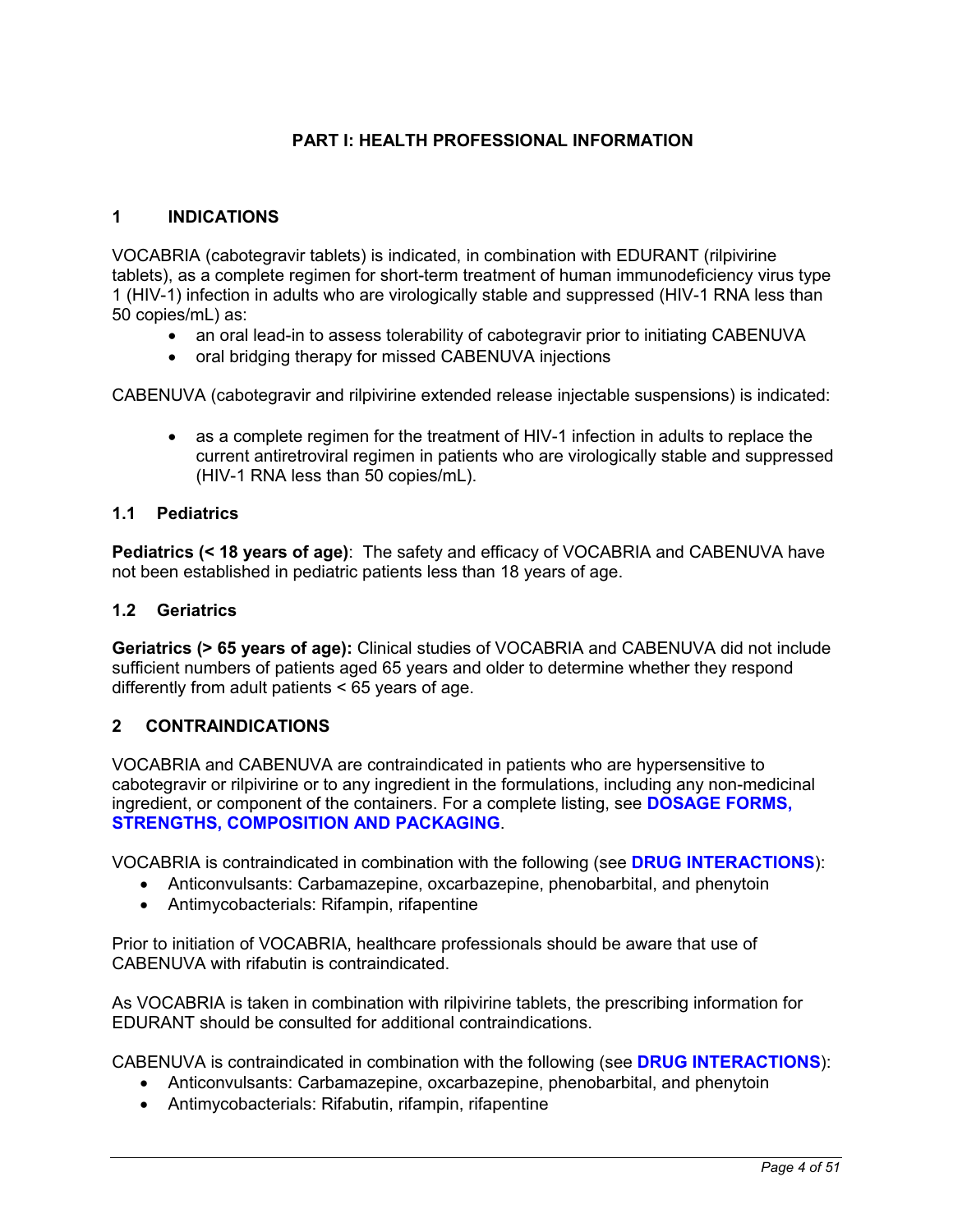# PART I: HEALTH PROFESSIONAL INFORMATION

## 1 INDICATIONS

VOCABRIA (cabotegravir tablets) is indicated, in combination with EDURANT (rilpivirine tablets), as a complete regimen for short-term treatment of human immunodeficiency virus type 1 (HIV-1) infection in adults who are virologically stable and suppressed (HIV-1 RNA less than 50 copies/mL) as:

- an oral lead-in to assess tolerability of cabotegravir prior to initiating CABENUVA
- oral bridging therapy for missed CABENUVA injections

CABENUVA (cabotegravir and rilpivirine extended release injectable suspensions) is indicated:

- as a complete regimen for the treatment of HIV-1 infection in adults to replace the current antiretroviral regimen in patients who are virologically stable and suppressed (HIV-1 RNA less than 50 copies/mL).

### 1.1 Pediatrics

**Pediatrics (< 18 years of age)**: The safety and efficacy of VOCABRIA and CABENUVA have not been established in pediatric patients less than 18 years of age.

### 1.2 Geriatrics

**Geriatrics (> 65 years of age):** Clinical studies of VOCABRIA and CABENUVA did not include sufficient numbers of patients aged 65 years and older to determine whether they respond differently from adult patients < 65 years of age.

## 2 CONTRAINDICATIONS

VOCABRIA and CABENUVA are contraindicated in patients who are hypersensitive to cabotegravir or rilpivirine or to any ingredient in the formulations, including any non-medicinal ingredient, or component of the containers. For a complete listing, see **DOSAGE FORMS, STRENGTHS, COMPOSITION AND PACKAGING**.

VOCABRIA is contraindicated in combination with the following (see **DRUG INTERACTIONS**):

- Anticonvulsants: Carbamazepine, oxcarbazepine, phenobarbital, and phenytoin
- Antimycobacterials: Rifampin, rifapentine

Prior to initiation of VOCABRIA, healthcare professionals should be aware that use of CABENUVA with rifabutin is contraindicated.

As VOCABRIA is taken in combination with rilpivirine tablets, the prescribing information for EDURANT should be consulted for additional contraindications.

CABENUVA is contraindicated in combination with the following (see **DRUG INTERACTIONS**):

- Anticonvulsants: Carbamazepine, oxcarbazepine, phenobarbital, and phenytoin
- Antimycobacterials: Rifabutin, rifampin, rifapentine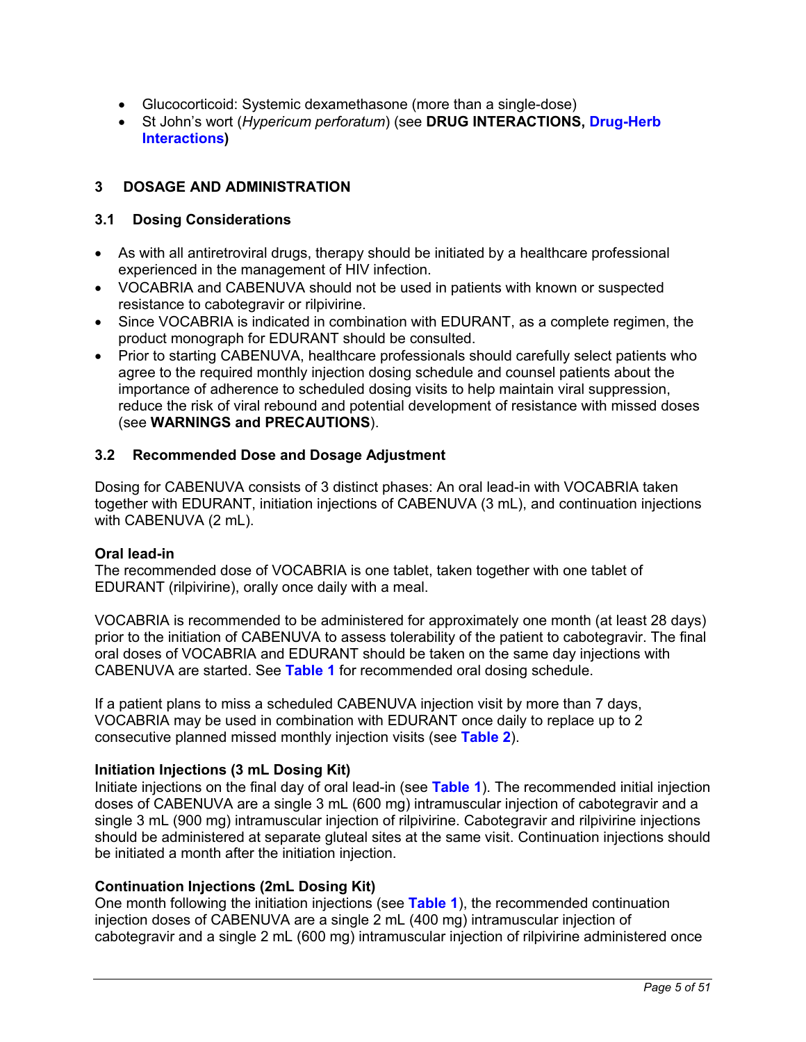- Glucocorticoid: Systemic dexamethasone (more than a single-dose)
- St John's wort (*Hypericum perforatum*) (see **DRUG INTERACTIONS, Drug-Herb Interactions)**

## 3 DOSAGE AND ADMINISTRATION

### 3.1 Dosing Considerations

- As with all antiretroviral drugs, therapy should be initiated by a healthcare professional experienced in the management of HIV infection.
- VOCABRIA and CABENUVA should not be used in patients with known or suspected resistance to cabotegravir or rilpivirine.
- Since VOCABRIA is indicated in combination with EDURANT, as a complete regimen, the product monograph for EDURANT should be consulted.
- Prior to starting CABENUVA, healthcare professionals should carefully select patients who agree to the required monthly injection dosing schedule and counsel patients about the importance of adherence to scheduled dosing visits to help maintain viral suppression, reduce the risk of viral rebound and potential development of resistance with missed doses (see **WARNINGS and PRECAUTIONS**).

### 3.2 Recommended Dose and Dosage Adjustment

Dosing for CABENUVA consists of 3 distinct phases: An oral lead-in with VOCABRIA taken together with EDURANT, initiation injections of CABENUVA (3 mL), and continuation injections with CABENUVA (2 mL).

**Oral lead-in**
The recommended dose of VOCABRIA is one tablet, taken together with one tablet of EDURANT (rilpivirine), orally once daily with a meal.

VOCABRIA is recommended to be administered for approximately one month (at least 28 days) prior to the initiation of CABENUVA to assess tolerability of the patient to cabotegravir. The final oral doses of VOCABRIA and EDURANT should be taken on the same day injections with CABENUVA are started. See **Table 1** for recommended oral dosing schedule.

If a patient plans to miss a scheduled CABENUVA injection visit by more than 7 days, VOCABRIA may be used in combination with EDURANT once daily to replace up to 2 consecutive planned missed monthly injection visits (see **Table 2**).

**Initiation Injections (3 mL Dosing Kit)**
Initiate injections on the final day of oral lead-in (see **Table 1**). The recommended initial injection doses of CABENUVA are a single 3 mL (600 mg) intramuscular injection of cabotegravir and a single 3 mL (900 mg) intramuscular injection of rilpivirine. Cabotegravir and rilpivirine injections should be administered at separate gluteal sites at the same visit. Continuation injections should be initiated a month after the initiation injection.

**Continuation Injections (2mL Dosing Kit)**
One month following the initiation injections (see **Table 1**), the recommended continuation injection doses of CABENUVA are a single 2 mL (400 mg) intramuscular injection of cabotegravir and a single 2 mL (600 mg) intramuscular injection of rilpivirine administered once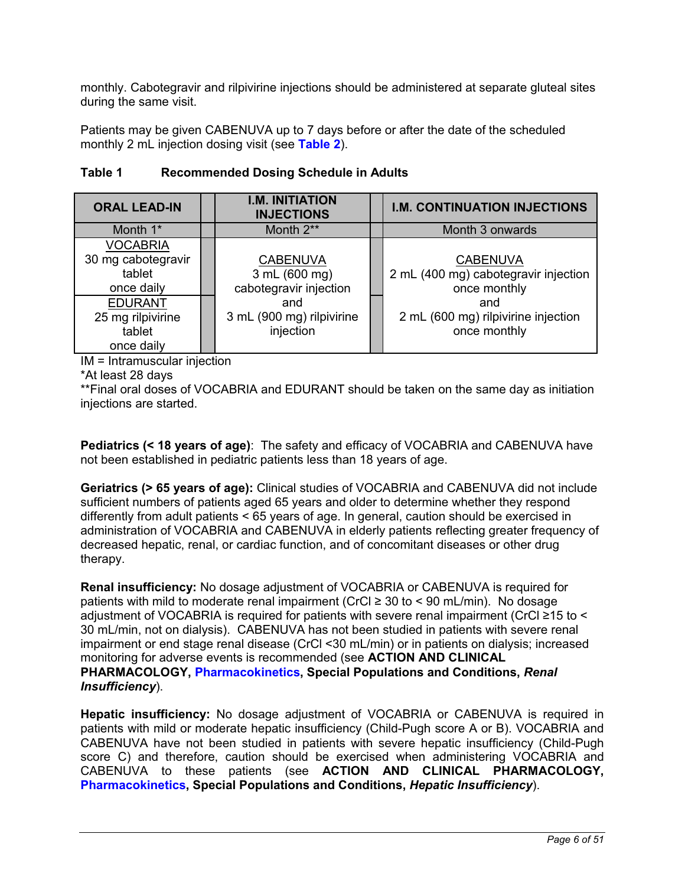monthly. Cabotegravir and rilpivirine injections should be administered at separate gluteal sites during the same visit.

Patients may be given CABENUVA up to 7 days before or after the date of the scheduled monthly 2 mL injection dosing visit (see **Table 2**).

**Table 1 Recommended Dosing Schedule in Adults**

| ORAL LEAD-IN | I.M. INITIATION INJECTIONS | I.M. CONTINUATION INJECTIONS |
|---|---|---|
| Month 1* | Month 2** | Month 3 onwards |
| VOCABRIA<br>30 mg cabotegravir tablet once daily<br>EDURANT<br>25 mg rilpivirine tablet once daily | CABENUVA<br>3 mL (600 mg) cabotegravir injection<br>and<br>3 mL (900 mg) rilpivirine injection | CABENUVA<br>2 mL (400 mg) cabotegravir injection once monthly<br>and<br>2 mL (600 mg) rilpivirine injection once monthly |

IM = Intramuscular injection
*At least 28 days
**Final oral doses of VOCABRIA and EDURANT should be taken on the same day as initiation injections are started.

**Pediatrics (< 18 years of age)**: The safety and efficacy of VOCABRIA and CABENUVA have not been established in pediatric patients less than 18 years of age.

**Geriatrics (> 65 years of age):** Clinical studies of VOCABRIA and CABENUVA did not include sufficient numbers of patients aged 65 years and older to determine whether they respond differently from adult patients < 65 years of age. In general, caution should be exercised in administration of VOCABRIA and CABENUVA in elderly patients reflecting greater frequency of decreased hepatic, renal, or cardiac function, and of concomitant diseases or other drug therapy.

**Renal insufficiency:** No dosage adjustment of VOCABRIA or CABENUVA is required for patients with mild to moderate renal impairment (CrCl ≥ 30 to < 90 mL/min). No dosage adjustment of VOCABRIA is required for patients with severe renal impairment (CrCl ≥15 to < 30 mL/min, not on dialysis). CABENUVA has not been studied in patients with severe renal impairment or end stage renal disease (CrCl <30 mL/min) or in patients on dialysis; increased monitoring for adverse events is recommended (see **ACTION AND CLINICAL PHARMACOLOGY, Pharmacokinetics, Special Populations and Conditions, *Renal Insufficiency***).

**Hepatic insufficiency:** No dosage adjustment of VOCABRIA or CABENUVA is required in patients with mild or moderate hepatic insufficiency (Child-Pugh score A or B). VOCABRIA and CABENUVA have not been studied in patients with severe hepatic insufficiency (Child-Pugh score C) and therefore, caution should be exercised when administering VOCABRIA and CABENUVA to these patients (see **ACTION AND CLINICAL PHARMACOLOGY, Pharmacokinetics, Special Populations and Conditions, *Hepatic Insufficiency***).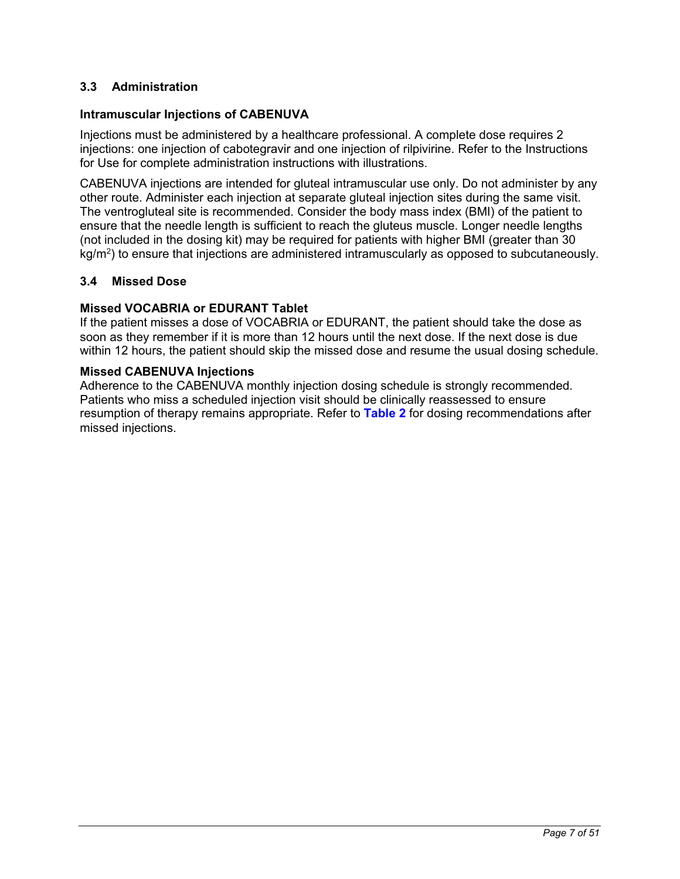### 3.3 Administration

#### Intramuscular Injections of CABENUVA

Injections must be administered by a healthcare professional. A complete dose requires 2 injections: one injection of cabotegravir and one injection of rilpivirine. Refer to the Instructions for Use for complete administration instructions with illustrations.

CABENUVA injections are intended for gluteal intramuscular use only. Do not administer by any other route. Administer each injection at separate gluteal injection sites during the same visit. The ventrogluteal site is recommended. Consider the body mass index (BMI) of the patient to ensure that the needle length is sufficient to reach the gluteus muscle. Longer needle lengths (not included in the dosing kit) may be required for patients with higher BMI (greater than 30 $kg/m^2$) to ensure that injections are administered intramuscularly as opposed to subcutaneously.

### 3.4 Missed Dose

#### Missed VOCABRIA or EDURANT Tablet

If the patient misses a dose of VOCABRIA or EDURANT, the patient should take the dose as soon as they remember if it is more than 12 hours until the next dose. If the next dose is due within 12 hours, the patient should skip the missed dose and resume the usual dosing schedule.

#### Missed CABENUVA Injections

Adherence to the CABENUVA monthly injection dosing schedule is strongly recommended. Patients who miss a scheduled injection visit should be clinically reassessed to ensure resumption of therapy remains appropriate. Refer to **Table 2** for dosing recommendations after missed injections.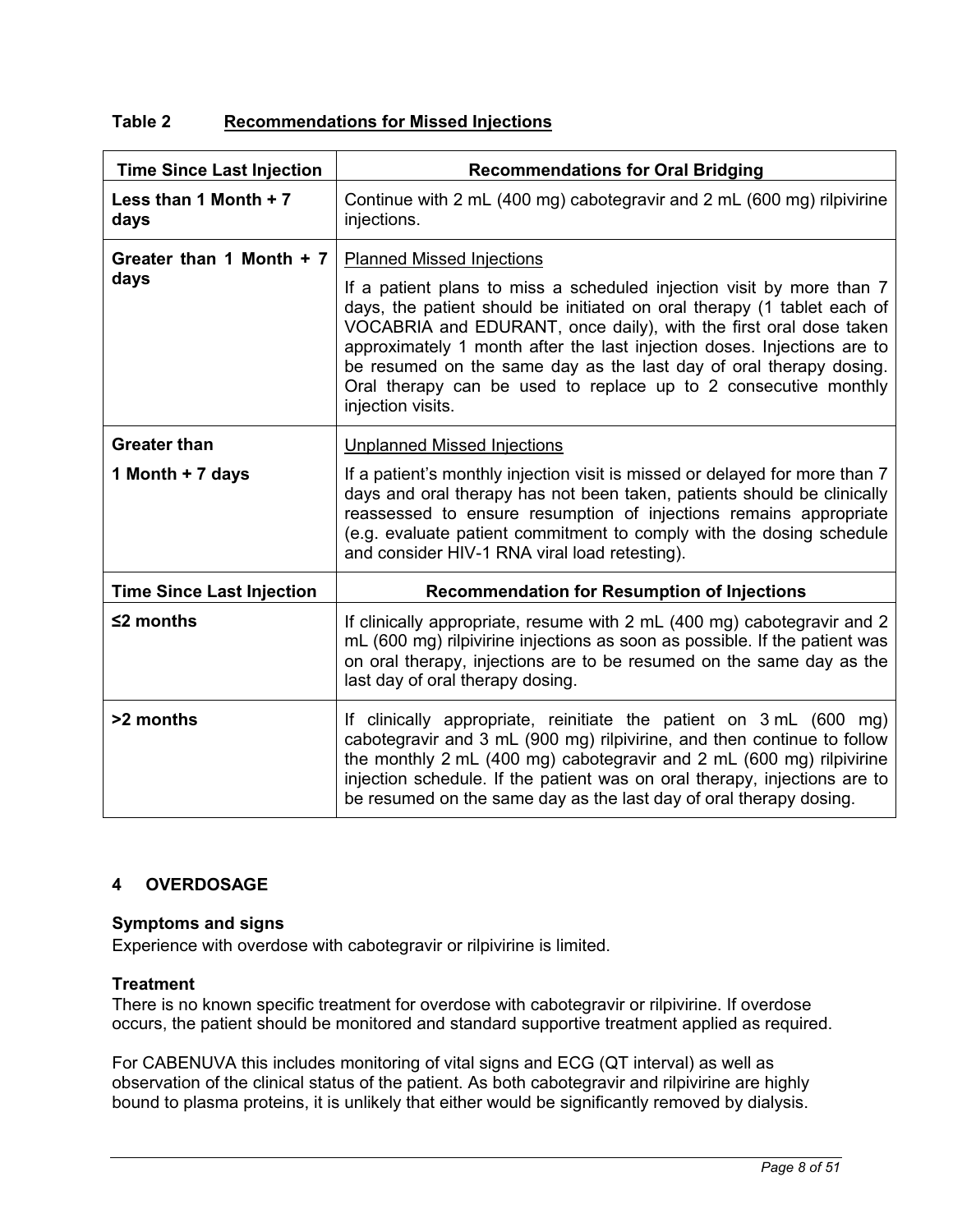**Table 2 Recommendations for Missed Injections**

| Time Since Last Injection | Recommendations for Oral Bridging |
|---|---|
| **Less than 1 Month + 7 days** | Continue with 2 mL (400 mg) cabotegravir and 2 mL (600 mg) rilpivirine injections. |
| **Greater than 1 Month + 7 days** | Planned Missed Injections<br><br>If a patient plans to miss a scheduled injection visit by more than 7 days, the patient should be initiated on oral therapy (1 tablet each of VOCABRIA and EDURANT, once daily), with the first oral dose taken approximately 1 month after the last injection doses. Injections are to be resumed on the same day as the last day of oral therapy dosing. Oral therapy can be used to replace up to 2 consecutive monthly injection visits. |
| **Greater than 1 Month + 7 days** | Unplanned Missed Injections<br><br>If a patient's monthly injection visit is missed or delayed for more than 7 days and oral therapy has not been taken, patients should be clinically reassessed to ensure resumption of injections remains appropriate (e.g. evaluate patient commitment to comply with the dosing schedule and consider HIV-1 RNA viral load retesting). |
| **Time Since Last Injection** | **Recommendation for Resumption of Injections** |
| **≤2 months** | If clinically appropriate, resume with 2 mL (400 mg) cabotegravir and 2 mL (600 mg) rilpivirine injections as soon as possible. If the patient was on oral therapy, injections are to be resumed on the same day as the last day of oral therapy dosing. |
| **>2 months** | If clinically appropriate, reinitiate the patient on 3 mL (600 mg) cabotegravir and 3 mL (900 mg) rilpivirine, and then continue to follow the monthly 2 mL (400 mg) cabotegravir and 2 mL (600 mg) rilpivirine injection schedule. If the patient was on oral therapy, injections are to be resumed on the same day as the last day of oral therapy dosing. |

## 4 OVERDOSAGE

**Symptoms and signs**

Experience with overdose with cabotegravir or rilpivirine is limited.

**Treatment**

There is no known specific treatment for overdose with cabotegravir or rilpivirine. If overdose occurs, the patient should be monitored and standard supportive treatment applied as required.

For CABENUVA this includes monitoring of vital signs and ECG (QT interval) as well as observation of the clinical status of the patient. As both cabotegravir and rilpivirine are highly bound to plasma proteins, it is unlikely that either would be significantly removed by dialysis.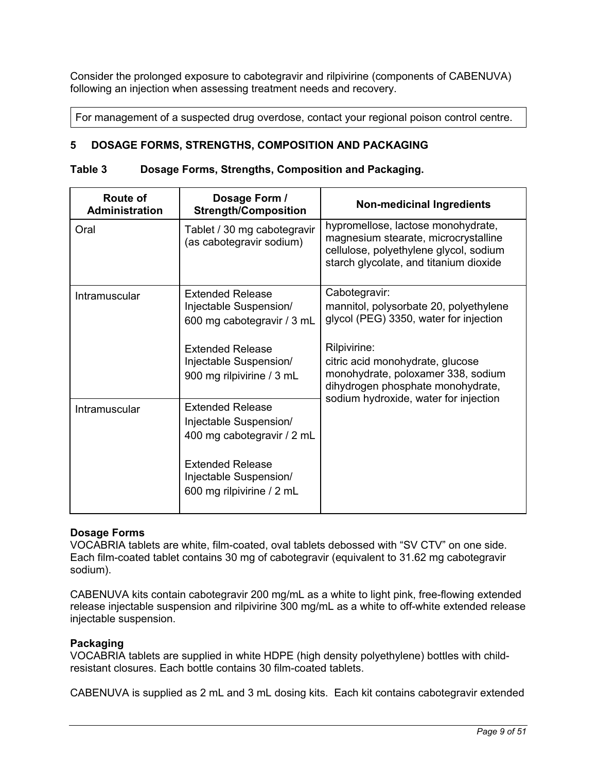Consider the prolonged exposure to cabotegravir and rilpivirine (components of CABENUVA) following an injection when assessing treatment needs and recovery.

For management of a suspected drug overdose, contact your regional poison control centre.

## 5 DOSAGE FORMS, STRENGTHS, COMPOSITION AND PACKAGING

**Table 3 Dosage Forms, Strengths, Composition and Packaging.**

| Route of Administration | Dosage Form / Strength/Composition | Non-medicinal Ingredients |
|---|---|---|
| Oral | Tablet / 30 mg cabotegravir (as cabotegravir sodium) | hypromellose, lactose monohydrate, magnesium stearate, microcrystalline cellulose, polyethylene glycol, sodium starch glycolate, and titanium dioxide |
| Intramuscular | Extended Release Injectable Suspension/ 600 mg cabotegravir / 3 mL<br><br>Extended Release Injectable Suspension/ 900 mg rilpivirine / 3 mL | Cabotegravir:<br>mannitol, polysorbate 20, polyethylene glycol (PEG) 3350, water for injection<br><br>Rilpivirine:<br>citric acid monohydrate, glucose monohydrate, poloxamer 338, sodium dihydrogen phosphate monohydrate, sodium hydroxide, water for injection |
| Intramuscular | Extended Release Injectable Suspension/ 400 mg cabotegravir / 2 mL<br><br>Extended Release Injectable Suspension/ 600 mg rilpivirine / 2 mL | |

**Dosage Forms**

VOCABRIA tablets are white, film-coated, oval tablets debossed with “SV CTV” on one side. Each film-coated tablet contains 30 mg of cabotegravir (equivalent to 31.62 mg cabotegravir sodium).

CABENUVA kits contain cabotegravir 200 mg/mL as a white to light pink, free-flowing extended release injectable suspension and rilpivirine 300 mg/mL as a white to off-white extended release injectable suspension.

**Packaging**

VOCABRIA tablets are supplied in white HDPE (high density polyethylene) bottles with child-resistant closures. Each bottle contains 30 film-coated tablets.

CABENUVA is supplied as 2 mL and 3 mL dosing kits. Each kit contains cabotegravir extended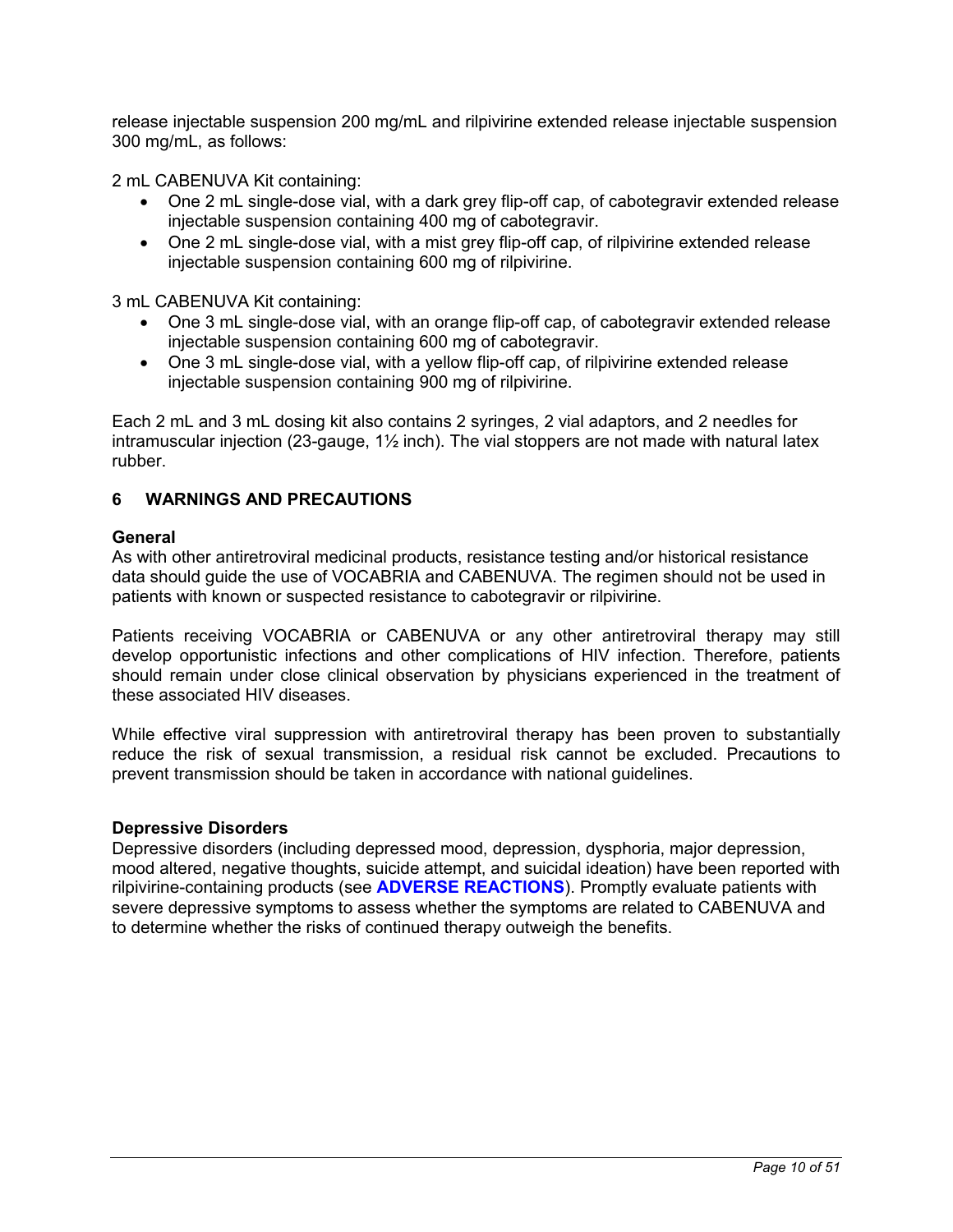release injectable suspension 200 mg/mL and rilpivirine extended release injectable suspension 300 mg/mL, as follows:

2 mL CABENUVA Kit containing:

- One 2 mL single-dose vial, with a dark grey flip-off cap, of cabotegravir extended release injectable suspension containing 400 mg of cabotegravir.
- One 2 mL single-dose vial, with a mist grey flip-off cap, of rilpivirine extended release injectable suspension containing 600 mg of rilpivirine.

3 mL CABENUVA Kit containing:

- One 3 mL single-dose vial, with an orange flip-off cap, of cabotegravir extended release injectable suspension containing 600 mg of cabotegravir.
- One 3 mL single-dose vial, with a yellow flip-off cap, of rilpivirine extended release injectable suspension containing 900 mg of rilpivirine.

Each 2 mL and 3 mL dosing kit also contains 2 syringes, 2 vial adaptors, and 2 needles for intramuscular injection (23-gauge, 1½ inch). The vial stoppers are not made with natural latex rubber.

## 6 WARNINGS AND PRECAUTIONS

**General**

As with other antiretroviral medicinal products, resistance testing and/or historical resistance data should guide the use of VOCABRIA and CABENUVA. The regimen should not be used in patients with known or suspected resistance to cabotegravir or rilpivirine.

Patients receiving VOCABRIA or CABENUVA or any other antiretroviral therapy may still develop opportunistic infections and other complications of HIV infection. Therefore, patients should remain under close clinical observation by physicians experienced in the treatment of these associated HIV diseases.

While effective viral suppression with antiretroviral therapy has been proven to substantially reduce the risk of sexual transmission, a residual risk cannot be excluded. Precautions to prevent transmission should be taken in accordance with national guidelines.

**Depressive Disorders**

Depressive disorders (including depressed mood, depression, dysphoria, major depression, mood altered, negative thoughts, suicide attempt, and suicidal ideation) have been reported with rilpivirine-containing products (see **ADVERSE REACTIONS**). Promptly evaluate patients with severe depressive symptoms to assess whether the symptoms are related to CABENUVA and to determine whether the risks of continued therapy outweigh the benefits.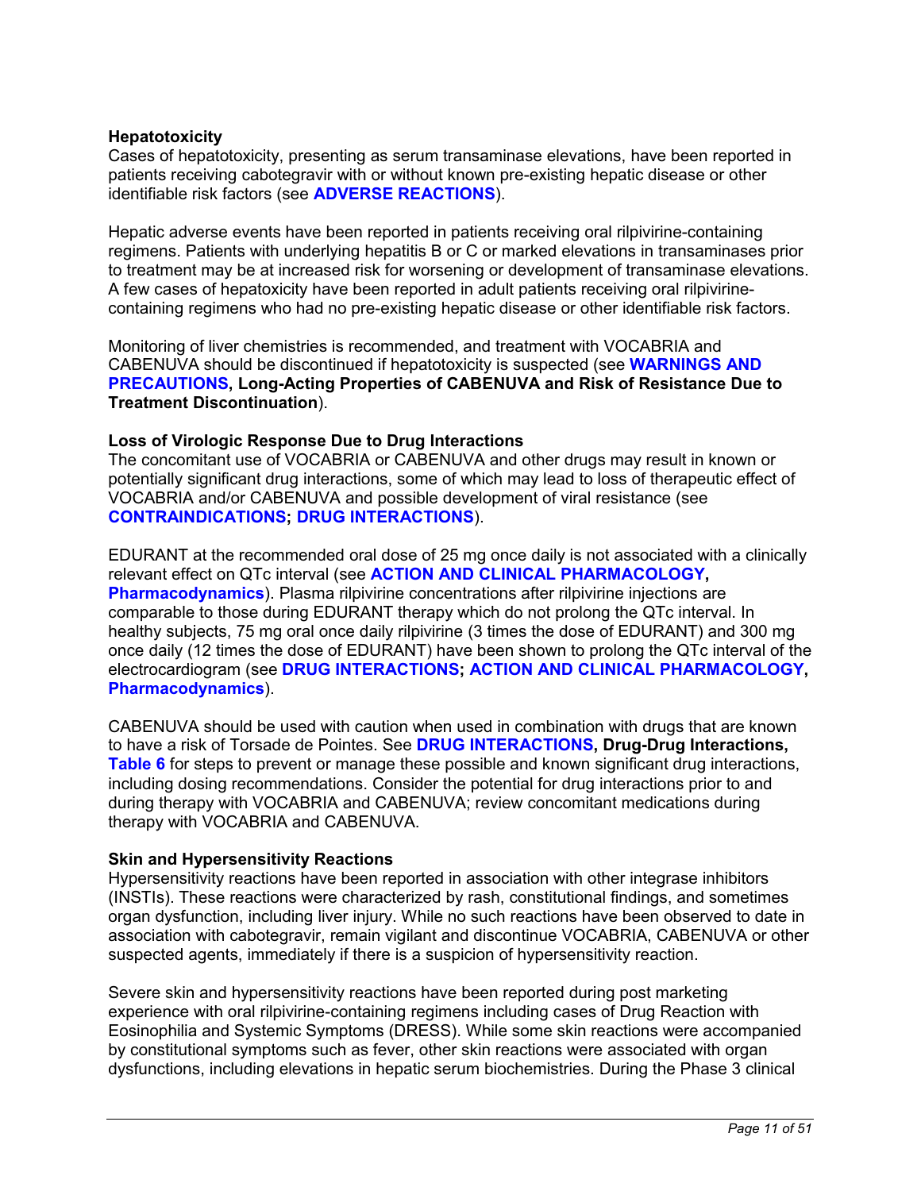**Hepatotoxicity**

Cases of hepatotoxicity, presenting as serum transaminase elevations, have been reported in patients receiving cabotegravir with or without known pre-existing hepatic disease or other identifiable risk factors (see **ADVERSE REACTIONS**).

Hepatic adverse events have been reported in patients receiving oral rilpivirine-containing regimens. Patients with underlying hepatitis B or C or marked elevations in transaminases prior to treatment may be at increased risk for worsening or development of transaminase elevations. A few cases of hepatotoxicity have been reported in adult patients receiving oral rilpivirine-containing regimens who had no pre-existing hepatic disease or other identifiable risk factors.

Monitoring of liver chemistries is recommended, and treatment with VOCABRIA and CABENUVA should be discontinued if hepatotoxicity is suspected (see **WARNINGS AND PRECAUTIONS, Long-Acting Properties of CABENUVA and Risk of Resistance Due to Treatment Discontinuation**).

**Loss of Virologic Response Due to Drug Interactions**

The concomitant use of VOCABRIA or CABENUVA and other drugs may result in known or potentially significant drug interactions, some of which may lead to loss of therapeutic effect of VOCABRIA and/or CABENUVA and possible development of viral resistance (see **CONTRAINDICATIONS; DRUG INTERACTIONS**).

EDURANT at the recommended oral dose of 25 mg once daily is not associated with a clinically relevant effect on QTc interval (see **ACTION AND CLINICAL PHARMACOLOGY, Pharmacodynamics**). Plasma rilpivirine concentrations after rilpivirine injections are comparable to those during EDURANT therapy which do not prolong the QTc interval. In healthy subjects, 75 mg oral once daily rilpivirine (3 times the dose of EDURANT) and 300 mg once daily (12 times the dose of EDURANT) have been shown to prolong the QTc interval of the electrocardiogram (see **DRUG INTERACTIONS; ACTION AND CLINICAL PHARMACOLOGY, Pharmacodynamics**).

CABENUVA should be used with caution when used in combination with drugs that are known to have a risk of Torsade de Pointes. See **DRUG INTERACTIONS, Drug-Drug Interactions, Table 6** for steps to prevent or manage these possible and known significant drug interactions, including dosing recommendations. Consider the potential for drug interactions prior to and during therapy with VOCABRIA and CABENUVA; review concomitant medications during therapy with VOCABRIA and CABENUVA.

**Skin and Hypersensitivity Reactions**

Hypersensitivity reactions have been reported in association with other integrase inhibitors (INSTIs). These reactions were characterized by rash, constitutional findings, and sometimes organ dysfunction, including liver injury. While no such reactions have been observed to date in association with cabotegravir, remain vigilant and discontinue VOCABRIA, CABENUVA or other suspected agents, immediately if there is a suspicion of hypersensitivity reaction.

Severe skin and hypersensitivity reactions have been reported during post marketing experience with oral rilpivirine-containing regimens including cases of Drug Reaction with Eosinophilia and Systemic Symptoms (DRESS). While some skin reactions were accompanied by constitutional symptoms such as fever, other skin reactions were associated with organ dysfunctions, including elevations in hepatic serum biochemistries. During the Phase 3 clinical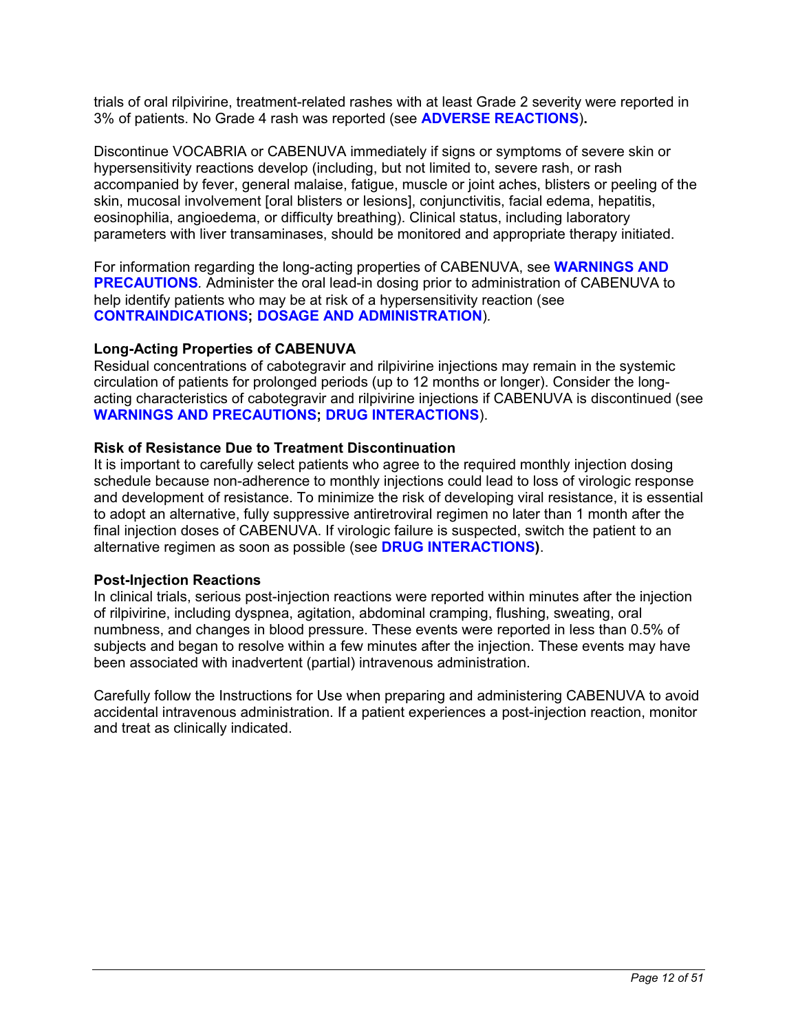trials of oral rilpivirine, treatment-related rashes with at least Grade 2 severity were reported in 3% of patients. No Grade 4 rash was reported (see **ADVERSE REACTIONS**).

Discontinue VOCABRIA or CABENUVA immediately if signs or symptoms of severe skin or hypersensitivity reactions develop (including, but not limited to, severe rash, or rash accompanied by fever, general malaise, fatigue, muscle or joint aches, blisters or peeling of the skin, mucosal involvement [oral blisters or lesions], conjunctivitis, facial edema, hepatitis, eosinophilia, angioedema, or difficulty breathing). Clinical status, including laboratory parameters with liver transaminases, should be monitored and appropriate therapy initiated.

For information regarding the long-acting properties of CABENUVA, see **WARNINGS AND PRECAUTIONS**. Administer the oral lead-in dosing prior to administration of CABENUVA to help identify patients who may be at risk of a hypersensitivity reaction (see **CONTRAINDICATIONS; DOSAGE AND ADMINISTRATION**).

**Long-Acting Properties of CABENUVA**

Residual concentrations of cabotegravir and rilpivirine injections may remain in the systemic circulation of patients for prolonged periods (up to 12 months or longer). Consider the long-acting characteristics of cabotegravir and rilpivirine injections if CABENUVA is discontinued (see **WARNINGS AND PRECAUTIONS; DRUG INTERACTIONS**).

**Risk of Resistance Due to Treatment Discontinuation**

It is important to carefully select patients who agree to the required monthly injection dosing schedule because non-adherence to monthly injections could lead to loss of virologic response and development of resistance. To minimize the risk of developing viral resistance, it is essential to adopt an alternative, fully suppressive antiretroviral regimen no later than 1 month after the final injection doses of CABENUVA. If virologic failure is suspected, switch the patient to an alternative regimen as soon as possible (see **DRUG INTERACTIONS**).

**Post-Injection Reactions**

In clinical trials, serious post-injection reactions were reported within minutes after the injection of rilpivirine, including dyspnea, agitation, abdominal cramping, flushing, sweating, oral numbness, and changes in blood pressure. These events were reported in less than 0.5% of subjects and began to resolve within a few minutes after the injection. These events may have been associated with inadvertent (partial) intravenous administration.

Carefully follow the Instructions for Use when preparing and administering CABENUVA to avoid accidental intravenous administration. If a patient experiences a post-injection reaction, monitor and treat as clinically indicated.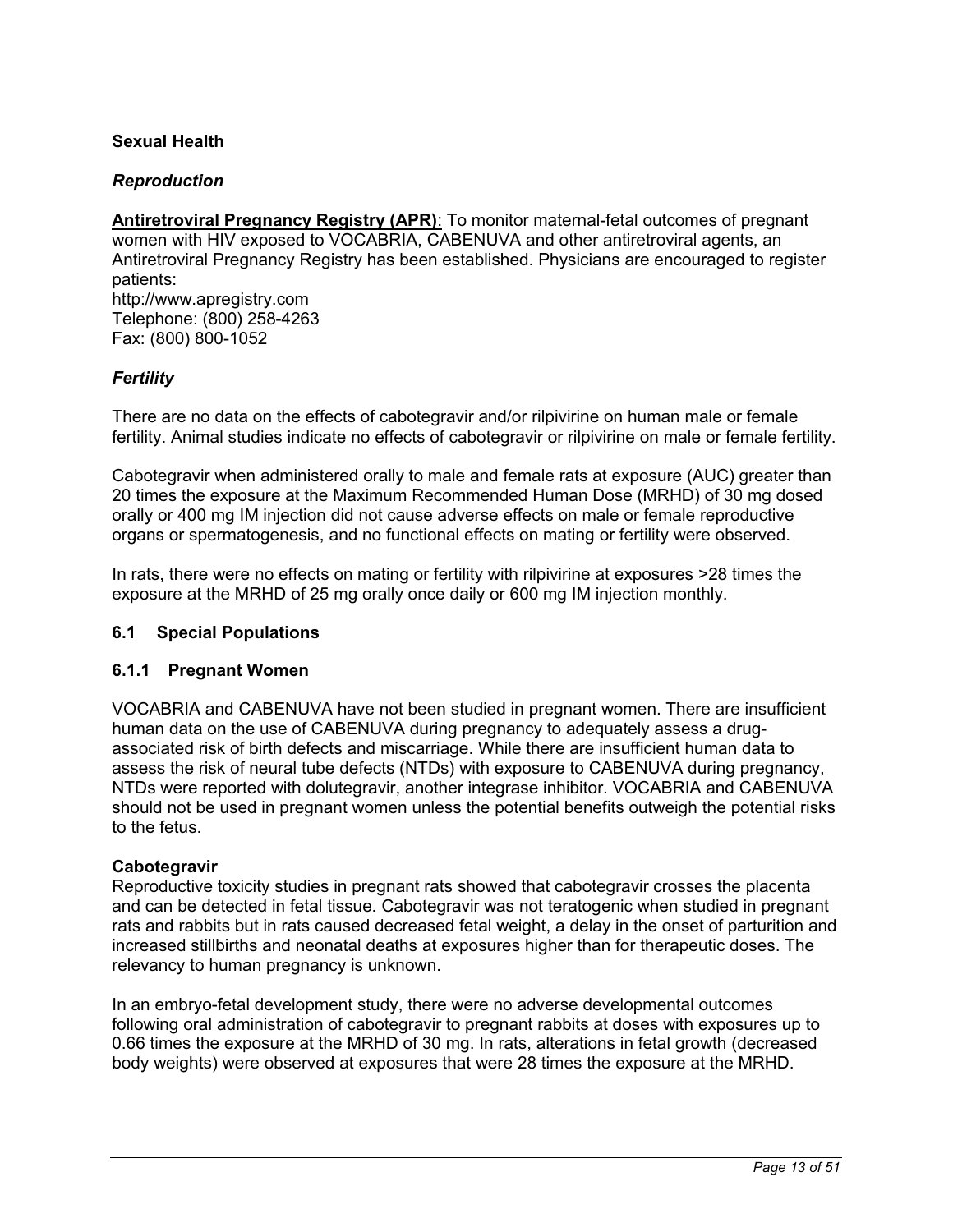**Sexual Health**

***Reproduction***

**Antiretroviral Pregnancy Registry (APR)**: To monitor maternal-fetal outcomes of pregnant women with HIV exposed to VOCABRIA, CABENUVA and other antiretroviral agents, an Antiretroviral Pregnancy Registry has been established. Physicians are encouraged to register patients:
http://www.apregistry.com
Telephone: (800) 258-4263
Fax: (800) 800-1052

***Fertility***

There are no data on the effects of cabotegravir and/or rilpivirine on human male or female fertility. Animal studies indicate no effects of cabotegravir or rilpivirine on male or female fertility.

Cabotegravir when administered orally to male and female rats at exposure (AUC) greater than 20 times the exposure at the Maximum Recommended Human Dose (MRHD) of 30 mg dosed orally or 400 mg IM injection did not cause adverse effects on male or female reproductive organs or spermatogenesis, and no functional effects on mating or fertility were observed.

In rats, there were no effects on mating or fertility with rilpivirine at exposures >28 times the exposure at the MRHD of 25 mg orally once daily or 600 mg IM injection monthly.

## 6.1 Special Populations

### 6.1.1 Pregnant Women

VOCABRIA and CABENUVA have not been studied in pregnant women. There are insufficient human data on the use of CABENUVA during pregnancy to adequately assess a drug-associated risk of birth defects and miscarriage. While there are insufficient human data to assess the risk of neural tube defects (NTDs) with exposure to CABENUVA during pregnancy, NTDs were reported with dolutegravir, another integrase inhibitor. VOCABRIA and CABENUVA should not be used in pregnant women unless the potential benefits outweigh the potential risks to the fetus.

**Cabotegravir**
Reproductive toxicity studies in pregnant rats showed that cabotegravir crosses the placenta and can be detected in fetal tissue. Cabotegravir was not teratogenic when studied in pregnant rats and rabbits but in rats caused decreased fetal weight, a delay in the onset of parturition and increased stillbirths and neonatal deaths at exposures higher than for therapeutic doses. The relevancy to human pregnancy is unknown.

In an embryo-fetal development study, there were no adverse developmental outcomes following oral administration of cabotegravir to pregnant rabbits at doses with exposures up to 0.66 times the exposure at the MRHD of 30 mg. In rats, alterations in fetal growth (decreased body weights) were observed at exposures that were 28 times the exposure at the MRHD.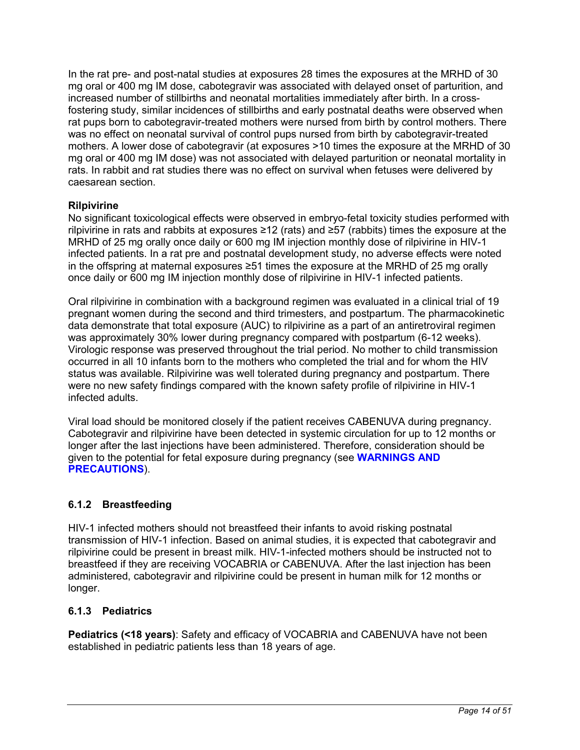In the rat pre- and post-natal studies at exposures 28 times the exposures at the MRHD of 30 mg oral or 400 mg IM dose, cabotegravir was associated with delayed onset of parturition, and increased number of stillbirths and neonatal mortalities immediately after birth. In a cross-fostering study, similar incidences of stillbirths and early postnatal deaths were observed when rat pups born to cabotegravir-treated mothers were nursed from birth by control mothers. There was no effect on neonatal survival of control pups nursed from birth by cabotegravir-treated mothers. A lower dose of cabotegravir (at exposures >10 times the exposure at the MRHD of 30 mg oral or 400 mg IM dose) was not associated with delayed parturition or neonatal mortality in rats. In rabbit and rat studies there was no effect on survival when fetuses were delivered by caesarean section.

**Rilpivirine**
No significant toxicological effects were observed in embryo-fetal toxicity studies performed with rilpivirine in rats and rabbits at exposures ≥12 (rats) and ≥57 (rabbits) times the exposure at the MRHD of 25 mg orally once daily or 600 mg IM injection monthly dose of rilpivirine in HIV-1 infected patients. In a rat pre and postnatal development study, no adverse effects were noted in the offspring at maternal exposures ≥51 times the exposure at the MRHD of 25 mg orally once daily or 600 mg IM injection monthly dose of rilpivirine in HIV-1 infected patients.

Oral rilpivirine in combination with a background regimen was evaluated in a clinical trial of 19 pregnant women during the second and third trimesters, and postpartum. The pharmacokinetic data demonstrate that total exposure (AUC) to rilpivirine as a part of an antiretroviral regimen was approximately 30% lower during pregnancy compared with postpartum (6-12 weeks). Virologic response was preserved throughout the trial period. No mother to child transmission occurred in all 10 infants born to the mothers who completed the trial and for whom the HIV status was available. Rilpivirine was well tolerated during pregnancy and postpartum. There were no new safety findings compared with the known safety profile of rilpivirine in HIV-1 infected adults.

Viral load should be monitored closely if the patient receives CABENUVA during pregnancy. Cabotegravir and rilpivirine have been detected in systemic circulation for up to 12 months or longer after the last injections have been administered. Therefore, consideration should be given to the potential for fetal exposure during pregnancy (see **WARNINGS AND PRECAUTIONS**).

### 6.1.2 Breastfeeding

HIV-1 infected mothers should not breastfeed their infants to avoid risking postnatal transmission of HIV-1 infection. Based on animal studies, it is expected that cabotegravir and rilpivirine could be present in breast milk. HIV-1-infected mothers should be instructed not to breastfeed if they are receiving VOCABRIA or CABENUVA. After the last injection has been administered, cabotegravir and rilpivirine could be present in human milk for 12 months or longer.

### 6.1.3 Pediatrics

**Pediatrics (<18 years)**: Safety and efficacy of VOCABRIA and CABENUVA have not been established in pediatric patients less than 18 years of age.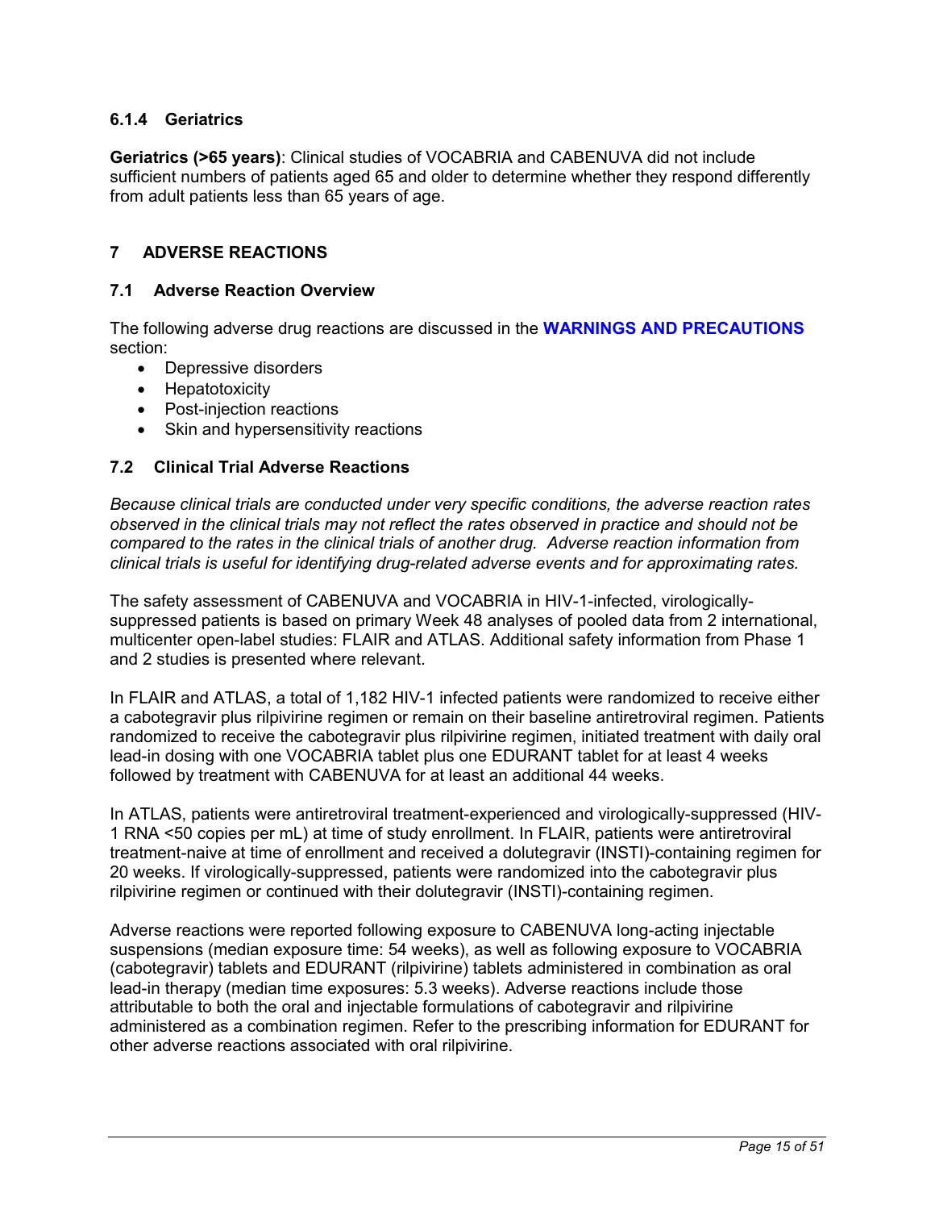### 6.1.4 Geriatrics

**Geriatrics (>65 years)**: Clinical studies of VOCABRIA and CABENUVA did not include sufficient numbers of patients aged 65 and older to determine whether they respond differently from adult patients less than 65 years of age.

## 7 ADVERSE REACTIONS

### 7.1 Adverse Reaction Overview

The following adverse drug reactions are discussed in the **WARNINGS AND PRECAUTIONS** section:

- Depressive disorders
- Hepatotoxicity
- Post-injection reactions
- Skin and hypersensitivity reactions

### 7.2 Clinical Trial Adverse Reactions

*Because clinical trials are conducted under very specific conditions, the adverse reaction rates observed in the clinical trials may not reflect the rates observed in practice and should not be compared to the rates in the clinical trials of another drug. Adverse reaction information from clinical trials is useful for identifying drug-related adverse events and for approximating rates.*

The safety assessment of CABENUVA and VOCABRIA in HIV-1-infected, virologically-suppressed patients is based on primary Week 48 analyses of pooled data from 2 international, multicenter open-label studies: FLAIR and ATLAS. Additional safety information from Phase 1 and 2 studies is presented where relevant.

In FLAIR and ATLAS, a total of 1,182 HIV-1 infected patients were randomized to receive either a cabotegravir plus rilpivirine regimen or remain on their baseline antiretroviral regimen. Patients randomized to receive the cabotegravir plus rilpivirine regimen, initiated treatment with daily oral lead-in dosing with one VOCABRIA tablet plus one EDURANT tablet for at least 4 weeks followed by treatment with CABENUVA for at least an additional 44 weeks.

In ATLAS, patients were antiretroviral treatment-experienced and virologically-suppressed (HIV-1 RNA <50 copies per mL) at time of study enrollment. In FLAIR, patients were antiretroviral treatment-naive at time of enrollment and received a dolutegravir (INSTI)-containing regimen for 20 weeks. If virologically-suppressed, patients were randomized into the cabotegravir plus rilpivirine regimen or continued with their dolutegravir (INSTI)-containing regimen.

Adverse reactions were reported following exposure to CABENUVA long-acting injectable suspensions (median exposure time: 54 weeks), as well as following exposure to VOCABRIA (cabotegravir) tablets and EDURANT (rilpivirine) tablets administered in combination as oral lead-in therapy (median time exposures: 5.3 weeks). Adverse reactions include those attributable to both the oral and injectable formulations of cabotegravir and rilpivirine administered as a combination regimen. Refer to the prescribing information for EDURANT for other adverse reactions associated with oral rilpivirine.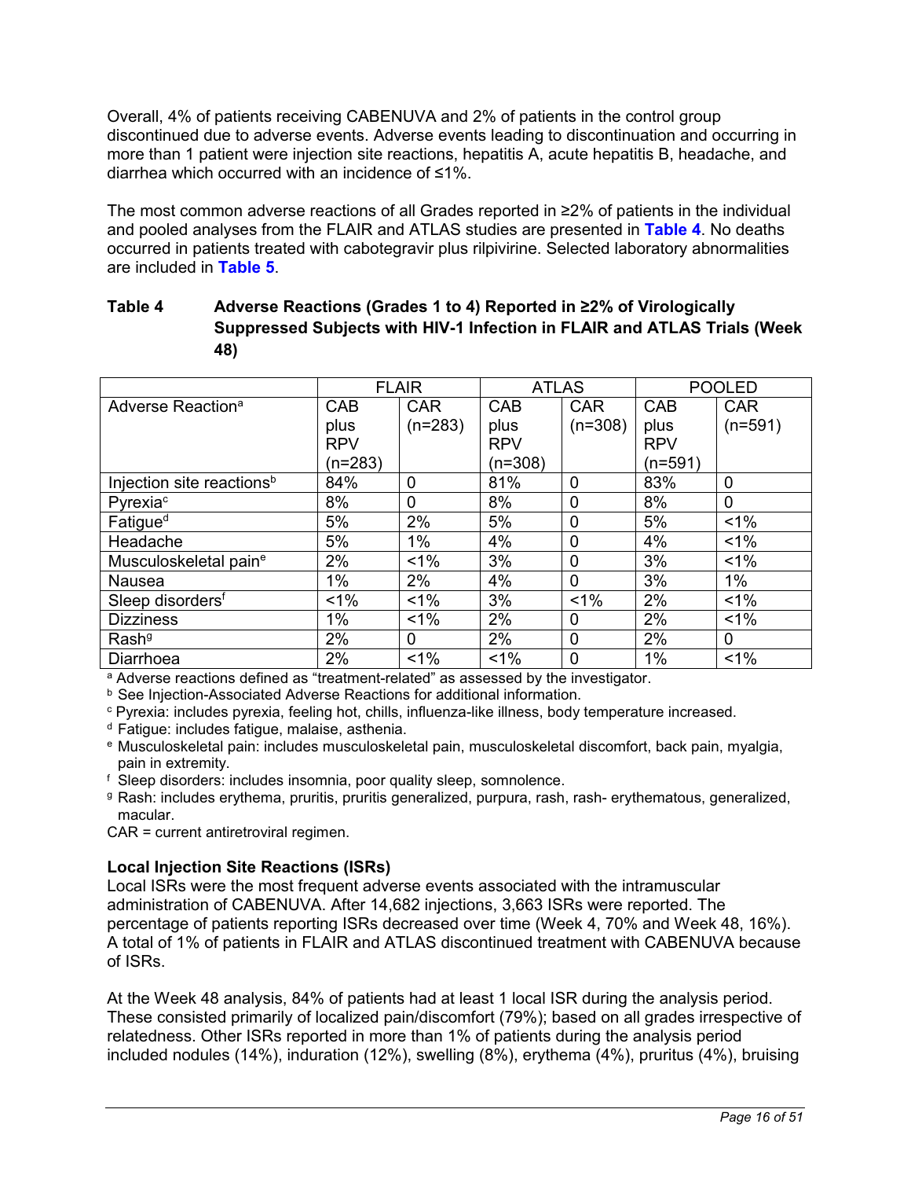Overall, 4% of patients receiving CABENUVA and 2% of patients in the control group discontinued due to adverse events. Adverse events leading to discontinuation and occurring in more than 1 patient were injection site reactions, hepatitis A, acute hepatitis B, headache, and diarrhea which occurred with an incidence of ≤1%.

The most common adverse reactions of all Grades reported in ≥2% of patients in the individual and pooled analyses from the FLAIR and ATLAS studies are presented in **Table 4**. No deaths occurred in patients treated with cabotegravir plus rilpivirine. Selected laboratory abnormalities are included in **Table 5**.

**Table 4 Adverse Reactions (Grades 1 to 4) Reported in ≥2% of Virologically Suppressed Subjects with HIV-1 Infection in FLAIR and ATLAS Trials (Week 48)**

| | FLAIR | | ATLAS | | POOLED | |
|---|---|---|---|---|---|---|
| Adverse Reaction[a] | CAB plus RPV (n=283) | CAR (n=283) | CAB plus RPV (n=308) | CAR (n=308) | CAB plus RPV (n=591) | CAR (n=591) |
| Injection site reactions[b] | 84% | 0 | 81% | 0 | 83% | 0 |
| Pyrexia[c] | 8% | 0 | 8% | 0 | 8% | 0 |
| Fatigue[d] | 5% | 2% | 5% | 0 | 5% | <1% |
| Headache | 5% | 1% | 4% | 0 | 4% | <1% |
| Musculoskeletal pain[e] | 2% | <1% | 3% | 0 | 3% | <1% |
| Nausea | 1% | 2% | 4% | 0 | 3% | 1% |
| Sleep disorders[f] | <1% | <1% | 3% | <1% | 2% | <1% |
| Dizziness | 1% | <1% | 2% | 0 | 2% | <1% |
| Rash[g] | 2% | 0 | 2% | 0 | 2% | 0 |
| Diarrhoea | 2% | <1% | <1% | 0 | 1% | <1% |

[a] Adverse reactions defined as "treatment-related" as assessed by the investigator.
[b] See Injection-Associated Adverse Reactions for additional information.
[c] Pyrexia: includes pyrexia, feeling hot, chills, influenza-like illness, body temperature increased.
[d] Fatigue: includes fatigue, malaise, asthenia.
[e] Musculoskeletal pain: includes musculoskeletal pain, musculoskeletal discomfort, back pain, myalgia, pain in extremity.
[f] Sleep disorders: includes insomnia, poor quality sleep, somnolence.
[g] Rash: includes erythema, pruritis, pruritis generalized, purpura, rash, rash- erythematous, generalized, macular.
CAR = current antiretroviral regimen.

**Local Injection Site Reactions (ISRs)**

Local ISRs were the most frequent adverse events associated with the intramuscular administration of CABENUVA. After 14,682 injections, 3,663 ISRs were reported. The percentage of patients reporting ISRs decreased over time (Week 4, 70% and Week 48, 16%). A total of 1% of patients in FLAIR and ATLAS discontinued treatment with CABENUVA because of ISRs.

At the Week 48 analysis, 84% of patients had at least 1 local ISR during the analysis period. These consisted primarily of localized pain/discomfort (79%); based on all grades irrespective of relatedness. Other ISRs reported in more than 1% of patients during the analysis period included nodules (14%), induration (12%), swelling (8%), erythema (4%), pruritus (4%), bruising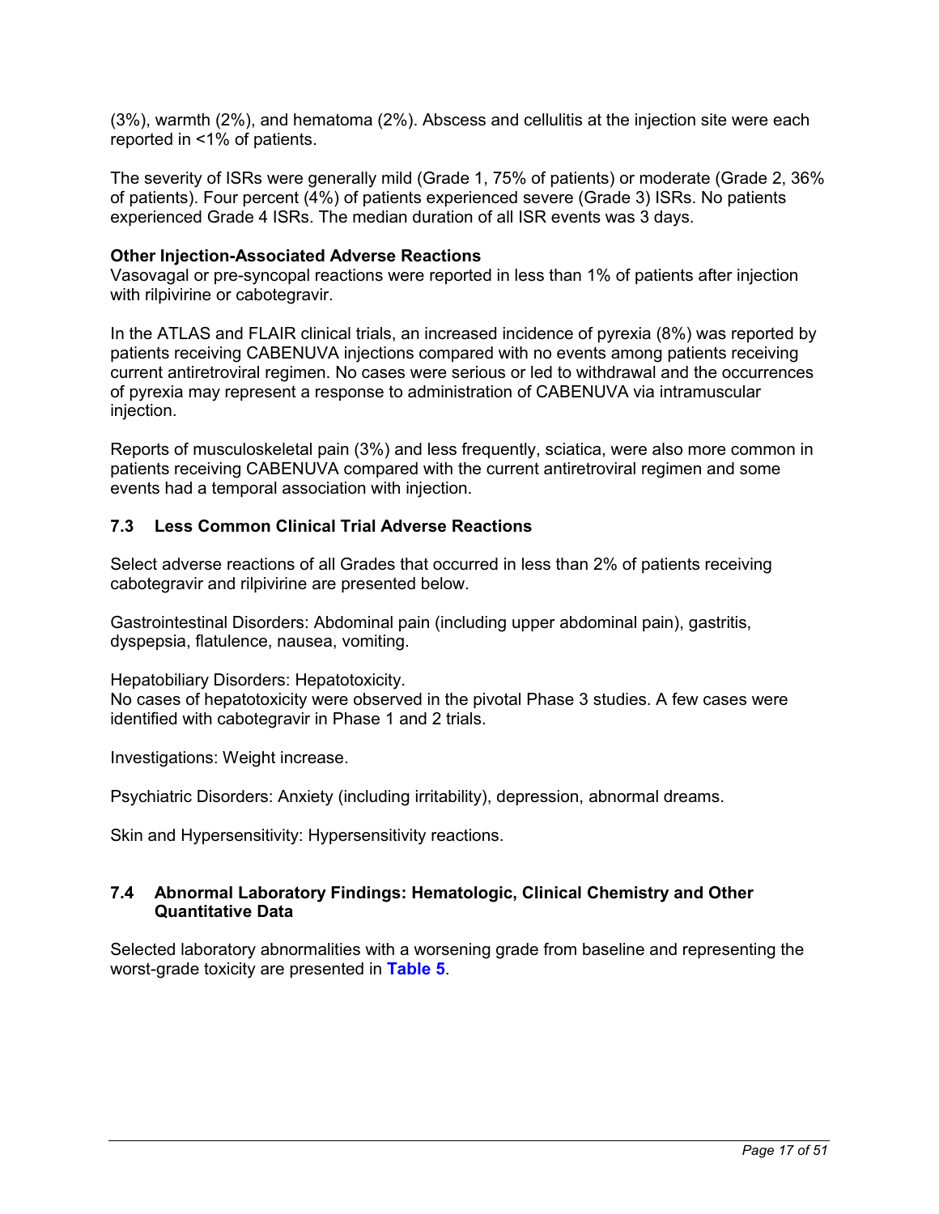(3%), warmth (2%), and hematoma (2%). Abscess and cellulitis at the injection site were each reported in <1% of patients.

The severity of ISRs were generally mild (Grade 1, 75% of patients) or moderate (Grade 2, 36% of patients). Four percent (4%) of patients experienced severe (Grade 3) ISRs. No patients experienced Grade 4 ISRs. The median duration of all ISR events was 3 days.

**Other Injection-Associated Adverse Reactions**
Vasovagal or pre-syncopal reactions were reported in less than 1% of patients after injection with rilpivirine or cabotegravir.

In the ATLAS and FLAIR clinical trials, an increased incidence of pyrexia (8%) was reported by patients receiving CABENUVA injections compared with no events among patients receiving current antiretroviral regimen. No cases were serious or led to withdrawal and the occurrences of pyrexia may represent a response to administration of CABENUVA via intramuscular injection.

Reports of musculoskeletal pain (3%) and less frequently, sciatica, were also more common in patients receiving CABENUVA compared with the current antiretroviral regimen and some events had a temporal association with injection.

### 7.3 Less Common Clinical Trial Adverse Reactions

Select adverse reactions of all Grades that occurred in less than 2% of patients receiving cabotegravir and rilpivirine are presented below.

Gastrointestinal Disorders: Abdominal pain (including upper abdominal pain), gastritis, dyspepsia, flatulence, nausea, vomiting.

Hepatobiliary Disorders: Hepatotoxicity.
No cases of hepatotoxicity were observed in the pivotal Phase 3 studies. A few cases were identified with cabotegravir in Phase 1 and 2 trials.

Investigations: Weight increase.

Psychiatric Disorders: Anxiety (including irritability), depression, abnormal dreams.

Skin and Hypersensitivity: Hypersensitivity reactions.

### 7.4 Abnormal Laboratory Findings: Hematologic, Clinical Chemistry and Other Quantitative Data

Selected laboratory abnormalities with a worsening grade from baseline and representing the worst-grade toxicity are presented in **Table 5**.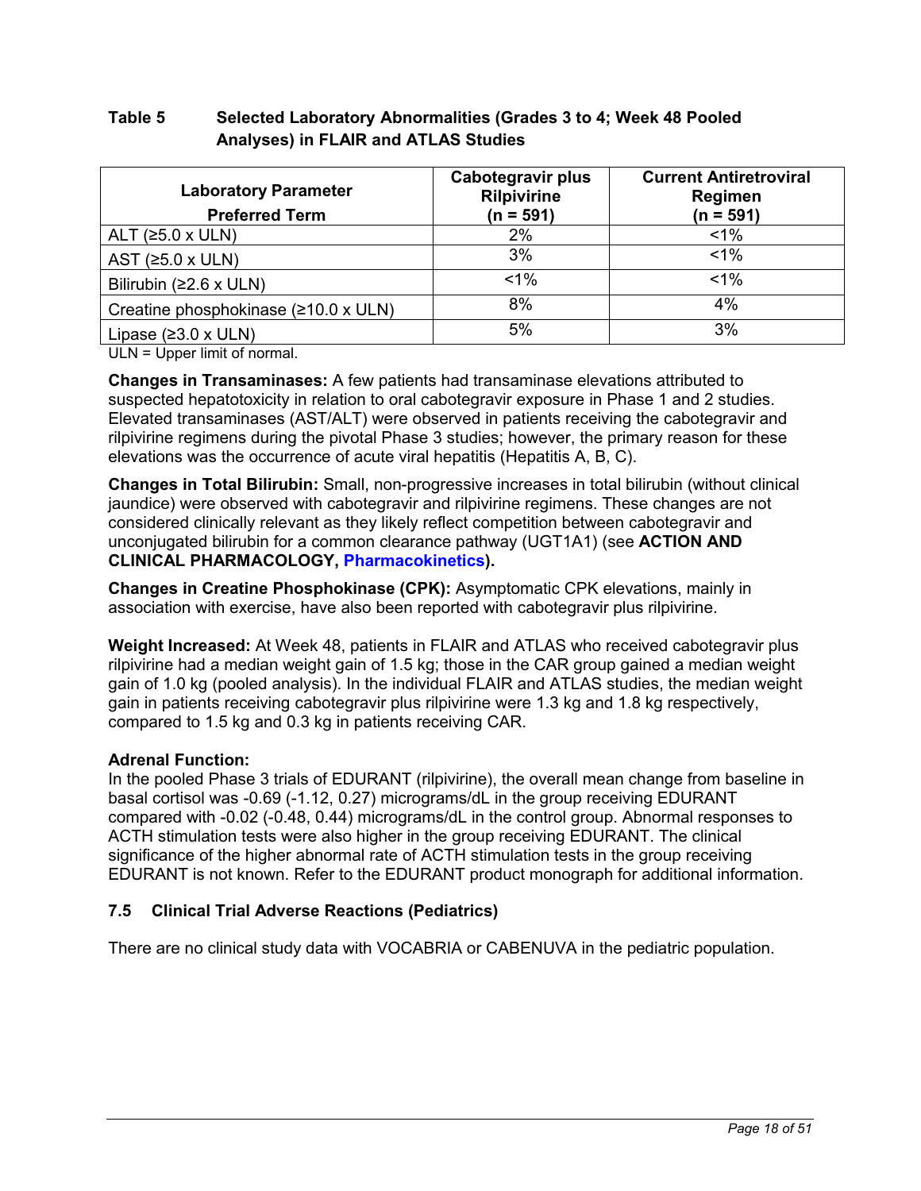**Table 5 Selected Laboratory Abnormalities (Grades 3 to 4; Week 48 Pooled Analyses) in FLAIR and ATLAS Studies**

| Laboratory Parameter<br>Preferred Term | Cabotegravir plus Rilpivirine<br>(n = 591) | Current Antiretroviral Regimen<br>(n = 591) |
|---|---|---|
| ALT (≥5.0 x ULN) | 2% | <1% |
| AST (≥5.0 x ULN) | 3% | <1% |
| Bilirubin (≥2.6 x ULN) | <1% | <1% |
| Creatine phosphokinase (≥10.0 x ULN) | 8% | 4% |
| Lipase (≥3.0 x ULN) | 5% | 3% |

ULN = Upper limit of normal.

**Changes in Transaminases:** A few patients had transaminase elevations attributed to suspected hepatotoxicity in relation to oral cabotegravir exposure in Phase 1 and 2 studies. Elevated transaminases (AST/ALT) were observed in patients receiving the cabotegravir and rilpivirine regimens during the pivotal Phase 3 studies; however, the primary reason for these elevations was the occurrence of acute viral hepatitis (Hepatitis A, B, C).

**Changes in Total Bilirubin:** Small, non-progressive increases in total bilirubin (without clinical jaundice) were observed with cabotegravir and rilpivirine regimens. These changes are not considered clinically relevant as they likely reflect competition between cabotegravir and unconjugated bilirubin for a common clearance pathway (UGT1A1) (see **ACTION AND CLINICAL PHARMACOLOGY, Pharmacokinetics).**

**Changes in Creatine Phosphokinase (CPK):** Asymptomatic CPK elevations, mainly in association with exercise, have also been reported with cabotegravir plus rilpivirine.

**Weight Increased:** At Week 48, patients in FLAIR and ATLAS who received cabotegravir plus rilpivirine had a median weight gain of 1.5 kg; those in the CAR group gained a median weight gain of 1.0 kg (pooled analysis). In the individual FLAIR and ATLAS studies, the median weight gain in patients receiving cabotegravir plus rilpivirine were 1.3 kg and 1.8 kg respectively, compared to 1.5 kg and 0.3 kg in patients receiving CAR.

**Adrenal Function:**

In the pooled Phase 3 trials of EDURANT (rilpivirine), the overall mean change from baseline in basal cortisol was -0.69 (-1.12, 0.27) micrograms/dL in the group receiving EDURANT compared with -0.02 (-0.48, 0.44) micrograms/dL in the control group. Abnormal responses to ACTH stimulation tests were also higher in the group receiving EDURANT. The clinical significance of the higher abnormal rate of ACTH stimulation tests in the group receiving EDURANT is not known. Refer to the EDURANT product monograph for additional information.

### 7.5 Clinical Trial Adverse Reactions (Pediatrics)

There are no clinical study data with VOCABRIA or CABENUVA in the pediatric population.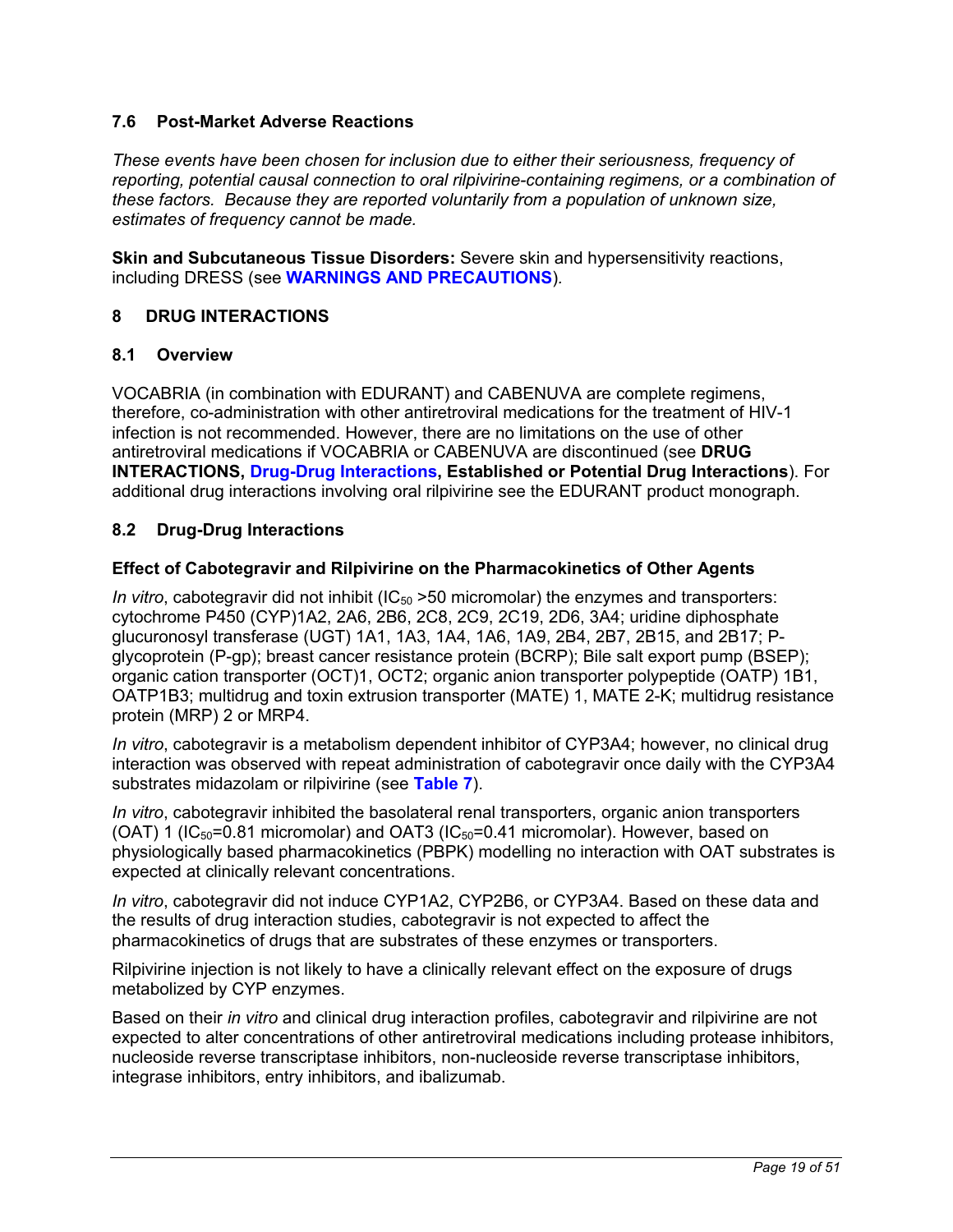### 7.6 Post-Market Adverse Reactions

*These events have been chosen for inclusion due to either their seriousness, frequency of reporting, potential causal connection to oral rilpivirine-containing regimens, or a combination of these factors. Because they are reported voluntarily from a population of unknown size, estimates of frequency cannot be made.*

**Skin and Subcutaneous Tissue Disorders:** Severe skin and hypersensitivity reactions, including DRESS (see **WARNINGS AND PRECAUTIONS**).

## 8 DRUG INTERACTIONS

### 8.1 Overview

VOCABRIA (in combination with EDURANT) and CABENUVA are complete regimens, therefore, co-administration with other antiretroviral medications for the treatment of HIV-1 infection is not recommended. However, there are no limitations on the use of other antiretroviral medications if VOCABRIA or CABENUVA are discontinued (see **DRUG INTERACTIONS, Drug-Drug Interactions, Established or Potential Drug Interactions**). For additional drug interactions involving oral rilpivirine see the EDURANT product monograph.

### 8.2 Drug-Drug Interactions

**Effect of Cabotegravir and Rilpivirine on the Pharmacokinetics of Other Agents**

*In vitro*, cabotegravir did not inhibit ($IC_{50}$ >50 micromolar) the enzymes and transporters: cytochrome P450 (CYP)1A2, 2A6, 2B6, 2C8, 2C9, 2C19, 2D6, 3A4; uridine diphosphate glucuronosyl transferase (UGT) 1A1, 1A3, 1A4, 1A6, 1A9, 2B4, 2B7, 2B15, and 2B17; P-glycoprotein (P-gp); breast cancer resistance protein (BCRP); Bile salt export pump (BSEP); organic cation transporter (OCT)1, OCT2; organic anion transporter polypeptide (OATP) 1B1, OATP1B3; multidrug and toxin extrusion transporter (MATE) 1, MATE 2-K; multidrug resistance protein (MRP) 2 or MRP4.

*In vitro*, cabotegravir is a metabolism dependent inhibitor of CYP3A4; however, no clinical drug interaction was observed with repeat administration of cabotegravir once daily with the CYP3A4 substrates midazolam or rilpivirine (see **Table 7**).

*In vitro*, cabotegravir inhibited the basolateral renal transporters, organic anion transporters (OAT) 1 ($IC_{50}$=0.81 micromolar) and OAT3 ($IC_{50}$=0.41 micromolar). However, based on physiologically based pharmacokinetics (PBPK) modelling no interaction with OAT substrates is expected at clinically relevant concentrations.

*In vitro*, cabotegravir did not induce CYP1A2, CYP2B6, or CYP3A4. Based on these data and the results of drug interaction studies, cabotegravir is not expected to affect the pharmacokinetics of drugs that are substrates of these enzymes or transporters.

Rilpivirine injection is not likely to have a clinically relevant effect on the exposure of drugs metabolized by CYP enzymes.

Based on their *in vitro* and clinical drug interaction profiles, cabotegravir and rilpivirine are not expected to alter concentrations of other antiretroviral medications including protease inhibitors, nucleoside reverse transcriptase inhibitors, non-nucleoside reverse transcriptase inhibitors, integrase inhibitors, entry inhibitors, and ibalizumab.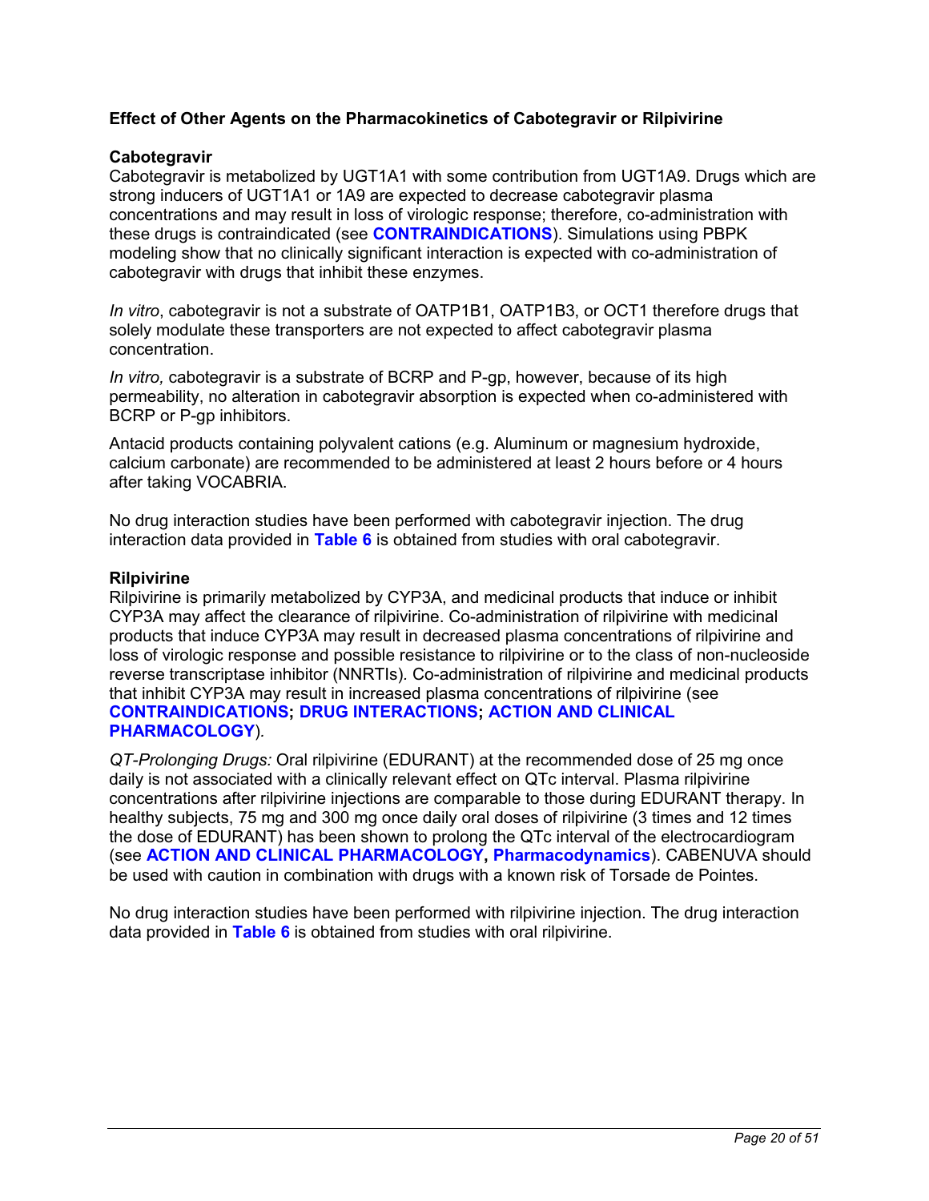### Effect of Other Agents on the Pharmacokinetics of Cabotegravir or Rilpivirine

**Cabotegravir**

Cabotegravir is metabolized by UGT1A1 with some contribution from UGT1A9. Drugs which are strong inducers of UGT1A1 or 1A9 are expected to decrease cabotegravir plasma concentrations and may result in loss of virologic response; therefore, co-administration with these drugs is contraindicated (see **CONTRAINDICATIONS**). Simulations using PBPK modeling show that no clinically significant interaction is expected with co-administration of cabotegravir with drugs that inhibit these enzymes.

*In vitro*, cabotegravir is not a substrate of OATP1B1, OATP1B3, or OCT1 therefore drugs that solely modulate these transporters are not expected to affect cabotegravir plasma concentration.

*In vitro,* cabotegravir is a substrate of BCRP and P-gp, however, because of its high permeability, no alteration in cabotegravir absorption is expected when co-administered with BCRP or P-gp inhibitors.

Antacid products containing polyvalent cations (e.g. Aluminum or magnesium hydroxide, calcium carbonate) are recommended to be administered at least 2 hours before or 4 hours after taking VOCABRIA.

No drug interaction studies have been performed with cabotegravir injection. The drug interaction data provided in **Table 6** is obtained from studies with oral cabotegravir.

**Rilpivirine**

Rilpivirine is primarily metabolized by CYP3A, and medicinal products that induce or inhibit CYP3A may affect the clearance of rilpivirine. Co-administration of rilpivirine with medicinal products that induce CYP3A may result in decreased plasma concentrations of rilpivirine and loss of virologic response and possible resistance to rilpivirine or to the class of non-nucleoside reverse transcriptase inhibitor (NNRTIs). Co-administration of rilpivirine and medicinal products that inhibit CYP3A may result in increased plasma concentrations of rilpivirine (see **CONTRAINDICATIONS; DRUG INTERACTIONS; ACTION AND CLINICAL PHARMACOLOGY**).

*QT-Prolonging Drugs:* Oral rilpivirine (EDURANT) at the recommended dose of 25 mg once daily is not associated with a clinically relevant effect on QTc interval. Plasma rilpivirine concentrations after rilpivirine injections are comparable to those during EDURANT therapy. In healthy subjects, 75 mg and 300 mg once daily oral doses of rilpivirine (3 times and 12 times the dose of EDURANT) has been shown to prolong the QTc interval of the electrocardiogram (see **ACTION AND CLINICAL PHARMACOLOGY, Pharmacodynamics**). CABENUVA should be used with caution in combination with drugs with a known risk of Torsade de Pointes.

No drug interaction studies have been performed with rilpivirine injection. The drug interaction data provided in **Table 6** is obtained from studies with oral rilpivirine.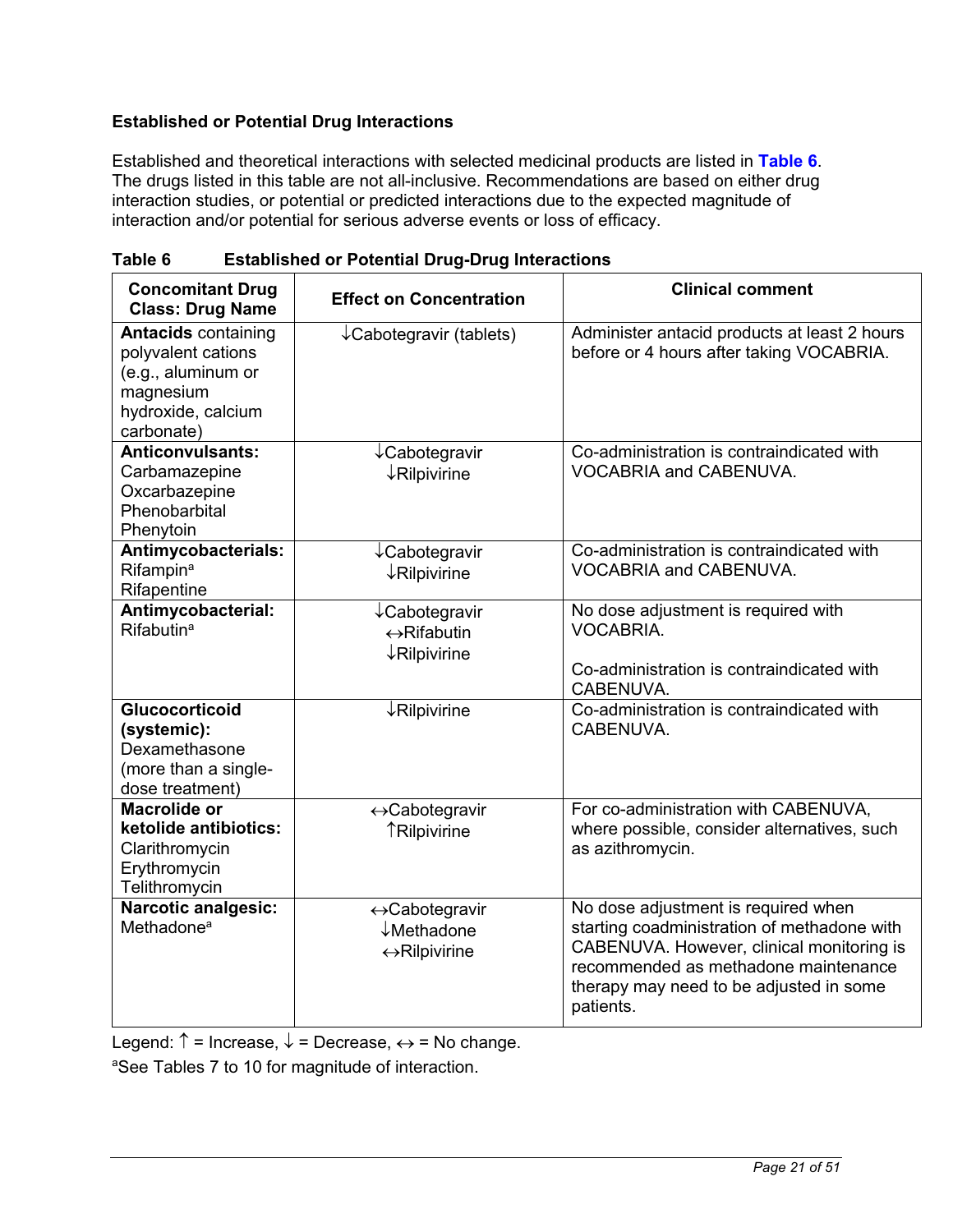### Established or Potential Drug Interactions

Established and theoretical interactions with selected medicinal products are listed in **Table 6**. The drugs listed in this table are not all-inclusive. Recommendations are based on either drug interaction studies, or potential or predicted interactions due to the expected magnitude of interaction and/or potential for serious adverse events or loss of efficacy.

**Table 6 Established or Potential Drug-Drug Interactions**

| Concomitant Drug Class: Drug Name | Effect on Concentration | Clinical comment |
|---|---|---|
| **Antacids** containing polyvalent cations (e.g., aluminum or magnesium hydroxide, calcium carbonate) | ↓Cabotegravir (tablets) | Administer antacid products at least 2 hours before or 4 hours after taking VOCABRIA. |
| **Anticonvulsants:** Carbamazepine Oxcarbazepine Phenobarbital Phenytoin | ↓Cabotegravir ↓Rilpivirine | Co-administration is contraindicated with VOCABRIA and CABENUVA. |
| **Antimycobacterials:** Rifampin[a] Rifapentine | ↓Cabotegravir ↓Rilpivirine | Co-administration is contraindicated with VOCABRIA and CABENUVA. |
| **Antimycobacterial:** Rifabutin[a] | ↓Cabotegravir ↔Rifabutin ↓Rilpivirine | No dose adjustment is required with VOCABRIA. <br><br> Co-administration is contraindicated with CABENUVA. |
| **Glucocorticoid (systemic):** Dexamethasone (more than a single-dose treatment) | ↓Rilpivirine | Co-administration is contraindicated with CABENUVA. |
| **Macrolide or ketolide antibiotics:** Clarithromycin Erythromycin Telithromycin | ↔Cabotegravir ↑Rilpivirine | For co-administration with CABENUVA, where possible, consider alternatives, such as azithromycin. |
| **Narcotic analgesic:** Methadone[a] | ↔Cabotegravir ↓Methadone ↔Rilpivirine | No dose adjustment is required when starting coadministration of methadone with CABENUVA. However, clinical monitoring is recommended as methadone maintenance therapy may need to be adjusted in some patients. |

Legend: ↑ = Increase, ↓ = Decrease, ↔ = No change.

[a]See Tables 7 to 10 for magnitude of interaction.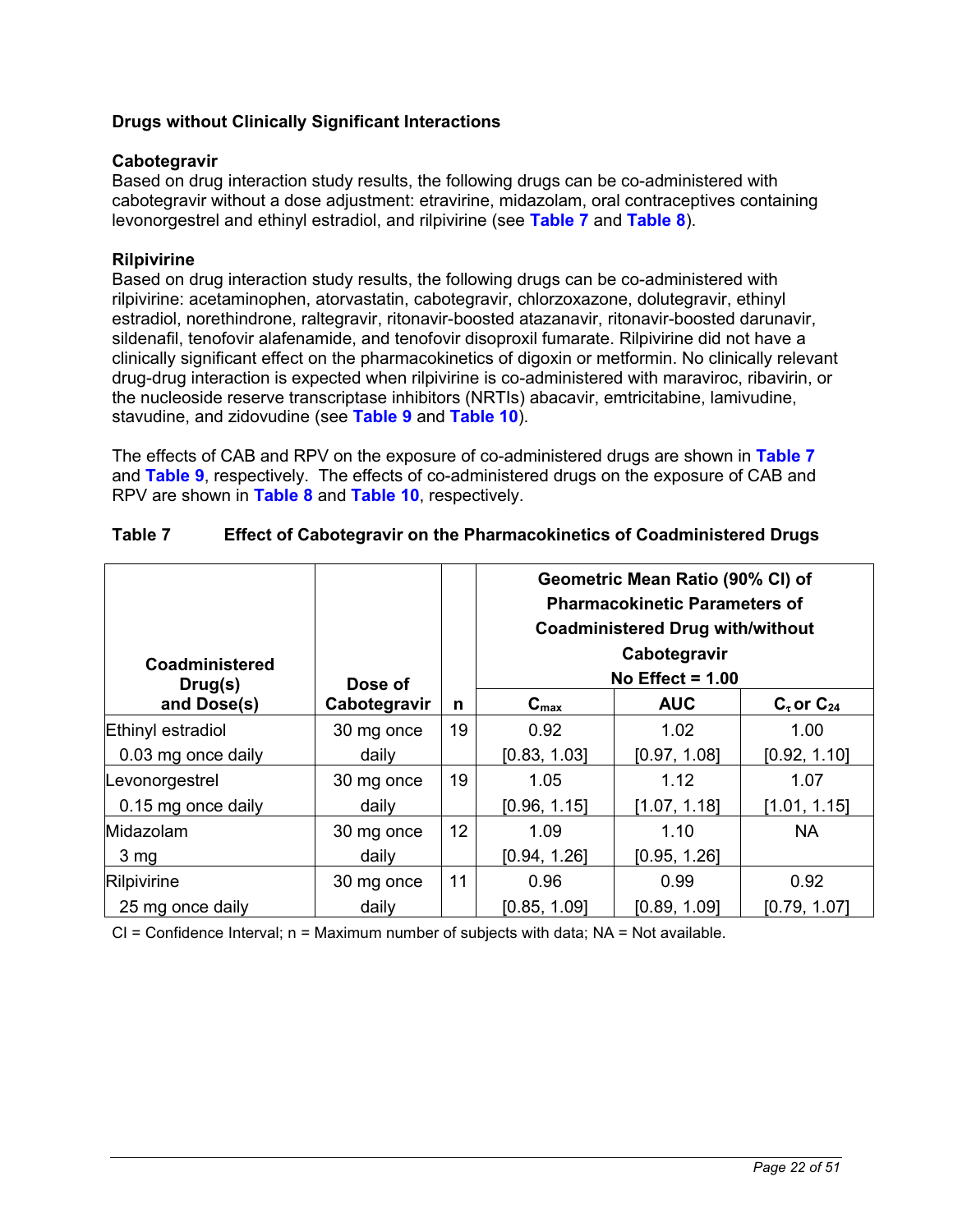### Drugs without Clinically Significant Interactions

#### Cabotegravir

Based on drug interaction study results, the following drugs can be co-administered with cabotegravir without a dose adjustment: etravirine, midazolam, oral contraceptives containing levonorgestrel and ethinyl estradiol, and rilpivirine (see **Table 7** and **Table 8**).

#### Rilpivirine

Based on drug interaction study results, the following drugs can be co-administered with rilpivirine: acetaminophen, atorvastatin, cabotegravir, chlorzoxazone, dolutegravir, ethinyl estradiol, norethindrone, raltegravir, ritonavir-boosted atazanavir, ritonavir-boosted darunavir, sildenafil, tenofovir alafenamide, and tenofovir disoproxil fumarate. Rilpivirine did not have a clinically significant effect on the pharmacokinetics of digoxin or metformin. No clinically relevant drug-drug interaction is expected when rilpivirine is co-administered with maraviroc, ribavirin, or the nucleoside reserve transcriptase inhibitors (NRTIs) abacavir, emtricitabine, lamivudine, stavudine, and zidovudine (see **Table 9** and **Table 10**).

The effects of CAB and RPV on the exposure of co-administered drugs are shown in **Table 7** and **Table 9**, respectively. The effects of co-administered drugs on the exposure of CAB and RPV are shown in **Table 8** and **Table 10**, respectively.

**Table 7 Effect of Cabotegravir on the Pharmacokinetics of Coadministered Drugs**

| Coadministered Drug(s) and Dose(s) | Dose of Cabotegravir | n | Geometric Mean Ratio (90% CI) of Pharmacokinetic Parameters of Coadministered Drug with/without Cabotegravir No Effect = 1.00 | | |
|---|---|---|---|---|---|
| | | | $C_{max}$ | AUC | $C_\tau$ or $C_{24}$ |
| Ethinyl estradiol 0.03 mg once daily | 30 mg once daily | 19 | 0.92 [0.83, 1.03] | 1.02 [0.97, 1.08] | 1.00 [0.92, 1.10] |
| Levonorgestrel 0.15 mg once daily | 30 mg once daily | 19 | 1.05 [0.96, 1.15] | 1.12 [1.07, 1.18] | 1.07 [1.01, 1.15] |
| Midazolam 3 mg | 30 mg once daily | 12 | 1.09 [0.94, 1.26] | 1.10 [0.95, 1.26] | NA |
| Rilpivirine 25 mg once daily | 30 mg once daily | 11 | 0.96 [0.85, 1.09] | 0.99 [0.89, 1.09] | 0.92 [0.79, 1.07] |

CI = Confidence Interval; n = Maximum number of subjects with data; NA = Not available.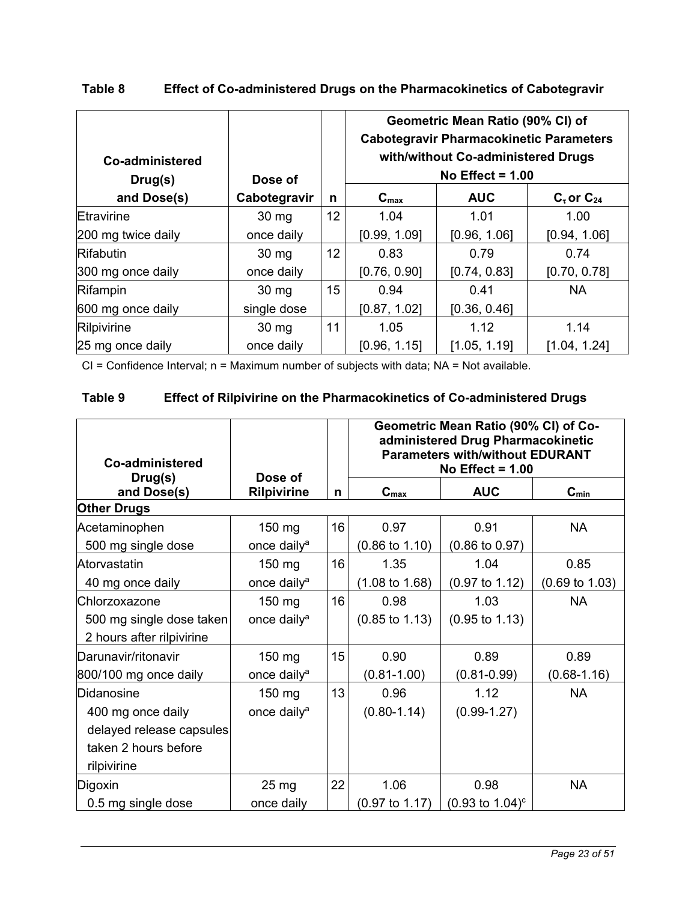**Table 8 Effect of Co-administered Drugs on the Pharmacokinetics of Cabotegravir**

| Co-administered Drug(s) and Dose(s) | Dose of Cabotegravir | n | Geometric Mean Ratio (90% CI) of Cabotegravir Pharmacokinetic Parameters with/without Co-administered Drugs No Effect = 1.00 | | |
|---|---|---|---|---|---|
| | | | $C_{max}$ | AUC | $C_{\tau}$ or $C_{24}$ |
| Etravirine 200 mg twice daily | 30 mg once daily | 12 | 1.04 [0.99, 1.09] | 1.01 [0.96, 1.06] | 1.00 [0.94, 1.06] |
| Rifabutin 300 mg once daily | 30 mg once daily | 12 | 0.83 [0.76, 0.90] | 0.79 [0.74, 0.83] | 0.74 [0.70, 0.78] |
| Rifampin 600 mg once daily | 30 mg single dose | 15 | 0.94 [0.87, 1.02] | 0.41 [0.36, 0.46] | NA |
| Rilpivirine 25 mg once daily | 30 mg once daily | 11 | 1.05 [0.96, 1.15] | 1.12 [1.05, 1.19] | 1.14 [1.04, 1.24] |

CI = Confidence Interval; n = Maximum number of subjects with data; NA = Not available.

**Table 9 Effect of Rilpivirine on the Pharmacokinetics of Co-administered Drugs**

| Co-administered Drug(s) and Dose(s) | Dose of Rilpivirine | n | Geometric Mean Ratio (90% CI) of Co-administered Drug Pharmacokinetic Parameters with/without EDURANT No Effect = 1.00 | | |
|---|---|---|---|---|---|
| | | | $C_{max}$ | AUC | $C_{min}$ |
| **Other Drugs** | | | | | |
| Acetaminophen 500 mg single dose | 150 mg once daily[a] | 16 | 0.97 (0.86 to 1.10) | 0.91 (0.86 to 0.97) | NA |
| Atorvastatin 40 mg once daily | 150 mg once daily[a] | 16 | 1.35 (1.08 to 1.68) | 1.04 (0.97 to 1.12) | 0.85 (0.69 to 1.03) |
| Chlorzoxazone 500 mg single dose taken 2 hours after rilpivirine | 150 mg once daily[a] | 16 | 0.98 (0.85 to 1.13) | 1.03 (0.95 to 1.13) | NA |
| Darunavir/ritonavir 800/100 mg once daily | 150 mg once daily[a] | 15 | 0.90 (0.81-1.00) | 0.89 (0.81-0.99) | 0.89 (0.68-1.16) |
| Didanosine 400 mg once daily delayed release capsules taken 2 hours before rilpivirine | 150 mg once daily[a] | 13 | 0.96 (0.80-1.14) | 1.12 (0.99-1.27) | NA |
| Digoxin 0.5 mg single dose | 25 mg once daily | 22 | 1.06 (0.97 to 1.17) | 0.98 (0.93 to 1.04)[c] | NA |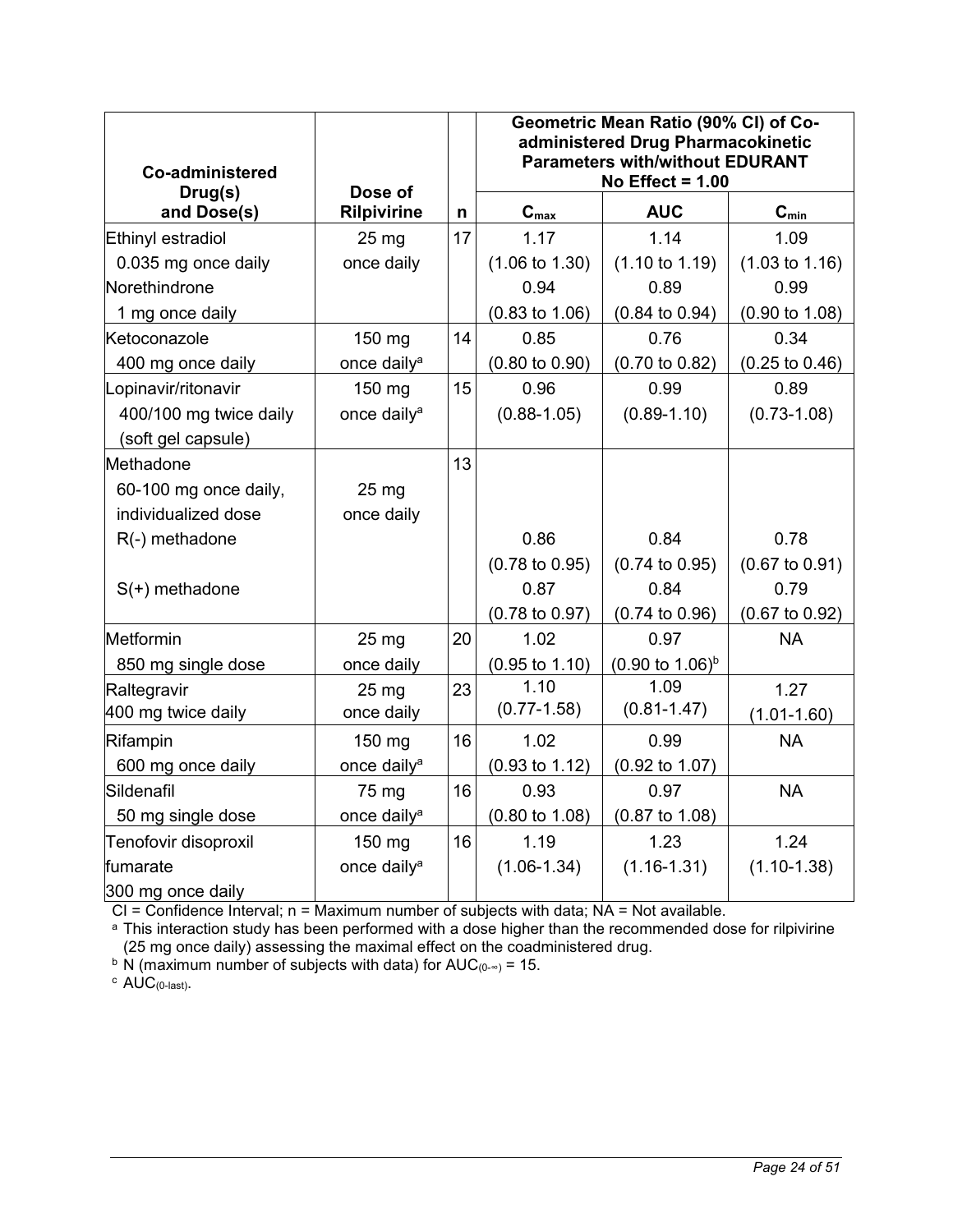| Co-administered Drug(s) and Dose(s) | Dose of Rilpivirine | n | Geometric Mean Ratio (90% CI) of Co-administered Drug Pharmacokinetic Parameters with/without EDURANT No Effect = 1.00 | | |
|---|---|---|---|---|---|
| | | | $C_{max}$ | AUC | $C_{min}$ |
| Ethinyl estradiol 0.035 mg once daily | 25 mg once daily | 17 | 1.17 (1.06 to 1.30) | 1.14 (1.10 to 1.19) | 1.09 (1.03 to 1.16) |
| Norethindrone 1 mg once daily | | | 0.94 (0.83 to 1.06) | 0.89 (0.84 to 0.94) | 0.99 (0.90 to 1.08) |
| Ketoconazole 400 mg once daily | 150 mg once daily[a] | 14 | 0.85 (0.80 to 0.90) | 0.76 (0.70 to 0.82) | 0.34 (0.25 to 0.46) |
| Lopinavir/ritonavir 400/100 mg twice daily (soft gel capsule) | 150 mg once daily[a] | 15 | 0.96 (0.88-1.05) | 0.99 (0.89-1.10) | 0.89 (0.73-1.08) |
| Methadone 60-100 mg once daily, individualized dose | 25 mg once daily | 13 | | | |
| R(-) methadone | | | 0.86 (0.78 to 0.95) | 0.84 (0.74 to 0.95) | 0.78 (0.67 to 0.91) |
| S(+) methadone | | | 0.87 (0.78 to 0.97) | 0.84 (0.74 to 0.96) | 0.79 (0.67 to 0.92) |
| Metformin 850 mg single dose | 25 mg once daily | 20 | 1.02 (0.95 to 1.10) | 0.97 (0.90 to 1.06)[b] | NA |
| Raltegravir 400 mg twice daily | 25 mg once daily | 23 | 1.10 (0.77-1.58) | 1.09 (0.81-1.47) | 1.27 (1.01-1.60) |
| Rifampin 600 mg once daily | 150 mg once daily[a] | 16 | 1.02 (0.93 to 1.12) | 0.99 (0.92 to 1.07) | NA |
| Sildenafil 50 mg single dose | 75 mg once daily[a] | 16 | 0.93 (0.80 to 1.08) | 0.97 (0.87 to 1.08) | NA |
| Tenofovir disoproxil fumarate 300 mg once daily | 150 mg once daily[a] | 16 | 1.19 (1.06-1.34) | 1.23 (1.16-1.31) | 1.24 (1.10-1.38) |

CI = Confidence Interval; n = Maximum number of subjects with data; NA = Not available.

[a] This interaction study has been performed with a dose higher than the recommended dose for rilpivirine (25 mg once daily) assessing the maximal effect on the coadministered drug.

[b] N (maximum number of subjects with data) for $AUC_{(0-\infty)}$ = 15.

[c] $AUC_{(0-last)}$.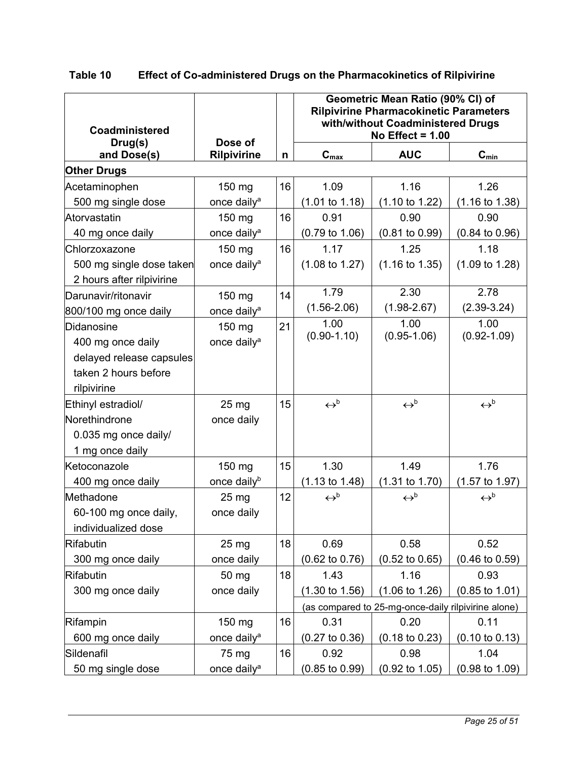**Table 10 Effect of Co-administered Drugs on the Pharmacokinetics of Rilpivirine**

| Coadministered Drug(s) and Dose(s) | Dose of Rilpivirine | n | Geometric Mean Ratio (90% CI) of Rilpivirine Pharmacokinetic Parameters with/without Coadministered Drugs No Effect = 1.00 | | |
|---|---|---|---|---|---|
| | | | $C_{max}$ | AUC | $C_{min}$ |
| **Other Drugs** | | | | | |
| Acetaminophen 500 mg single dose | 150 mg once daily[a] | 16 | 1.09 (1.01 to 1.18) | 1.16 (1.10 to 1.22) | 1.26 (1.16 to 1.38) |
| Atorvastatin 40 mg once daily | 150 mg once daily[a] | 16 | 0.91 (0.79 to 1.06) | 0.90 (0.81 to 0.99) | 0.90 (0.84 to 0.96) |
| Chlorzoxazone 500 mg single dose taken 2 hours after rilpivirine | 150 mg once daily[a] | 16 | 1.17 (1.08 to 1.27) | 1.25 (1.16 to 1.35) | 1.18 (1.09 to 1.28) |
| Darunavir/ritonavir 800/100 mg once daily | 150 mg once daily[a] | 14 | 1.79 (1.56-2.06) | 2.30 (1.98-2.67) | 2.78 (2.39-3.24) |
| Didanosine 400 mg once daily delayed release capsules taken 2 hours before rilpivirine | 150 mg once daily[a] | 21 | 1.00 (0.90-1.10) | 1.00 (0.95-1.06) | 1.00 (0.92-1.09) |
| Ethinyl estradiol/ Norethindrone 0.035 mg once daily/ 1 mg once daily | 25 mg once daily | 15 | ↔[b] | ↔[b] | ↔[b] |
| Ketoconazole 400 mg once daily | 150 mg once daily[b] | 15 | 1.30 (1.13 to 1.48) | 1.49 (1.31 to 1.70) | 1.76 (1.57 to 1.97) |
| Methadone 60-100 mg once daily, individualized dose | 25 mg once daily | 12 | ↔[b] | ↔[b] | ↔[b] |
| Rifabutin 300 mg once daily | 25 mg once daily | 18 | 0.69 (0.62 to 0.76) | 0.58 (0.52 to 0.65) | 0.52 (0.46 to 0.59) |
| Rifabutin 300 mg once daily | 50 mg once daily | 18 | 1.43 (1.30 to 1.56) | 1.16 (1.06 to 1.26) | 0.93 (0.85 to 1.01) |
| | | | (as compared to 25-mg-once-daily rilpivirine alone) | | |
| Rifampin 600 mg once daily | 150 mg once daily[a] | 16 | 0.31 (0.27 to 0.36) | 0.20 (0.18 to 0.23) | 0.11 (0.10 to 0.13) |
| Sildenafil 50 mg single dose | 75 mg once daily[a] | 16 | 0.92 (0.85 to 0.99) | 0.98 (0.92 to 1.05) | 1.04 (0.98 to 1.09) |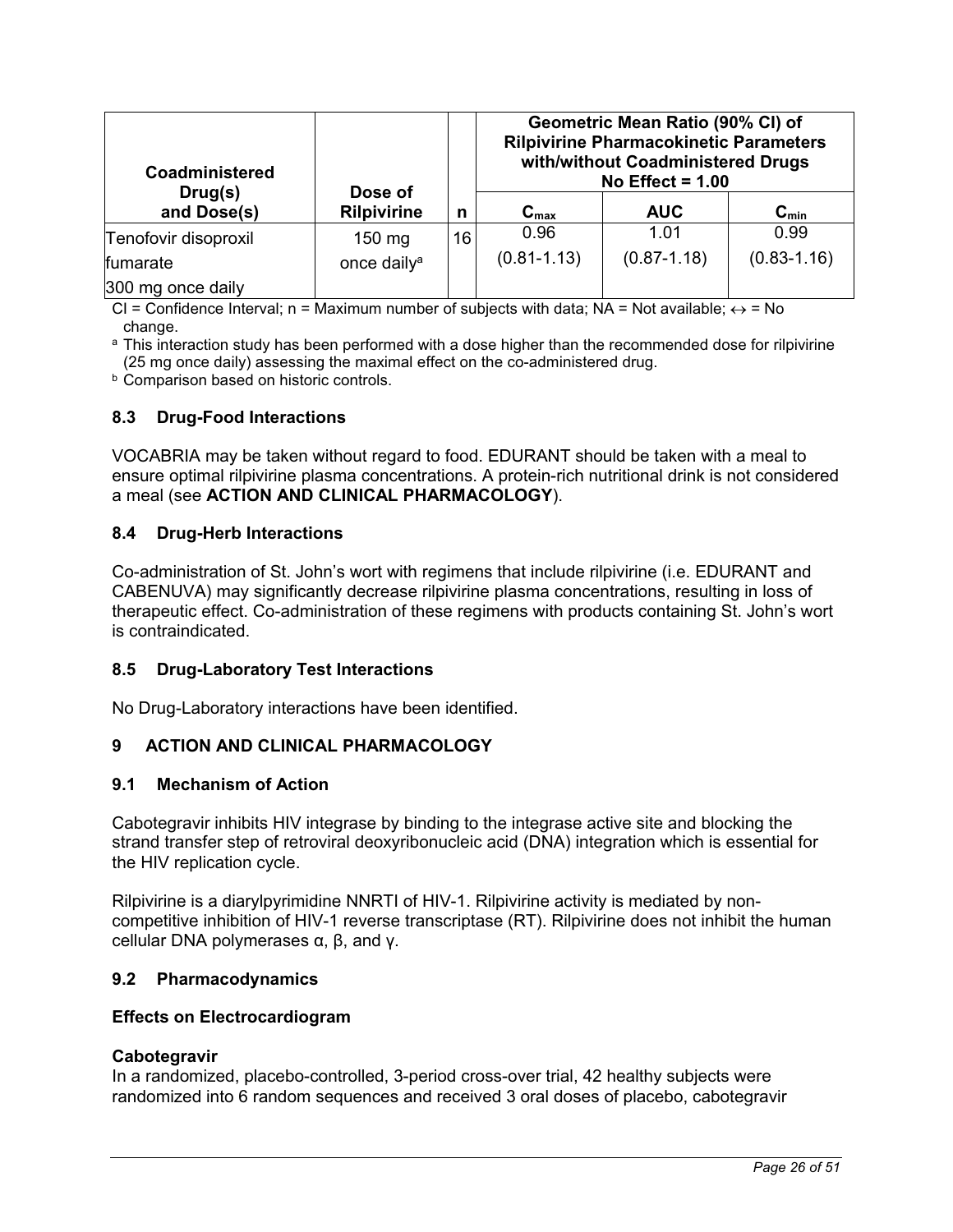| Coadministered Drug(s) and Dose(s) | Dose of Rilpivirine | n | Geometric Mean Ratio (90% CI) of Rilpivirine Pharmacokinetic Parameters with/without Coadministered Drugs No Effect = 1.00 | | |
|---|---|---|---|---|---|
| | | | $C_{max}$ | AUC | $C_{min}$ |
| Tenofovir disoproxil fumarate 300 mg once daily | 150 mg once daily[a] | 16 | 0.96 (0.81-1.13) | 1.01 (0.87-1.18) | 0.99 (0.83-1.16) |

CI = Confidence Interval; n = Maximum number of subjects with data; NA = Not available; ↔ = No change.

[a] This interaction study has been performed with a dose higher than the recommended dose for rilpivirine (25 mg once daily) assessing the maximal effect on the co-administered drug.

[b] Comparison based on historic controls.

### 8.3 Drug-Food Interactions

VOCABRIA may be taken without regard to food. EDURANT should be taken with a meal to ensure optimal rilpivirine plasma concentrations. A protein-rich nutritional drink is not considered a meal (see **ACTION AND CLINICAL PHARMACOLOGY**).

### 8.4 Drug-Herb Interactions

Co-administration of St. John's wort with regimens that include rilpivirine (i.e. EDURANT and CABENUVA) may significantly decrease rilpivirine plasma concentrations, resulting in loss of therapeutic effect. Co-administration of these regimens with products containing St. John's wort is contraindicated.

### 8.5 Drug-Laboratory Test Interactions

No Drug-Laboratory interactions have been identified.

## 9 ACTION AND CLINICAL PHARMACOLOGY

### 9.1 Mechanism of Action

Cabotegravir inhibits HIV integrase by binding to the integrase active site and blocking the strand transfer step of retroviral deoxyribonucleic acid (DNA) integration which is essential for the HIV replication cycle.

Rilpivirine is a diarylpyrimidine NNRTI of HIV-1. Rilpivirine activity is mediated by non-competitive inhibition of HIV-1 reverse transcriptase (RT). Rilpivirine does not inhibit the human cellular DNA polymerases α, β, and γ.

### 9.2 Pharmacodynamics

**Effects on Electrocardiogram**

**Cabotegravir**

In a randomized, placebo-controlled, 3-period cross-over trial, 42 healthy subjects were randomized into 6 random sequences and received 3 oral doses of placebo, cabotegravir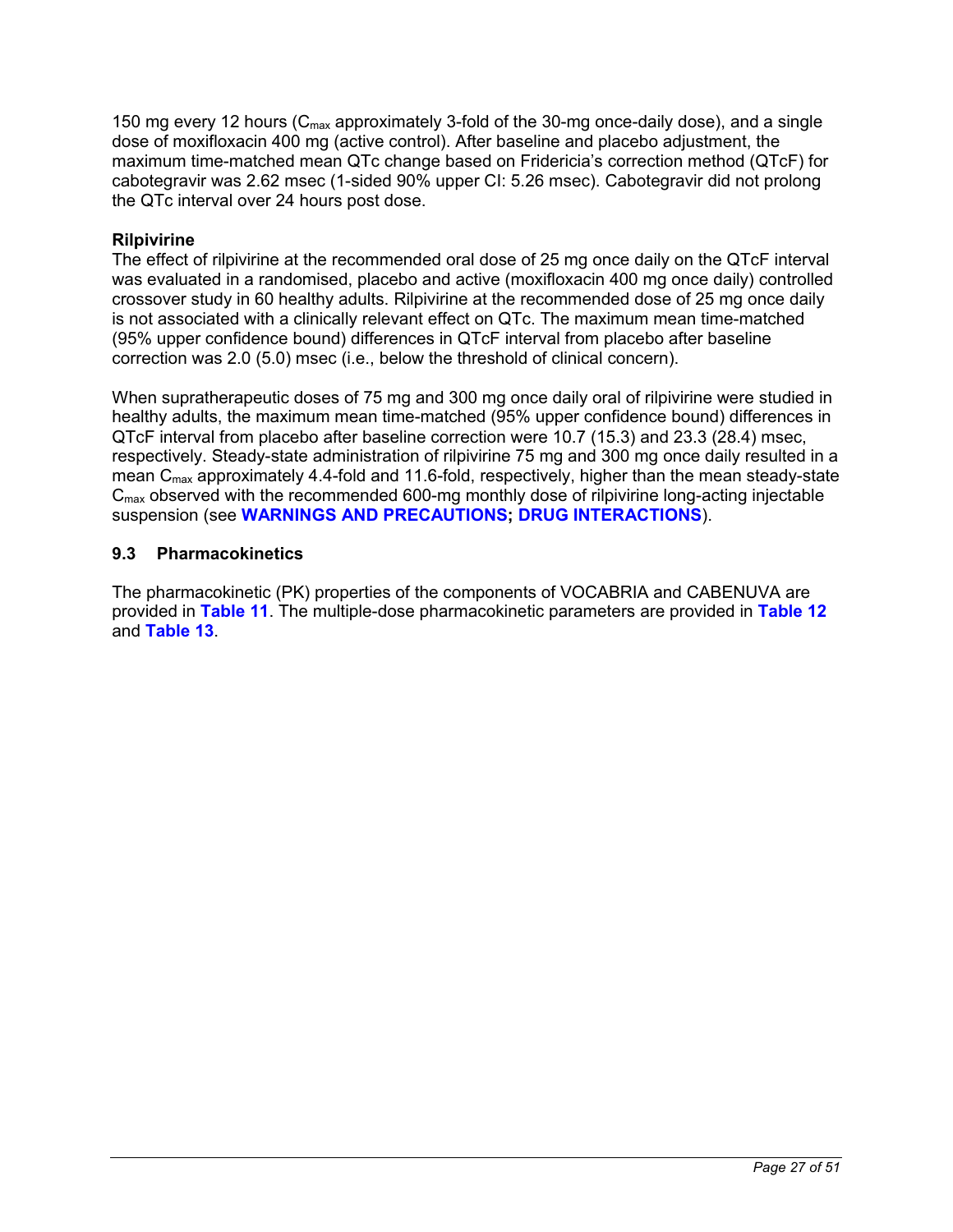150 mg every 12 hours ($C_{max}$ approximately 3-fold of the 30-mg once-daily dose), and a single dose of moxifloxacin 400 mg (active control). After baseline and placebo adjustment, the maximum time-matched mean QTc change based on Fridericia's correction method (QTcF) for cabotegravir was 2.62 msec (1-sided 90% upper CI: 5.26 msec). Cabotegravir did not prolong the QTc interval over 24 hours post dose.

**Rilpivirine**

The effect of rilpivirine at the recommended oral dose of 25 mg once daily on the QTcF interval was evaluated in a randomised, placebo and active (moxifloxacin 400 mg once daily) controlled crossover study in 60 healthy adults. Rilpivirine at the recommended dose of 25 mg once daily is not associated with a clinically relevant effect on QTc. The maximum mean time-matched (95% upper confidence bound) differences in QTcF interval from placebo after baseline correction was 2.0 (5.0) msec (i.e., below the threshold of clinical concern).

When supratherapeutic doses of 75 mg and 300 mg once daily oral of rilpivirine were studied in healthy adults, the maximum mean time-matched (95% upper confidence bound) differences in QTcF interval from placebo after baseline correction were 10.7 (15.3) and 23.3 (28.4) msec, respectively. Steady-state administration of rilpivirine 75 mg and 300 mg once daily resulted in a mean $C_{max}$ approximately 4.4-fold and 11.6-fold, respectively, higher than the mean steady-state $C_{max}$ observed with the recommended 600-mg monthly dose of rilpivirine long-acting injectable suspension (see **WARNINGS AND PRECAUTIONS; DRUG INTERACTIONS**).

### 9.3 Pharmacokinetics

The pharmacokinetic (PK) properties of the components of VOCABRIA and CABENUVA are provided in **Table 11**. The multiple-dose pharmacokinetic parameters are provided in **Table 12** and **Table 13**.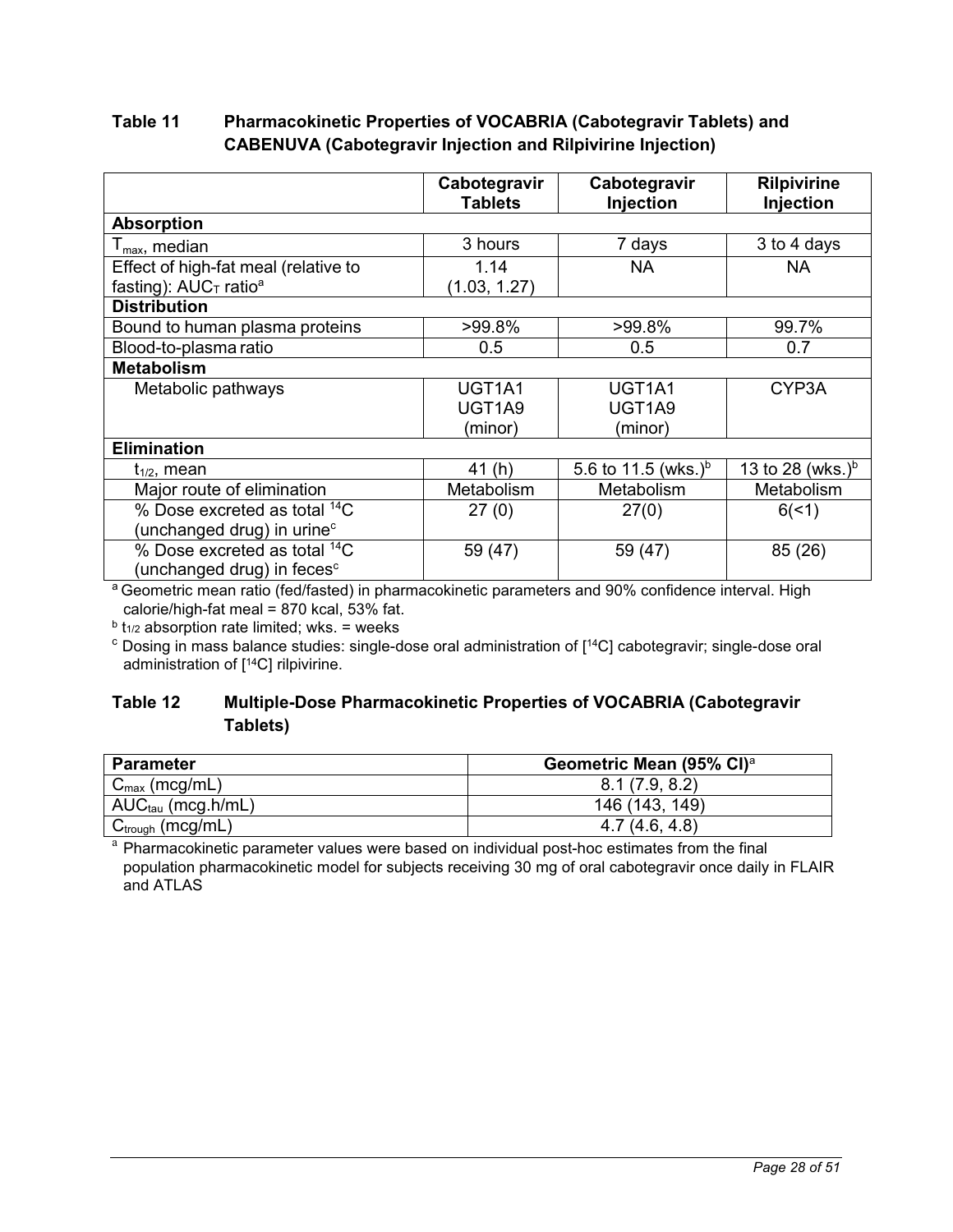**Table 11 Pharmacokinetic Properties of VOCABRIA (Cabotegravir Tablets) and CABENUVA (Cabotegravir Injection and Rilpivirine Injection)**

| | Cabotegravir Tablets | Cabotegravir Injection | Rilpivirine Injection |
|---|---|---|---|
| **Absorption** | | | |
| $T_{max}$, median | 3 hours | 7 days | 3 to 4 days |
| Effect of high-fat meal (relative to fasting): $AUC_T$ ratio[a] | 1.14 (1.03, 1.27) | NA | NA |
| **Distribution** | | | |
| Bound to human plasma proteins | >99.8% | >99.8% | 99.7% |
| Blood-to-plasma ratio | 0.5 | 0.5 | 0.7 |
| **Metabolism** | | | |
| Metabolic pathways | UGT1A1 UGT1A9 (minor) | UGT1A1 UGT1A9 (minor) | CYP3A |
| **Elimination** | | | |
| $t_{1/2}$, mean | 41 (h) | 5.6 to 11.5 (wks.)[b] | 13 to 28 (wks.)[b] |
| Major route of elimination | Metabolism | Metabolism | Metabolism |
| % Dose excreted as total $^{14}C$ (unchanged drug) in urine[c] | 27 (0) | 27(0) | 6(<1) |
| % Dose excreted as total $^{14}C$ (unchanged drug) in feces[c] | 59 (47) | 59 (47) | 85 (26) |

[a] Geometric mean ratio (fed/fasted) in pharmacokinetic parameters and 90% confidence interval. High calorie/high-fat meal = 870 kcal, 53% fat.

[b] $t_{1/2}$ absorption rate limited; wks. = weeks

[c] Dosing in mass balance studies: single-dose oral administration of [$^{14}C$] cabotegravir; single-dose oral administration of [$^{14}C$] rilpivirine.

**Table 12 Multiple-Dose Pharmacokinetic Properties of VOCABRIA (Cabotegravir Tablets)**

| Parameter | Geometric Mean (95% CI)[a] |
|---|---|
| $C_{max}$ (mcg/mL) | 8.1 (7.9, 8.2) |
| $AUC_{tau}$ (mcg.h/mL) | 146 (143, 149) |
| $C_{trough}$ (mcg/mL) | 4.7 (4.6, 4.8) |

[a] Pharmacokinetic parameter values were based on individual post-hoc estimates from the final population pharmacokinetic model for subjects receiving 30 mg of oral cabotegravir once daily in FLAIR and ATLAS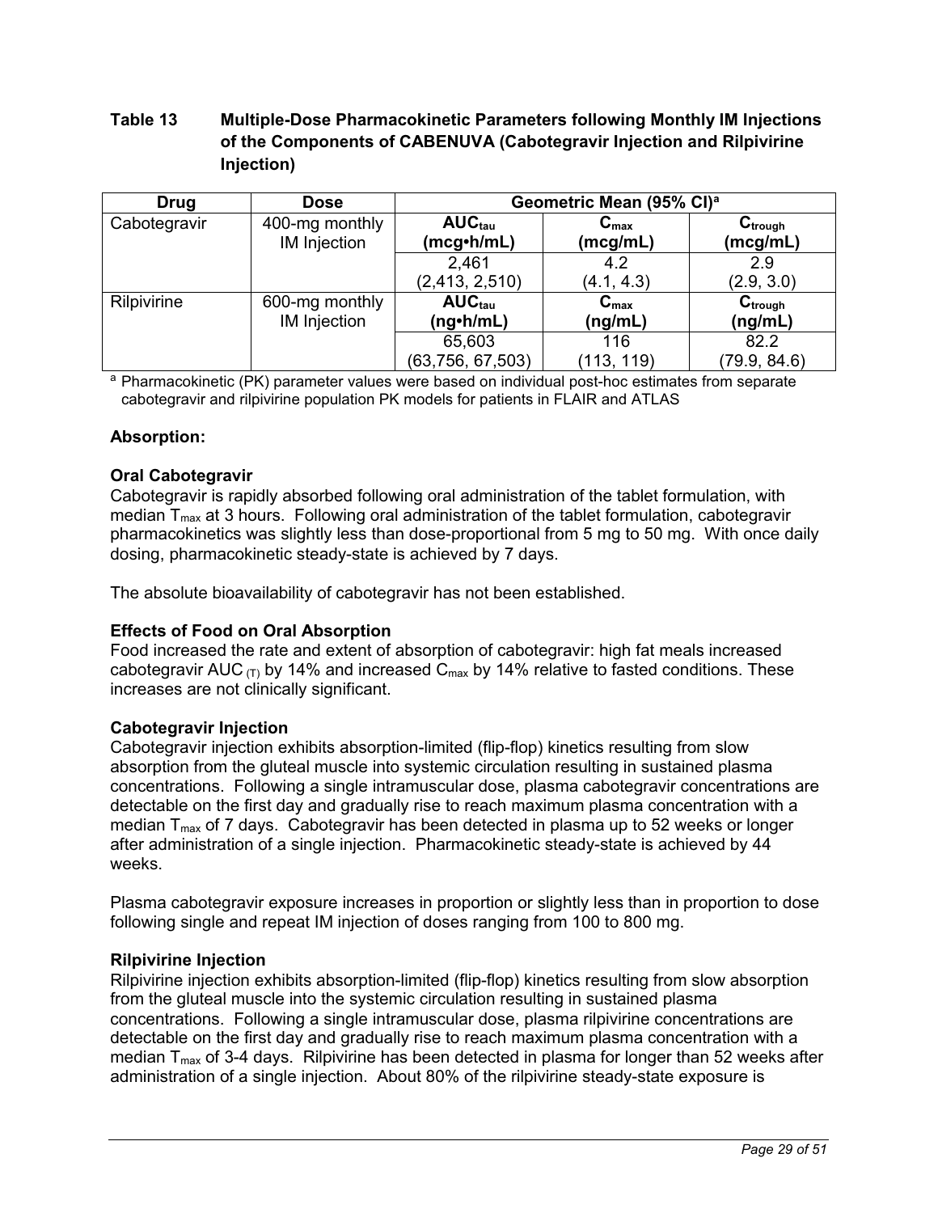**Table 13 Multiple-Dose Pharmacokinetic Parameters following Monthly IM Injections of the Components of CABENUVA (Cabotegravir Injection and Rilpivirine Injection)**

| Drug | Dose | Geometric Mean (95% CI)[a] | | |
|---|---|---|---|---|
| Cabotegravir | 400-mg monthly IM Injection | $AUC_{tau}$ (mcg•h/mL) | $C_{max}$ (mcg/mL) | $C_{trough}$ (mcg/mL) |
| | | 2,461 (2,413, 2,510) | 4.2 (4.1, 4.3) | 2.9 (2.9, 3.0) |
| Rilpivirine | 600-mg monthly IM Injection | $AUC_{tau}$ (ng•h/mL) | $C_{max}$ (ng/mL) | $C_{trough}$ (ng/mL) |
| | | 65,603 (63,756, 67,503) | 116 (113, 119) | 82.2 (79.9, 84.6) |

[a] Pharmacokinetic (PK) parameter values were based on individual post-hoc estimates from separate cabotegravir and rilpivirine population PK models for patients in FLAIR and ATLAS

**Absorption:**

**Oral Cabotegravir**

Cabotegravir is rapidly absorbed following oral administration of the tablet formulation, with median $T_{max}$ at 3 hours. Following oral administration of the tablet formulation, cabotegravir pharmacokinetics was slightly less than dose-proportional from 5 mg to 50 mg. With once daily dosing, pharmacokinetic steady-state is achieved by 7 days.

The absolute bioavailability of cabotegravir has not been established.

**Effects of Food on Oral Absorption**

Food increased the rate and extent of absorption of cabotegravir: high fat meals increased cabotegravir $AUC_{(T)}$ by 14% and increased $C_{max}$ by 14% relative to fasted conditions. These increases are not clinically significant.

**Cabotegravir Injection**

Cabotegravir injection exhibits absorption-limited (flip-flop) kinetics resulting from slow absorption from the gluteal muscle into systemic circulation resulting in sustained plasma concentrations. Following a single intramuscular dose, plasma cabotegravir concentrations are detectable on the first day and gradually rise to reach maximum plasma concentration with a median $T_{max}$ of 7 days. Cabotegravir has been detected in plasma up to 52 weeks or longer after administration of a single injection. Pharmacokinetic steady-state is achieved by 44 weeks.

Plasma cabotegravir exposure increases in proportion or slightly less than in proportion to dose following single and repeat IM injection of doses ranging from 100 to 800 mg.

**Rilpivirine Injection**

Rilpivirine injection exhibits absorption-limited (flip-flop) kinetics resulting from slow absorption from the gluteal muscle into the systemic circulation resulting in sustained plasma concentrations. Following a single intramuscular dose, plasma rilpivirine concentrations are detectable on the first day and gradually rise to reach maximum plasma concentration with a median $T_{max}$ of 3-4 days. Rilpivirine has been detected in plasma for longer than 52 weeks after administration of a single injection. About 80% of the rilpivirine steady-state exposure is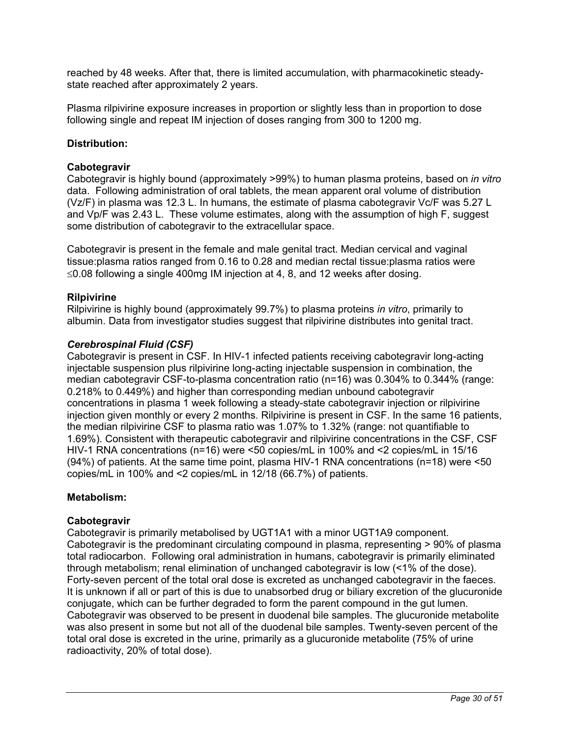reached by 48 weeks. After that, there is limited accumulation, with pharmacokinetic steady-state reached after approximately 2 years.

Plasma rilpivirine exposure increases in proportion or slightly less than in proportion to dose following single and repeat IM injection of doses ranging from 300 to 1200 mg.

**Distribution:**

**Cabotegravir**
Cabotegravir is highly bound (approximately >99%) to human plasma proteins, based on *in vitro* data. Following administration of oral tablets, the mean apparent oral volume of distribution (Vz/F) in plasma was 12.3 L. In humans, the estimate of plasma cabotegravir Vc/F was 5.27 L and Vp/F was 2.43 L. These volume estimates, along with the assumption of high F, suggest some distribution of cabotegravir to the extracellular space.

Cabotegravir is present in the female and male genital tract. Median cervical and vaginal tissue:plasma ratios ranged from 0.16 to 0.28 and median rectal tissue:plasma ratios were $\leq$0.08 following a single 400mg IM injection at 4, 8, and 12 weeks after dosing.

**Rilpivirine**
Rilpivirine is highly bound (approximately 99.7%) to plasma proteins *in vitro*, primarily to albumin. Data from investigator studies suggest that rilpivirine distributes into genital tract.

***Cerebrospinal Fluid (CSF)***
Cabotegravir is present in CSF. In HIV-1 infected patients receiving cabotegravir long-acting injectable suspension plus rilpivirine long-acting injectable suspension in combination, the median cabotegravir CSF-to-plasma concentration ratio (n=16) was 0.304% to 0.344% (range: 0.218% to 0.449%) and higher than corresponding median unbound cabotegravir concentrations in plasma 1 week following a steady-state cabotegravir injection or rilpivirine injection given monthly or every 2 months. Rilpivirine is present in CSF. In the same 16 patients, the median rilpivirine CSF to plasma ratio was 1.07% to 1.32% (range: not quantifiable to 1.69%). Consistent with therapeutic cabotegravir and rilpivirine concentrations in the CSF, CSF HIV-1 RNA concentrations (n=16) were <50 copies/mL in 100% and <2 copies/mL in 15/16 (94%) of patients. At the same time point, plasma HIV-1 RNA concentrations (n=18) were <50 copies/mL in 100% and <2 copies/mL in 12/18 (66.7%) of patients.

**Metabolism:**

**Cabotegravir**
Cabotegravir is primarily metabolised by UGT1A1 with a minor UGT1A9 component. Cabotegravir is the predominant circulating compound in plasma, representing > 90% of plasma total radiocarbon. Following oral administration in humans, cabotegravir is primarily eliminated through metabolism; renal elimination of unchanged cabotegravir is low (<1% of the dose). Forty-seven percent of the total oral dose is excreted as unchanged cabotegravir in the faeces. It is unknown if all or part of this is due to unabsorbed drug or biliary excretion of the glucuronide conjugate, which can be further degraded to form the parent compound in the gut lumen. Cabotegravir was observed to be present in duodenal bile samples. The glucuronide metabolite was also present in some but not all of the duodenal bile samples. Twenty-seven percent of the total oral dose is excreted in the urine, primarily as a glucuronide metabolite (75% of urine radioactivity, 20% of total dose).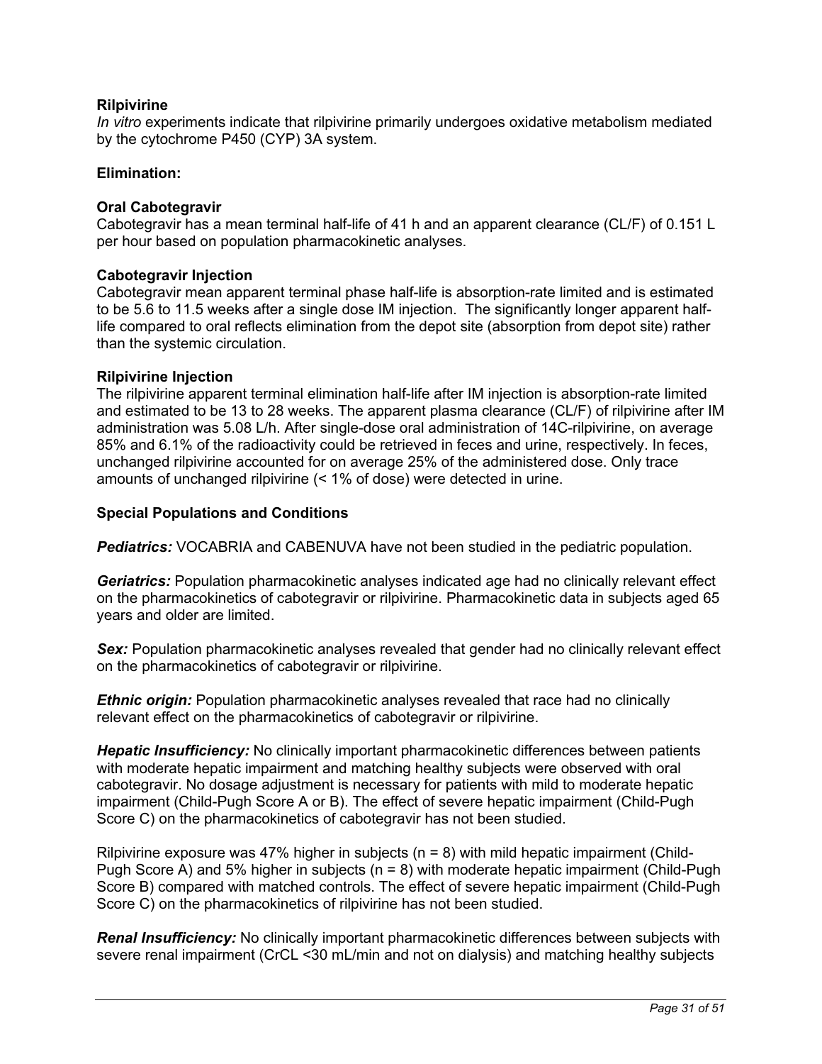**Rilpivirine**

*In vitro* experiments indicate that rilpivirine primarily undergoes oxidative metabolism mediated by the cytochrome P450 (CYP) 3A system.

**Elimination:**

**Oral Cabotegravir**

Cabotegravir has a mean terminal half-life of 41 h and an apparent clearance (CL/F) of 0.151 L per hour based on population pharmacokinetic analyses.

**Cabotegravir Injection**

Cabotegravir mean apparent terminal phase half-life is absorption-rate limited and is estimated to be 5.6 to 11.5 weeks after a single dose IM injection. The significantly longer apparent half-life compared to oral reflects elimination from the depot site (absorption from depot site) rather than the systemic circulation.

**Rilpivirine Injection**

The rilpivirine apparent terminal elimination half-life after IM injection is absorption-rate limited and estimated to be 13 to 28 weeks. The apparent plasma clearance (CL/F) of rilpivirine after IM administration was 5.08 L/h. After single-dose oral administration of 14C-rilpivirine, on average 85% and 6.1% of the radioactivity could be retrieved in feces and urine, respectively. In feces, unchanged rilpivirine accounted for on average 25% of the administered dose. Only trace amounts of unchanged rilpivirine (< 1% of dose) were detected in urine.

**Special Populations and Conditions**

***Pediatrics:*** VOCABRIA and CABENUVA have not been studied in the pediatric population.

***Geriatrics:*** Population pharmacokinetic analyses indicated age had no clinically relevant effect on the pharmacokinetics of cabotegravir or rilpivirine. Pharmacokinetic data in subjects aged 65 years and older are limited.

***Sex:*** Population pharmacokinetic analyses revealed that gender had no clinically relevant effect on the pharmacokinetics of cabotegravir or rilpivirine.

***Ethnic origin:*** Population pharmacokinetic analyses revealed that race had no clinically relevant effect on the pharmacokinetics of cabotegravir or rilpivirine.

***Hepatic Insufficiency:*** No clinically important pharmacokinetic differences between patients with moderate hepatic impairment and matching healthy subjects were observed with oral cabotegravir. No dosage adjustment is necessary for patients with mild to moderate hepatic impairment (Child-Pugh Score A or B). The effect of severe hepatic impairment (Child-Pugh Score C) on the pharmacokinetics of cabotegravir has not been studied.

Rilpivirine exposure was 47% higher in subjects (n = 8) with mild hepatic impairment (Child-Pugh Score A) and 5% higher in subjects (n = 8) with moderate hepatic impairment (Child-Pugh Score B) compared with matched controls. The effect of severe hepatic impairment (Child-Pugh Score C) on the pharmacokinetics of rilpivirine has not been studied.

***Renal Insufficiency:*** No clinically important pharmacokinetic differences between subjects with severe renal impairment (CrCL <30 mL/min and not on dialysis) and matching healthy subjects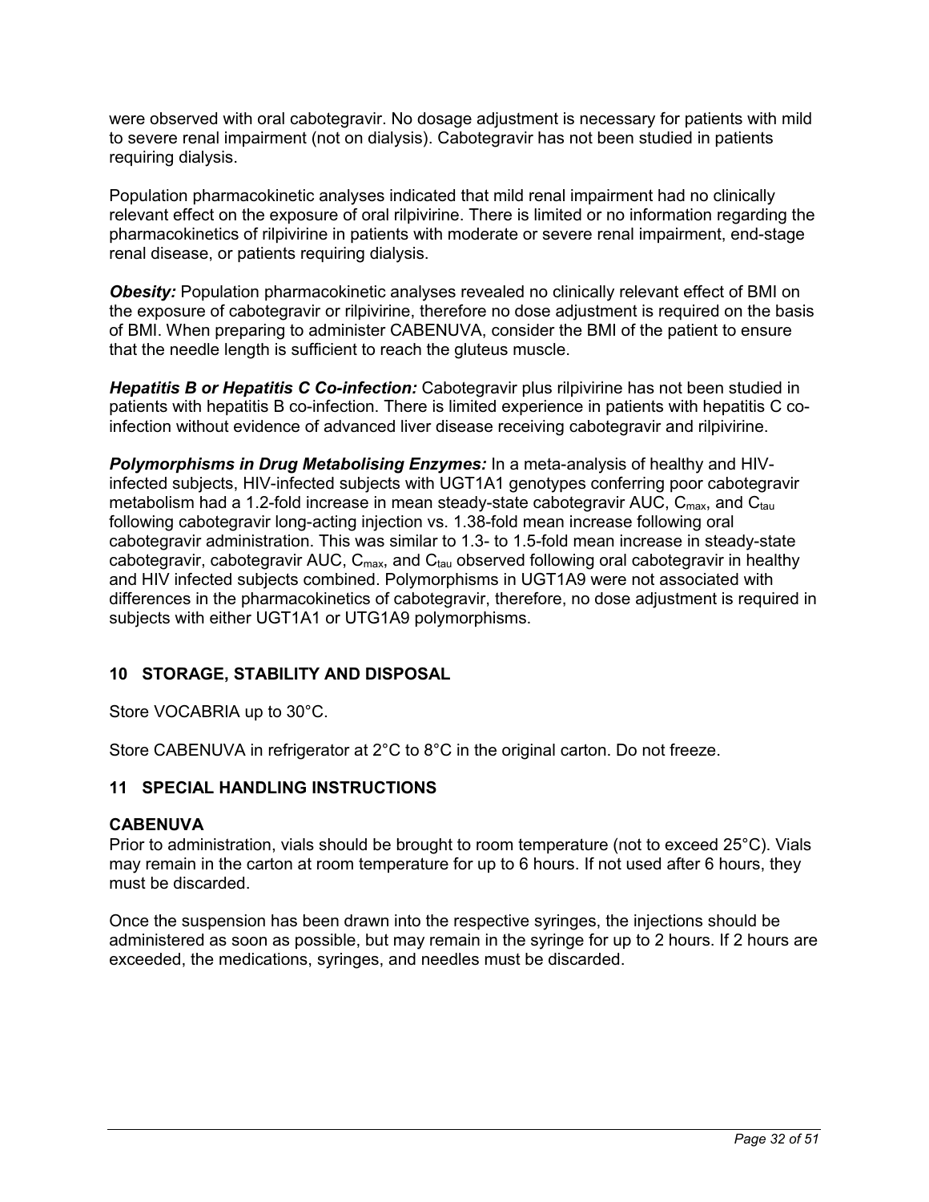were observed with oral cabotegravir. No dosage adjustment is necessary for patients with mild to severe renal impairment (not on dialysis). Cabotegravir has not been studied in patients requiring dialysis.

Population pharmacokinetic analyses indicated that mild renal impairment had no clinically relevant effect on the exposure of oral rilpivirine. There is limited or no information regarding the pharmacokinetics of rilpivirine in patients with moderate or severe renal impairment, end-stage renal disease, or patients requiring dialysis.

***Obesity:*** Population pharmacokinetic analyses revealed no clinically relevant effect of BMI on the exposure of cabotegravir or rilpivirine, therefore no dose adjustment is required on the basis of BMI. When preparing to administer CABENUVA, consider the BMI of the patient to ensure that the needle length is sufficient to reach the gluteus muscle.

***Hepatitis B or Hepatitis C Co-infection:*** Cabotegravir plus rilpivirine has not been studied in patients with hepatitis B co-infection. There is limited experience in patients with hepatitis C co-infection without evidence of advanced liver disease receiving cabotegravir and rilpivirine.

***Polymorphisms in Drug Metabolising Enzymes:*** In a meta-analysis of healthy and HIV-infected subjects, HIV-infected subjects with UGT1A1 genotypes conferring poor cabotegravir metabolism had a 1.2-fold increase in mean steady-state cabotegravir AUC, $C_{max}$, and $C_{tau}$ following cabotegravir long-acting injection vs. 1.38-fold mean increase following oral cabotegravir administration. This was similar to 1.3- to 1.5-fold mean increase in steady-state cabotegravir, cabotegravir AUC, $C_{max}$, and $C_{tau}$ observed following oral cabotegravir in healthy and HIV infected subjects combined. Polymorphisms in UGT1A9 were not associated with differences in the pharmacokinetics of cabotegravir, therefore, no dose adjustment is required in subjects with either UGT1A1 or UTG1A9 polymorphisms.

## 10 STORAGE, STABILITY AND DISPOSAL

Store VOCABRIA up to 30°C.

Store CABENUVA in refrigerator at 2°C to 8°C in the original carton. Do not freeze.

## 11 SPECIAL HANDLING INSTRUCTIONS

### CABENUVA

Prior to administration, vials should be brought to room temperature (not to exceed 25°C). Vials may remain in the carton at room temperature for up to 6 hours. If not used after 6 hours, they must be discarded.

Once the suspension has been drawn into the respective syringes, the injections should be administered as soon as possible, but may remain in the syringe for up to 2 hours. If 2 hours are exceeded, the medications, syringes, and needles must be discarded.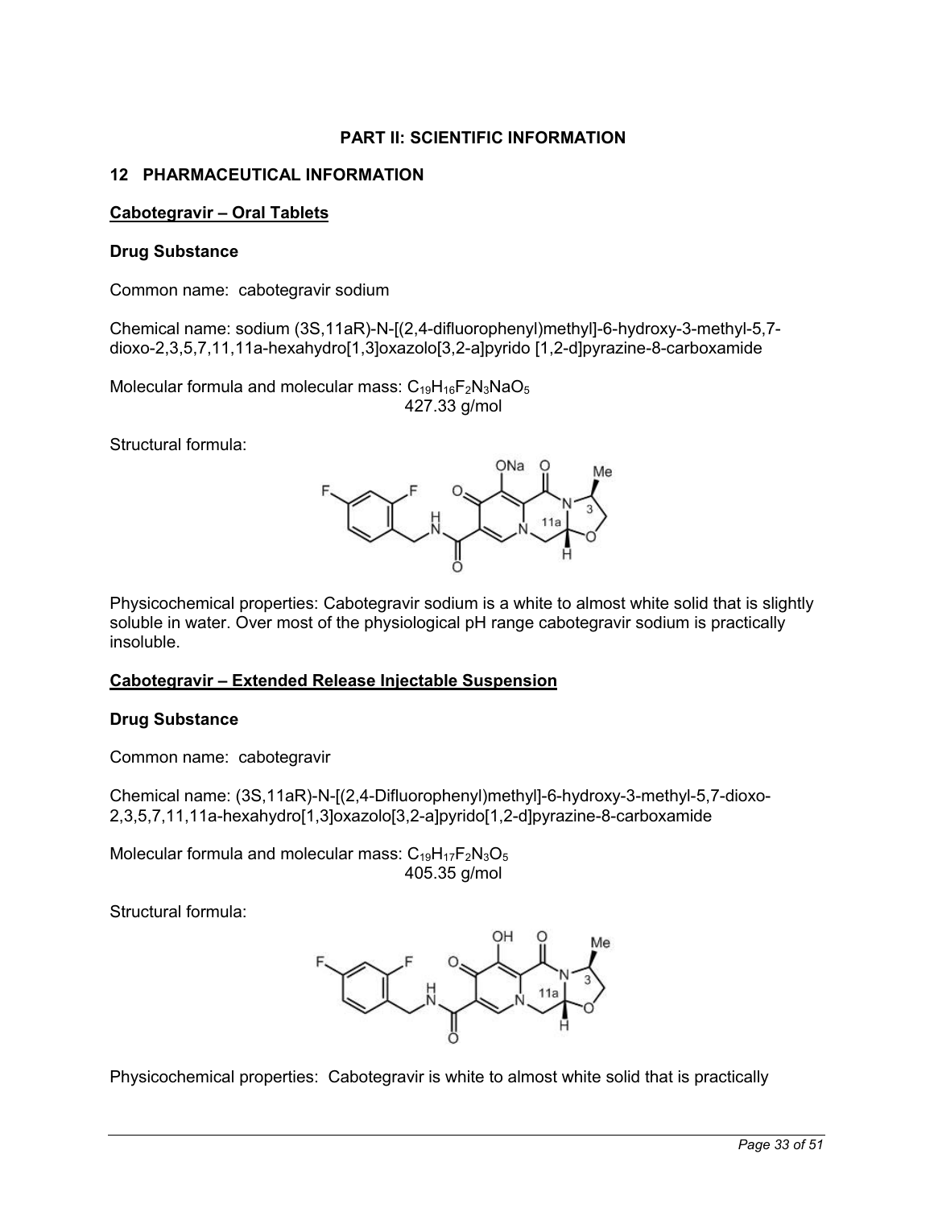## PART II: SCIENTIFIC INFORMATION

## 12 PHARMACEUTICAL INFORMATION

### Cabotegravir – Oral Tablets

**Drug Substance**

Common name: cabotegravir sodium

Chemical name: sodium (3S,11aR)-N-[(2,4-difluorophenyl)methyl]-6-hydroxy-3-methyl-5,7-dioxo-2,3,5,7,11,11a-hexahydro[1,3]oxazolo[3,2-a]pyrido [1,2-d]pyrazine-8-carboxamide

Molecular formula and molecular mass: $C_{19}H_{16}F_2N_3NaO_5$
427.33 g/mol

Structural formula:

Physicochemical properties: Cabotegravir sodium is a white to almost white solid that is slightly soluble in water. Over most of the physiological pH range cabotegravir sodium is practically insoluble.

### Cabotegravir – Extended Release Injectable Suspension

**Drug Substance**

Common name: cabotegravir

Chemical name: (3S,11aR)-N-[(2,4-Difluorophenyl)methyl]-6-hydroxy-3-methyl-5,7-dioxo-2,3,5,7,11,11a-hexahydro[1,3]oxazolo[3,2-a]pyrido[1,2-d]pyrazine-8-carboxamide

Molecular formula and molecular mass: $C_{19}H_{17}F_2N_3O_5$
405.35 g/mol

Structural formula:

Physicochemical properties: Cabotegravir is white to almost white solid that is practically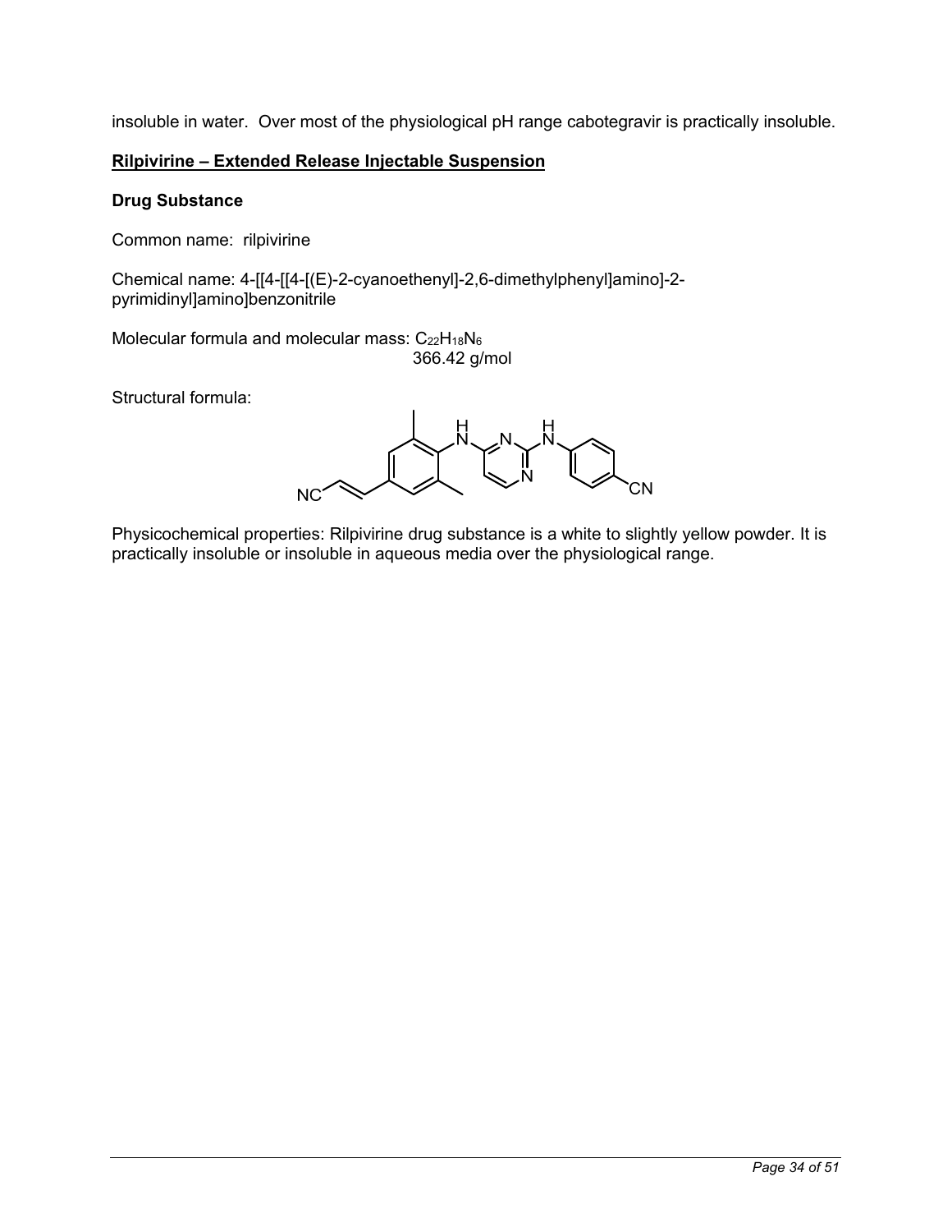insoluble in water. Over most of the physiological pH range cabotegravir is practically insoluble.

**<u>Rilpivirine – Extended Release Injectable Suspension</u>**

**Drug Substance**

Common name: rilpivirine

Chemical name: 4-[[4-[[4-[(E)-2-cyanoethenyl]-2,6-dimethylphenyl]amino]-2-pyrimidinyl]amino]benzonitrile

Molecular formula and molecular mass: $C_{22}H_{18}N_6$
366.42 g/mol

Structural formula:

Physicochemical properties: Rilpivirine drug substance is a white to slightly yellow powder. It is practically insoluble or insoluble in aqueous media over the physiological range.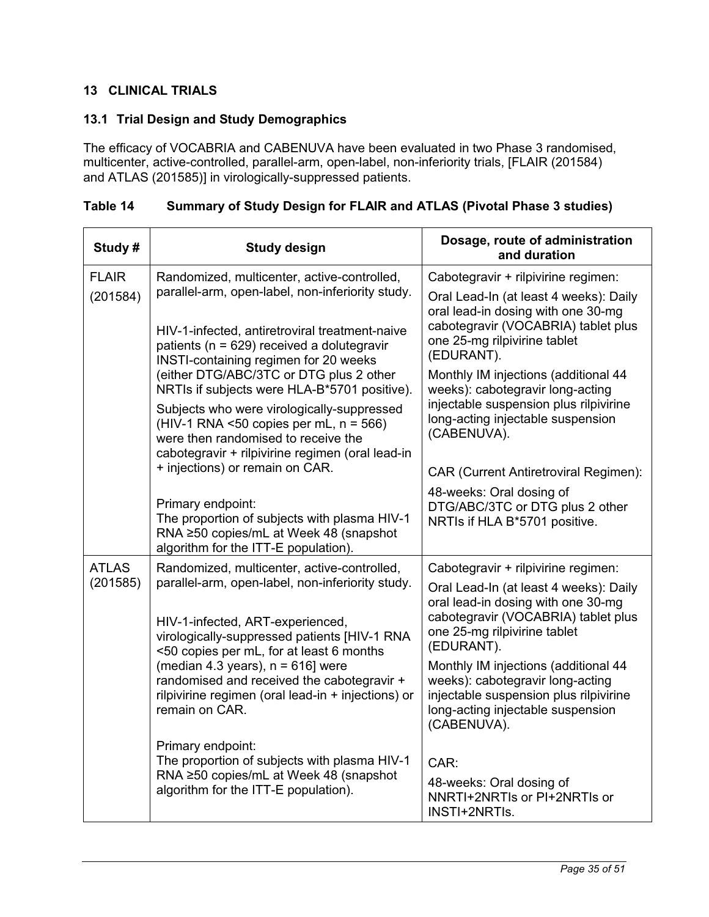## 13 CLINICAL TRIALS

### 13.1 Trial Design and Study Demographics

The efficacy of VOCABRIA and CABENUVA have been evaluated in two Phase 3 randomised, multicenter, active-controlled, parallel-arm, open-label, non-inferiority trials, [FLAIR (201584) and ATLAS (201585)] in virologically-suppressed patients.

**Table 14 Summary of Study Design for FLAIR and ATLAS (Pivotal Phase 3 studies)**

| Study # | Study design | Dosage, route of administration and duration |
|---|---|---|
| FLAIR (201584) | Randomized, multicenter, active-controlled, parallel-arm, open-label, non-inferiority study.<br><br>HIV-1-infected, antiretroviral treatment-naive patients (n = 629) received a dolutegravir INSTI-containing regimen for 20 weeks (either DTG/ABC/3TC or DTG plus 2 other NRTIs if subjects were HLA-B*5701 positive).<br><br>Subjects who were virologically-suppressed (HIV-1 RNA <50 copies per mL, n = 566) were then randomised to receive the cabotegravir + rilpivirine regimen (oral lead-in + injections) or remain on CAR.<br><br>Primary endpoint:<br>The proportion of subjects with plasma HIV-1 RNA ≥50 copies/mL at Week 48 (snapshot algorithm for the ITT-E population). | Cabotegravir + rilpivirine regimen:<br><br>Oral Lead-In (at least 4 weeks): Daily oral lead-in dosing with one 30-mg cabotegravir (VOCABRIA) tablet plus one 25-mg rilpivirine tablet (EDURANT).<br><br>Monthly IM injections (additional 44 weeks): cabotegravir long-acting injectable suspension plus rilpivirine long-acting injectable suspension (CABENUVA).<br><br>CAR (Current Antiretroviral Regimen):<br><br>48-weeks: Oral dosing of DTG/ABC/3TC or DTG plus 2 other NRTIs if HLA B*5701 positive. |
| ATLAS (201585) | Randomized, multicenter, active-controlled, parallel-arm, open-label, non-inferiority study.<br><br>HIV-1-infected, ART-experienced, virologically-suppressed patients [HIV-1 RNA <50 copies per mL, for at least 6 months (median 4.3 years), n = 616] were randomised and received the cabotegravir + rilpivirine regimen (oral lead-in + injections) or remain on CAR.<br><br>Primary endpoint:<br>The proportion of subjects with plasma HIV-1 RNA ≥50 copies/mL at Week 48 (snapshot algorithm for the ITT-E population). | Cabotegravir + rilpivirine regimen:<br><br>Oral Lead-In (at least 4 weeks): Daily oral lead-in dosing with one 30-mg cabotegravir (VOCABRIA) tablet plus one 25-mg rilpivirine tablet (EDURANT).<br><br>Monthly IM injections (additional 44 weeks): cabotegravir long-acting injectable suspension plus rilpivirine long-acting injectable suspension (CABENUVA).<br><br>CAR:<br><br>48-weeks: Oral dosing of NNRTI+2NRTIs or PI+2NRTIs or INSTI+2NRTIs. |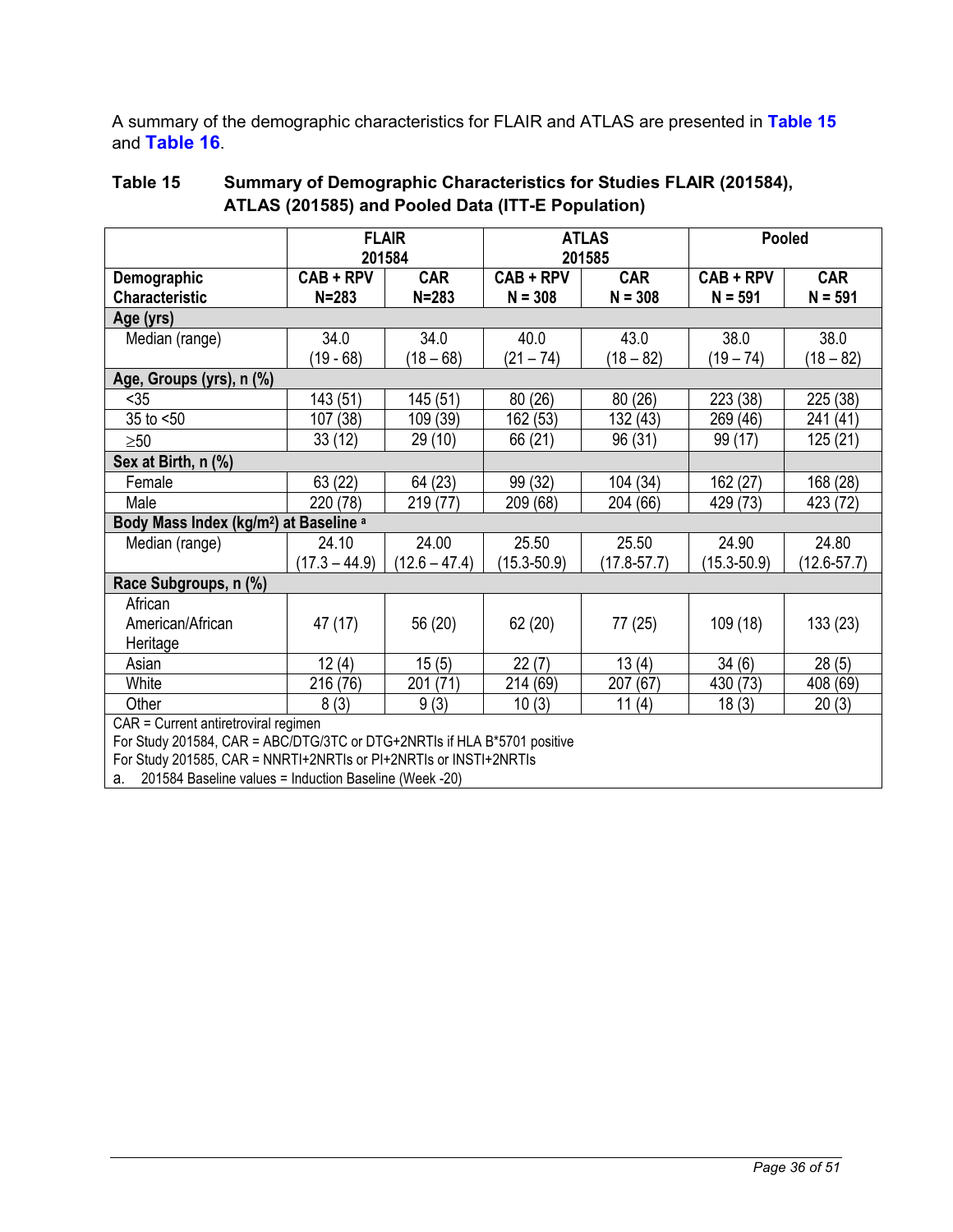A summary of the demographic characteristics for FLAIR and ATLAS are presented in **Table 15** and **Table 16**.

**Table 15 Summary of Demographic Characteristics for Studies FLAIR (201584), ATLAS (201585) and Pooled Data (ITT-E Population)**

| | FLAIR 201584 | | ATLAS 201585 | | Pooled | |
|---|---|---|---|---|---|---|
| **Demographic Characteristic** | **CAB + RPV N=283** | **CAR N=283** | **CAB + RPV N = 308** | **CAR N = 308** | **CAB + RPV N = 591** | **CAR N = 591** |
| **Age (yrs)** | | | | | | |
| Median (range) | 34.0 (19 - 68) | 34.0 (18 – 68) | 40.0 (21 – 74) | 43.0 (18 – 82) | 38.0 (19 – 74) | 38.0 (18 – 82) |
| **Age, Groups (yrs), n (%)** | | | | | | |
| <35 | 143 (51) | 145 (51) | 80 (26) | 80 (26) | 223 (38) | 225 (38) |
| 35 to <50 | 107 (38) | 109 (39) | 162 (53) | 132 (43) | 269 (46) | 241 (41) |
| ≥50 | 33 (12) | 29 (10) | 66 (21) | 96 (31) | 99 (17) | 125 (21) |
| **Sex at Birth, n (%)** | | | | | | |
| Female | 63 (22) | 64 (23) | 99 (32) | 104 (34) | 162 (27) | 168 (28) |
| Male | 220 (78) | 219 (77) | 209 (68) | 204 (66) | 429 (73) | 423 (72) |
| **Body Mass Index (kg/m²) at Baseline [a]** | | | | | | |
| Median (range) | 24.10 (17.3 – 44.9) | 24.00 (12.6 – 47.4) | 25.50 (15.3-50.9) | 25.50 (17.8-57.7) | 24.90 (15.3-50.9) | 24.80 (12.6-57.7) |
| **Race Subgroups, n (%)** | | | | | | |
| African American/African Heritage | 47 (17) | 56 (20) | 62 (20) | 77 (25) | 109 (18) | 133 (23) |
| Asian | 12 (4) | 15 (5) | 22 (7) | 13 (4) | 34 (6) | 28 (5) |
| White | 216 (76) | 201 (71) | 214 (69) | 207 (67) | 430 (73) | 408 (69) |
| Other | 8 (3) | 9 (3) | 10 (3) | 11 (4) | 18 (3) | 20 (3) |

CAR = Current antiretroviral regimen
For Study 201584, CAR = ABC/DTG/3TC or DTG+2NRTIs if HLA B*5701 positive
For Study 201585, CAR = NNRTI+2NRTIs or PI+2NRTIs or INSTI+2NRTIs
a. 201584 Baseline values = Induction Baseline (Week -20)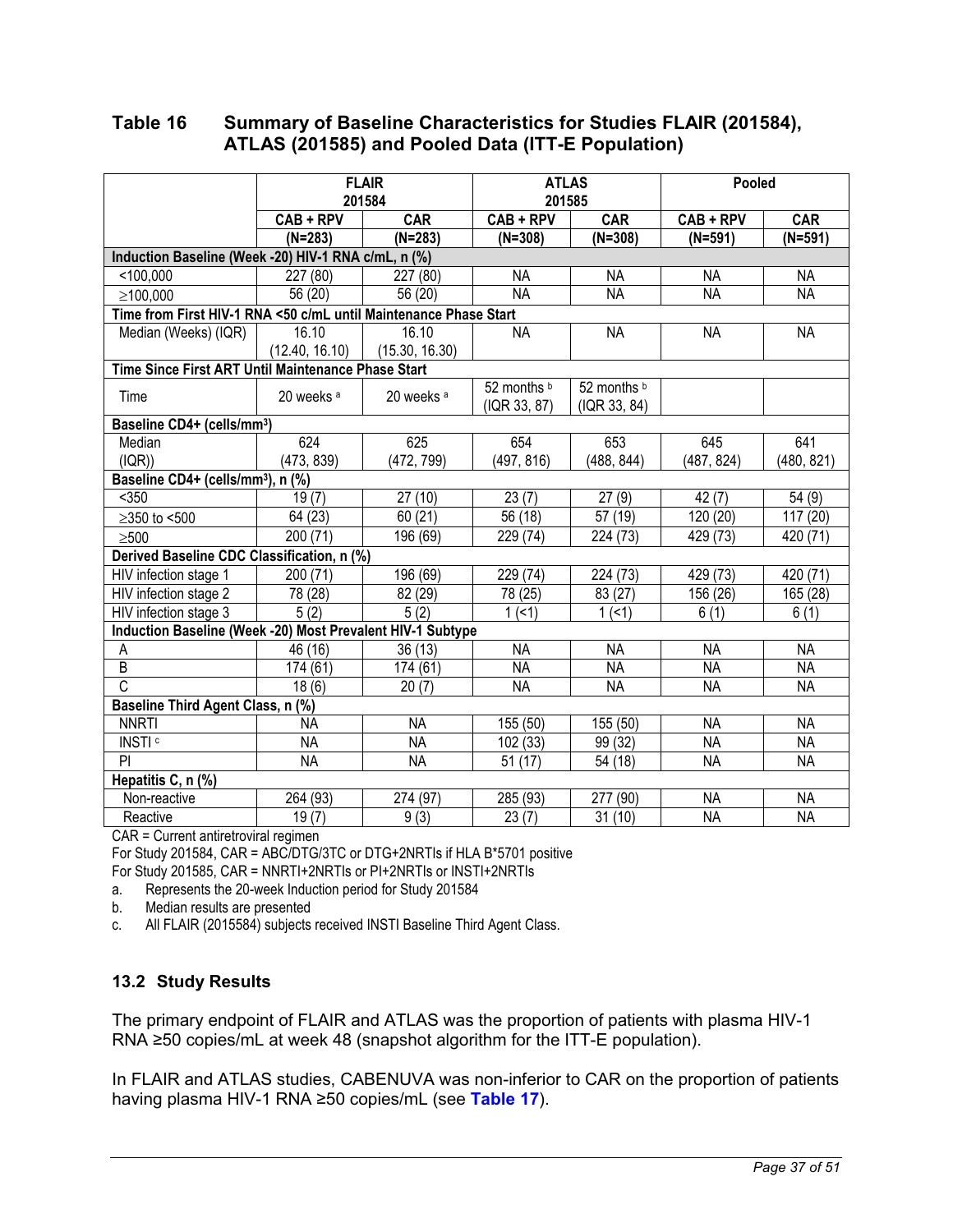## Table 16 Summary of Baseline Characteristics for Studies FLAIR (201584), ATLAS (201585) and Pooled Data (ITT-E Population)

| | FLAIR 201584 | | ATLAS 201585 | | Pooled | |
|---|---|---|---|---|---|---|
| | CAB + RPV (N=283) | CAR (N=283) | CAB + RPV (N=308) | CAR (N=308) | CAB + RPV (N=591) | CAR (N=591) |
| **Induction Baseline (Week -20) HIV-1 RNA c/mL, n (%)** | | | | | | |
| <100,000 | 227 (80) | 227 (80) | NA | NA | NA | NA |
| ≥100,000 | 56 (20) | 56 (20) | NA | NA | NA | NA |
| **Time from First HIV-1 RNA <50 c/mL until Maintenance Phase Start** | | | | | | |
| Median (Weeks) (IQR) | 16.10 (12.40, 16.10) | 16.10 (15.30, 16.30) | NA | NA | NA | NA |
| **Time Since First ART Until Maintenance Phase Start** | | | | | | |
| Time | 20 weeks [a] | 20 weeks [a] | 52 months [b] (IQR 33, 87) | 52 months [b] (IQR 33, 84) | | |
| **Baseline CD4+ (cells/mm³)** | | | | | | |
| Median (IQR)) | 624 (473, 839) | 625 (472, 799) | 654 (497, 816) | 653 (488, 844) | 645 (487, 824) | 641 (480, 821) |
| **Baseline CD4+ (cells/mm³), n (%)** | | | | | | |
| <350 | 19 (7) | 27 (10) | 23 (7) | 27 (9) | 42 (7) | 54 (9) |
| ≥350 to <500 | 64 (23) | 60 (21) | 56 (18) | 57 (19) | 120 (20) | 117 (20) |
| ≥500 | 200 (71) | 196 (69) | 229 (74) | 224 (73) | 429 (73) | 420 (71) |
| **Derived Baseline CDC Classification, n (%)** | | | | | | |
| HIV infection stage 1 | 200 (71) | 196 (69) | 229 (74) | 224 (73) | 429 (73) | 420 (71) |
| HIV infection stage 2 | 78 (28) | 82 (29) | 78 (25) | 83 (27) | 156 (26) | 165 (28) |
| HIV infection stage 3 | 5 (2) | 5 (2) | 1 (<1) | 1 (<1) | 6 (1) | 6 (1) |
| **Induction Baseline (Week -20) Most Prevalent HIV-1 Subtype** | | | | | | |
| A | 46 (16) | 36 (13) | NA | NA | NA | NA |
| B | 174 (61) | 174 (61) | NA | NA | NA | NA |
| C | 18 (6) | 20 (7) | NA | NA | NA | NA |
| **Baseline Third Agent Class, n (%)** | | | | | | |
| NNRTI | NA | NA | 155 (50) | 155 (50) | NA | NA |
| INSTI [c] | NA | NA | 102 (33) | 99 (32) | NA | NA |
| PI | NA | NA | 51 (17) | 54 (18) | NA | NA |
| **Hepatitis C, n (%)** | | | | | | |
| Non-reactive | 264 (93) | 274 (97) | 285 (93) | 277 (90) | NA | NA |
| Reactive | 19 (7) | 9 (3) | 23 (7) | 31 (10) | NA | NA |

CAR = Current antiretroviral regimen
For Study 201584, CAR = ABC/DTG/3TC or DTG+2NRTIs if HLA B*5701 positive
For Study 201585, CAR = NNRTI+2NRTIs or PI+2NRTIs or INSTI+2NRTIs
a. Represents the 20-week Induction period for Study 201584
b. Median results are presented
c. All FLAIR (2015584) subjects received INSTI Baseline Third Agent Class.

### 13.2 Study Results

The primary endpoint of FLAIR and ATLAS was the proportion of patients with plasma HIV-1 RNA ≥50 copies/mL at week 48 (snapshot algorithm for the ITT-E population).

In FLAIR and ATLAS studies, CABENUVA was non-inferior to CAR on the proportion of patients having plasma HIV-1 RNA ≥50 copies/mL (see **Table 17**).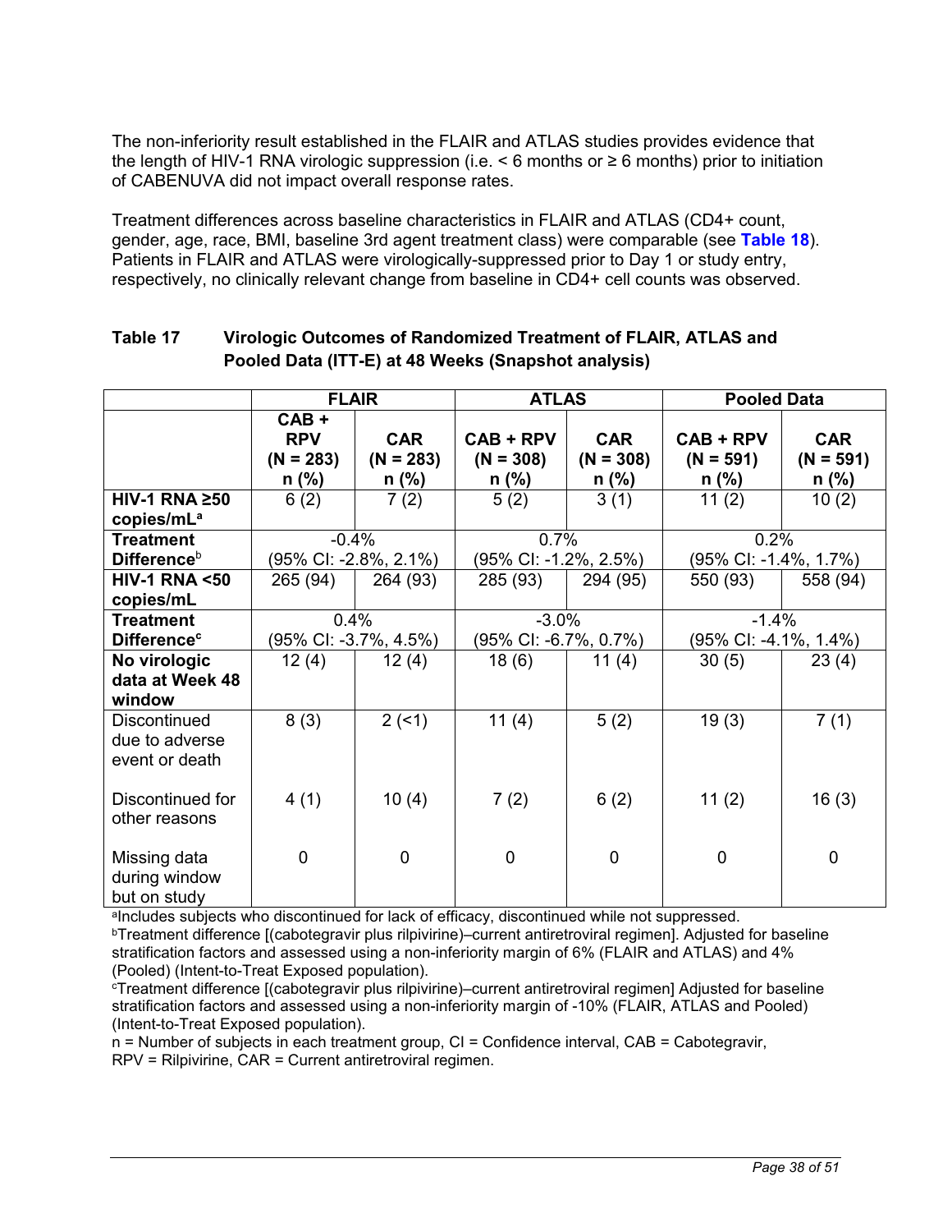The non-inferiority result established in the FLAIR and ATLAS studies provides evidence that the length of HIV-1 RNA virologic suppression (i.e. < 6 months or ≥ 6 months) prior to initiation of CABENUVA did not impact overall response rates.

Treatment differences across baseline characteristics in FLAIR and ATLAS (CD4+ count, gender, age, race, BMI, baseline 3rd agent treatment class) were comparable (see **Table 18**). Patients in FLAIR and ATLAS were virologically-suppressed prior to Day 1 or study entry, respectively, no clinically relevant change from baseline in CD4+ cell counts was observed.

**Table 17 Virologic Outcomes of Randomized Treatment of FLAIR, ATLAS and Pooled Data (ITT-E) at 48 Weeks (Snapshot analysis)**

| | **FLAIR** | | **ATLAS** | | **Pooled Data** | |
|---|---|---|---|---|---|---|
| | **CAB + RPV (N = 283) n (%)** | **CAR (N = 283) n (%)** | **CAB + RPV (N = 308) n (%)** | **CAR (N = 308) n (%)** | **CAB + RPV (N = 591) n (%)** | **CAR (N = 591) n (%)** |
| **HIV-1 RNA ≥50 copies/mL**[a] | 6 (2) | 7 (2) | 5 (2) | 3 (1) | 11 (2) | 10 (2) |
| **Treatment Difference**[b] | -0.4% (95% CI: -2.8%, 2.1%) | | 0.7% (95% CI: -1.2%, 2.5%) | | 0.2% (95% CI: -1.4%, 1.7%) | |
| **HIV-1 RNA <50 copies/mL** | 265 (94) | 264 (93) | 285 (93) | 294 (95) | 550 (93) | 558 (94) |
| **Treatment Difference**[c] | 0.4% (95% CI: -3.7%, 4.5%) | | -3.0% (95% CI: -6.7%, 0.7%) | | -1.4% (95% CI: -4.1%, 1.4%) | |
| **No virologic data at Week 48 window** | 12 (4) | 12 (4) | 18 (6) | 11 (4) | 30 (5) | 23 (4) |
| Discontinued due to adverse event or death | 8 (3) | 2 (<1) | 11 (4) | 5 (2) | 19 (3) | 7 (1) |
| Discontinued for other reasons | 4 (1) | 10 (4) | 7 (2) | 6 (2) | 11 (2) | 16 (3) |
| Missing data during window but on study | 0 | 0 | 0 | 0 | 0 | 0 |

[a]Includes subjects who discontinued for lack of efficacy, discontinued while not suppressed.
[b]Treatment difference [(cabotegravir plus rilpivirine)–current antiretroviral regimen]. Adjusted for baseline stratification factors and assessed using a non-inferiority margin of 6% (FLAIR and ATLAS) and 4% (Pooled) (Intent-to-Treat Exposed population).
[c]Treatment difference [(cabotegravir plus rilpivirine)–current antiretroviral regimen] Adjusted for baseline stratification factors and assessed using a non-inferiority margin of -10% (FLAIR, ATLAS and Pooled) (Intent-to-Treat Exposed population).
n = Number of subjects in each treatment group, CI = Confidence interval, CAB = Cabotegravir, RPV = Rilpivirine, CAR = Current antiretroviral regimen.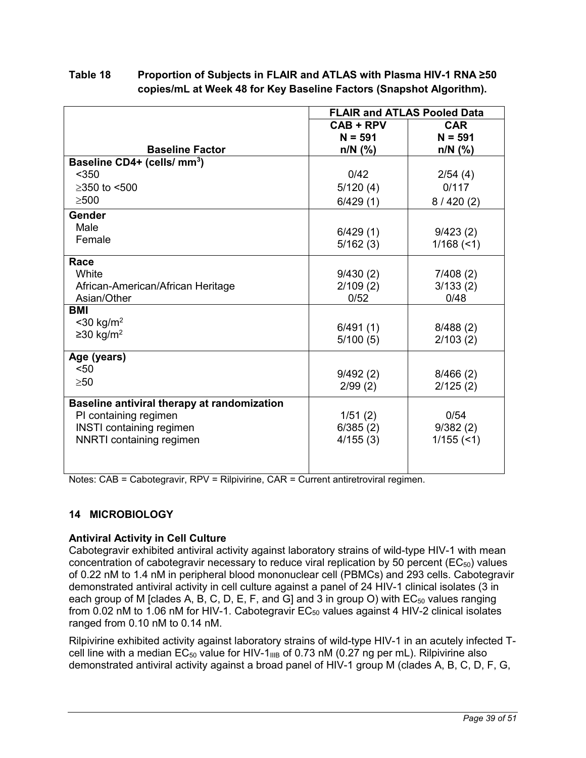**Table 18 Proportion of Subjects in FLAIR and ATLAS with Plasma HIV-1 RNA ≥50 copies/mL at Week 48 for Key Baseline Factors (Snapshot Algorithm).**

| | FLAIR and ATLAS Pooled Data | |
|---|---|---|
| **Baseline Factor** | **CAB + RPV N = 591 n/N (%)** | **CAR N = 591 n/N (%)** |
| **Baseline CD4+ (cells/ mm$^3$)** | | |
| <350 | 0/42 | 2/54 (4) |
| ≥350 to <500 | 5/120 (4) | 0/117 |
| ≥500 | 6/429 (1) | 8 / 420 (2) |
| **Gender** | | |
| Male | 6/429 (1) | 9/423 (2) |
| Female | 5/162 (3) | 1/168 (<1) |
| **Race** | | |
| White | 9/430 (2) | 7/408 (2) |
| African-American/African Heritage | 2/109 (2) | 3/133 (2) |
| Asian/Other | 0/52 | 0/48 |
| **BMI** | | |
| <30 kg/m$^2$ | 6/491 (1) | 8/488 (2) |
| ≥30 kg/m$^2$ | 5/100 (5) | 2/103 (2) |
| **Age (years)** | | |
| <50 | 9/492 (2) | 8/466 (2) |
| ≥50 | 2/99 (2) | 2/125 (2) |
| **Baseline antiviral therapy at randomization** | | |
| PI containing regimen | 1/51 (2) | 0/54 |
| INSTI containing regimen | 6/385 (2) | 9/382 (2) |
| NNRTI containing regimen | 4/155 (3) | 1/155 (<1) |

Notes: CAB = Cabotegravir, RPV = Rilpivirine, CAR = Current antiretroviral regimen.

## 14 MICROBIOLOGY

### Antiviral Activity in Cell Culture

Cabotegravir exhibited antiviral activity against laboratory strains of wild-type HIV-1 with mean concentration of cabotegravir necessary to reduce viral replication by 50 percent ($EC_{50}$) values of 0.22 nM to 1.4 nM in peripheral blood mononuclear cell (PBMCs) and 293 cells. Cabotegravir demonstrated antiviral activity in cell culture against a panel of 24 HIV-1 clinical isolates (3 in each group of M [clades A, B, C, D, E, F, and G] and 3 in group O) with $EC_{50}$ values ranging from 0.02 nM to 1.06 nM for HIV-1. Cabotegravir $EC_{50}$ values against 4 HIV-2 clinical isolates ranged from 0.10 nM to 0.14 nM.

Rilpivirine exhibited activity against laboratory strains of wild-type HIV-1 in an acutely infected T-cell line with a median $EC_{50}$ value for HIV-$1_{IIIB}$ of 0.73 nM (0.27 ng per mL). Rilpivirine also demonstrated antiviral activity against a broad panel of HIV-1 group M (clades A, B, C, D, F, G,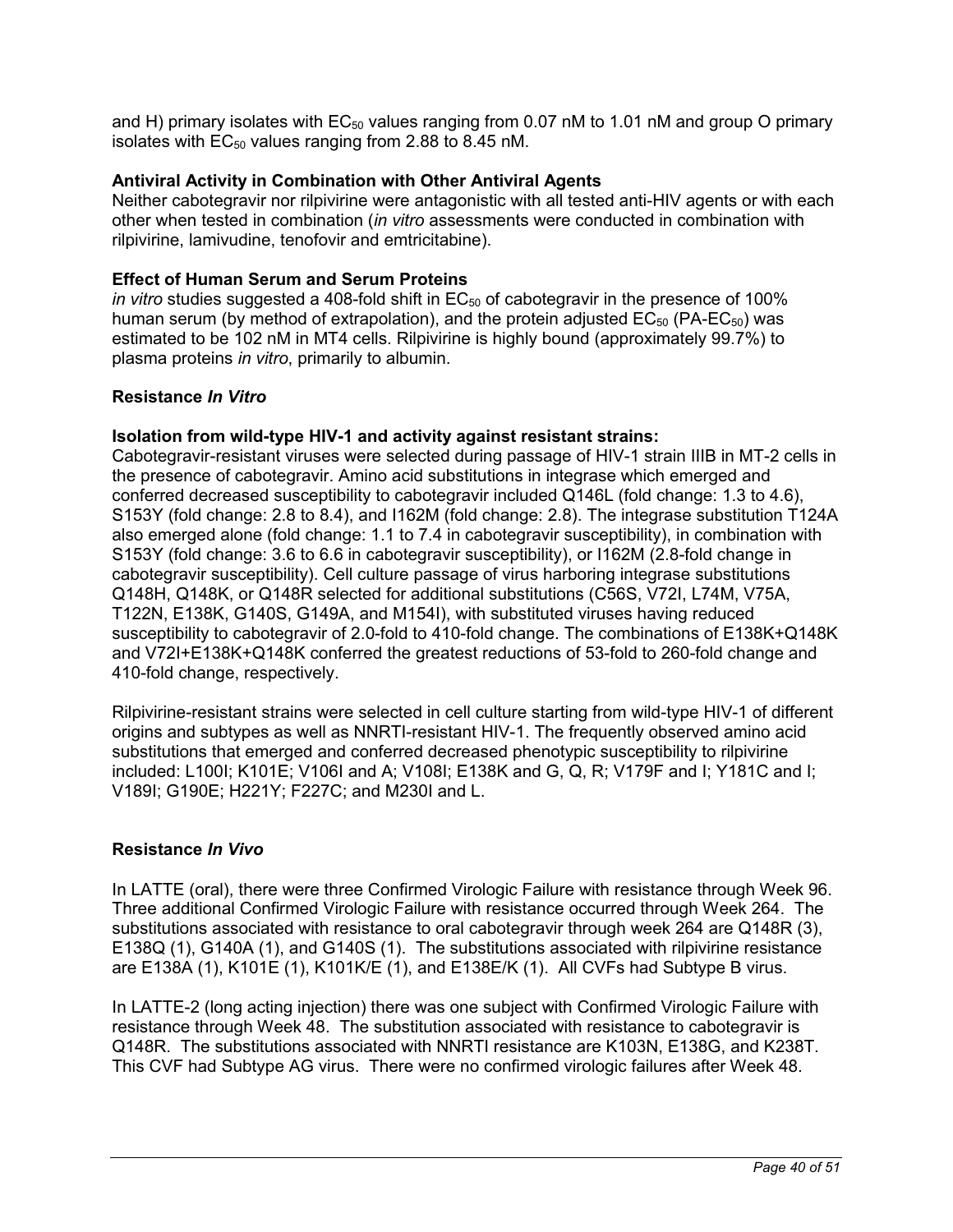and H) primary isolates with $EC_{50}$ values ranging from 0.07 nM to 1.01 nM and group O primary isolates with $EC_{50}$ values ranging from 2.88 to 8.45 nM.

**Antiviral Activity in Combination with Other Antiviral Agents**

Neither cabotegravir nor rilpivirine were antagonistic with all tested anti-HIV agents or with each other when tested in combination (*in vitro* assessments were conducted in combination with rilpivirine, lamivudine, tenofovir and emtricitabine).

**Effect of Human Serum and Serum Proteins**

*in vitro* studies suggested a 408-fold shift in $EC_{50}$ of cabotegravir in the presence of 100% human serum (by method of extrapolation), and the protein adjusted $EC_{50}$ (PA-$EC_{50}$) was estimated to be 102 nM in MT4 cells. Rilpivirine is highly bound (approximately 99.7%) to plasma proteins *in vitro*, primarily to albumin.

## Resistance *In Vitro*

**Isolation from wild-type HIV-1 and activity against resistant strains:**

Cabotegravir-resistant viruses were selected during passage of HIV-1 strain IIIB in MT-2 cells in the presence of cabotegravir. Amino acid substitutions in integrase which emerged and conferred decreased susceptibility to cabotegravir included Q146L (fold change: 1.3 to 4.6), S153Y (fold change: 2.8 to 8.4), and I162M (fold change: 2.8). The integrase substitution T124A also emerged alone (fold change: 1.1 to 7.4 in cabotegravir susceptibility), in combination with S153Y (fold change: 3.6 to 6.6 in cabotegravir susceptibility), or I162M (2.8-fold change in cabotegravir susceptibility). Cell culture passage of virus harboring integrase substitutions Q148H, Q148K, or Q148R selected for additional substitutions (C56S, V72I, L74M, V75A, T122N, E138K, G140S, G149A, and M154I), with substituted viruses having reduced susceptibility to cabotegravir of 2.0-fold to 410-fold change. The combinations of E138K+Q148K and V72I+E138K+Q148K conferred the greatest reductions of 53-fold to 260-fold change and 410-fold change, respectively.

Rilpivirine-resistant strains were selected in cell culture starting from wild-type HIV-1 of different origins and subtypes as well as NNRTI-resistant HIV-1. The frequently observed amino acid substitutions that emerged and conferred decreased phenotypic susceptibility to rilpivirine included: L100I; K101E; V106I and A; V108I; E138K and G, Q, R; V179F and I; Y181C and I; V189I; G190E; H221Y; F227C; and M230I and L.

## Resistance *In Vivo*

In LATTE (oral), there were three Confirmed Virologic Failure with resistance through Week 96. Three additional Confirmed Virologic Failure with resistance occurred through Week 264. The substitutions associated with resistance to oral cabotegravir through week 264 are Q148R (3), E138Q (1), G140A (1), and G140S (1). The substitutions associated with rilpivirine resistance are E138A (1), K101E (1), K101K/E (1), and E138E/K (1). All CVFs had Subtype B virus.

In LATTE-2 (long acting injection) there was one subject with Confirmed Virologic Failure with resistance through Week 48. The substitution associated with resistance to cabotegravir is Q148R. The substitutions associated with NNRTI resistance are K103N, E138G, and K238T. This CVF had Subtype AG virus. There were no confirmed virologic failures after Week 48.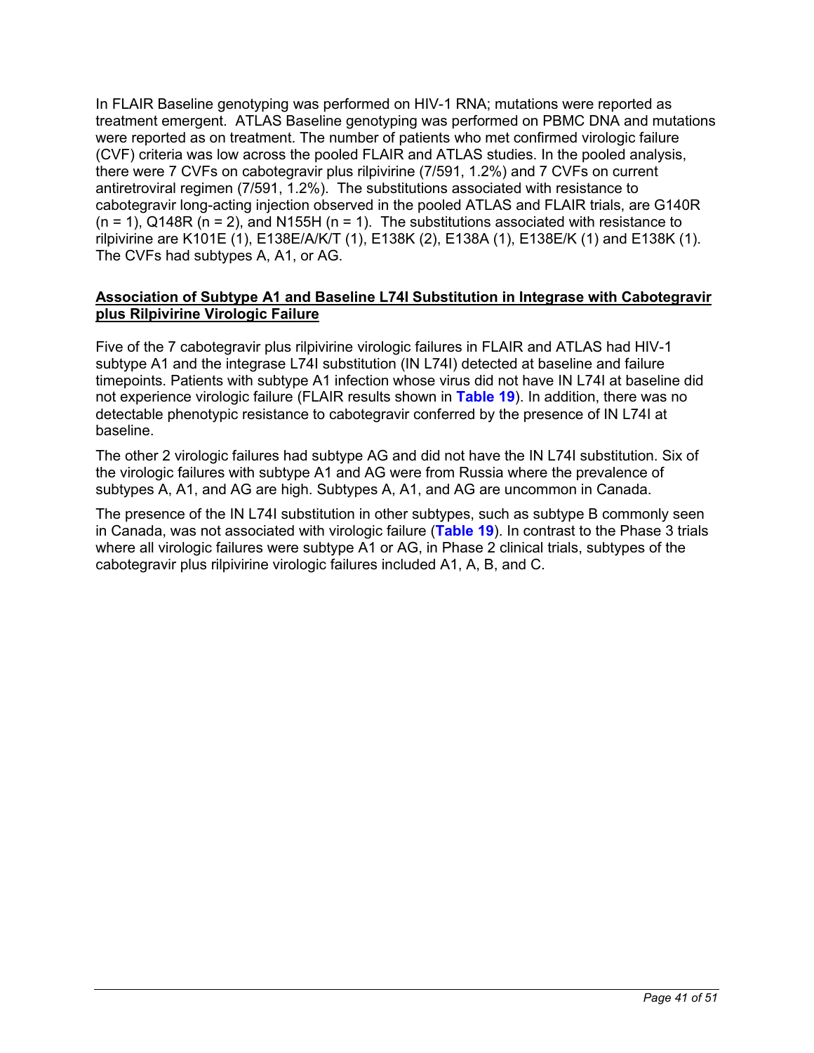In FLAIR Baseline genotyping was performed on HIV-1 RNA; mutations were reported as treatment emergent. ATLAS Baseline genotyping was performed on PBMC DNA and mutations were reported as on treatment. The number of patients who met confirmed virologic failure (CVF) criteria was low across the pooled FLAIR and ATLAS studies. In the pooled analysis, there were 7 CVFs on cabotegravir plus rilpivirine (7/591, 1.2%) and 7 CVFs on current antiretroviral regimen (7/591, 1.2%). The substitutions associated with resistance to cabotegravir long-acting injection observed in the pooled ATLAS and FLAIR trials, are G140R (n = 1), Q148R (n = 2), and N155H (n = 1). The substitutions associated with resistance to rilpivirine are K101E (1), E138E/A/K/T (1), E138K (2), E138A (1), E138E/K (1) and E138K (1). The CVFs had subtypes A, A1, or AG.

**Association of Subtype A1 and Baseline L74I Substitution in Integrase with Cabotegravir plus Rilpivirine Virologic Failure**

Five of the 7 cabotegravir plus rilpivirine virologic failures in FLAIR and ATLAS had HIV-1 subtype A1 and the integrase L74I substitution (IN L74I) detected at baseline and failure timepoints. Patients with subtype A1 infection whose virus did not have IN L74I at baseline did not experience virologic failure (FLAIR results shown in **Table 19**). In addition, there was no detectable phenotypic resistance to cabotegravir conferred by the presence of IN L74I at baseline.

The other 2 virologic failures had subtype AG and did not have the IN L74I substitution. Six of the virologic failures with subtype A1 and AG were from Russia where the prevalence of subtypes A, A1, and AG are high. Subtypes A, A1, and AG are uncommon in Canada.

The presence of the IN L74I substitution in other subtypes, such as subtype B commonly seen in Canada, was not associated with virologic failure (**Table 19**). In contrast to the Phase 3 trials where all virologic failures were subtype A1 or AG, in Phase 2 clinical trials, subtypes of the cabotegravir plus rilpivirine virologic failures included A1, A, B, and C.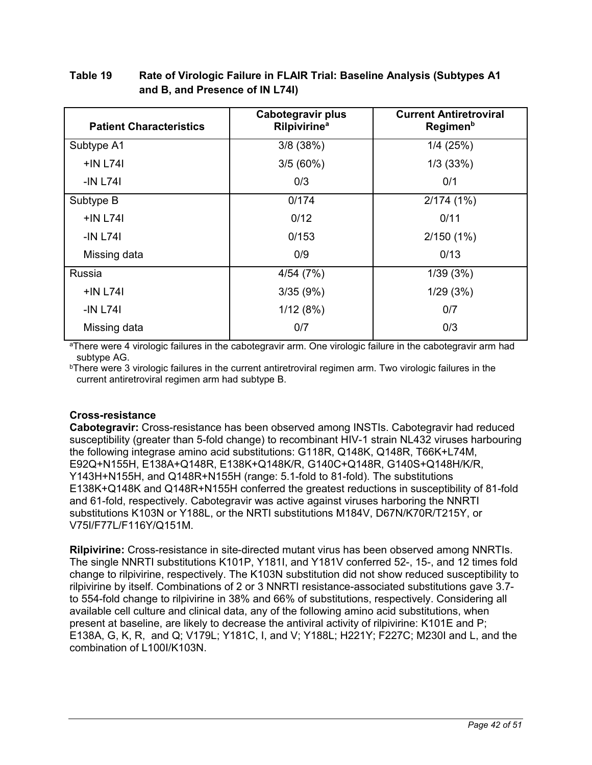**Table 19 Rate of Virologic Failure in FLAIR Trial: Baseline Analysis (Subtypes A1 and B, and Presence of IN L74I)**

| Patient Characteristics | Cabotegravir plus Rilpivirine[a] | Current Antiretroviral Regimen[b] |
|---|---|---|
| Subtype A1 | 3/8 (38%) | 1/4 (25%) |
| +IN L74I | 3/5 (60%) | 1/3 (33%) |
| -IN L74I | 0/3 | 0/1 |
| Subtype B | 0/174 | 2/174 (1%) |
| +IN L74I | 0/12 | 0/11 |
| -IN L74I | 0/153 | 2/150 (1%) |
| Missing data | 0/9 | 0/13 |
| Russia | 4/54 (7%) | 1/39 (3%) |
| +IN L74I | 3/35 (9%) | 1/29 (3%) |
| -IN L74I | 1/12 (8%) | 0/7 |
| Missing data | 0/7 | 0/3 |

[a]There were 4 virologic failures in the cabotegravir arm. One virologic failure in the cabotegravir arm had subtype AG.
[b]There were 3 virologic failures in the current antiretroviral regimen arm. Two virologic failures in the current antiretroviral regimen arm had subtype B.

**Cross-resistance**

**Cabotegravir:** Cross-resistance has been observed among INSTIs. Cabotegravir had reduced susceptibility (greater than 5-fold change) to recombinant HIV-1 strain NL432 viruses harbouring the following integrase amino acid substitutions: G118R, Q148K, Q148R, T66K+L74M, E92Q+N155H, E138A+Q148R, E138K+Q148K/R, G140C+Q148R, G140S+Q148H/K/R, Y143H+N155H, and Q148R+N155H (range: 5.1-fold to 81-fold). The substitutions E138K+Q148K and Q148R+N155H conferred the greatest reductions in susceptibility of 81-fold and 61-fold, respectively. Cabotegravir was active against viruses harboring the NNRTI substitutions K103N or Y188L, or the NRTI substitutions M184V, D67N/K70R/T215Y, or V75I/F77L/F116Y/Q151M.

**Rilpivirine:** Cross-resistance in site-directed mutant virus has been observed among NNRTIs. The single NNRTI substitutions K101P, Y181I, and Y181V conferred 52-, 15-, and 12 times fold change to rilpivirine, respectively. The K103N substitution did not show reduced susceptibility to rilpivirine by itself. Combinations of 2 or 3 NNRTI resistance-associated substitutions gave 3.7- to 554-fold change to rilpivirine in 38% and 66% of substitutions, respectively. Considering all available cell culture and clinical data, any of the following amino acid substitutions, when present at baseline, are likely to decrease the antiviral activity of rilpivirine: K101E and P; E138A, G, K, R, and Q; V179L; Y181C, I, and V; Y188L; H221Y; F227C; M230I and L, and the combination of L100I/K103N.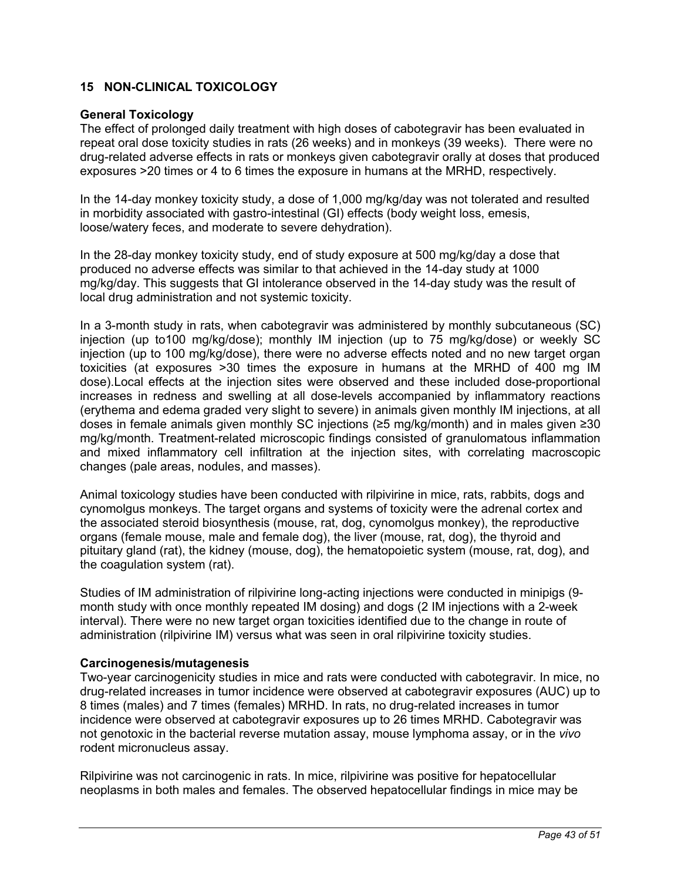## 15 NON-CLINICAL TOXICOLOGY

**General Toxicology**
The effect of prolonged daily treatment with high doses of cabotegravir has been evaluated in repeat oral dose toxicity studies in rats (26 weeks) and in monkeys (39 weeks). There were no drug-related adverse effects in rats or monkeys given cabotegravir orally at doses that produced exposures >20 times or 4 to 6 times the exposure in humans at the MRHD, respectively.

In the 14-day monkey toxicity study, a dose of 1,000 mg/kg/day was not tolerated and resulted in morbidity associated with gastro-intestinal (GI) effects (body weight loss, emesis, loose/watery feces, and moderate to severe dehydration).

In the 28-day monkey toxicity study, end of study exposure at 500 mg/kg/day a dose that produced no adverse effects was similar to that achieved in the 14-day study at 1000 mg/kg/day. This suggests that GI intolerance observed in the 14-day study was the result of local drug administration and not systemic toxicity.

In a 3-month study in rats, when cabotegravir was administered by monthly subcutaneous (SC) injection (up to100 mg/kg/dose); monthly IM injection (up to 75 mg/kg/dose) or weekly SC injection (up to 100 mg/kg/dose), there were no adverse effects noted and no new target organ toxicities (at exposures >30 times the exposure in humans at the MRHD of 400 mg IM dose).Local effects at the injection sites were observed and these included dose-proportional increases in redness and swelling at all dose-levels accompanied by inflammatory reactions (erythema and edema graded very slight to severe) in animals given monthly IM injections, at all doses in female animals given monthly SC injections (≥5 mg/kg/month) and in males given ≥30 mg/kg/month. Treatment-related microscopic findings consisted of granulomatous inflammation and mixed inflammatory cell infiltration at the injection sites, with correlating macroscopic changes (pale areas, nodules, and masses).

Animal toxicology studies have been conducted with rilpivirine in mice, rats, rabbits, dogs and cynomolgus monkeys. The target organs and systems of toxicity were the adrenal cortex and the associated steroid biosynthesis (mouse, rat, dog, cynomolgus monkey), the reproductive organs (female mouse, male and female dog), the liver (mouse, rat, dog), the thyroid and pituitary gland (rat), the kidney (mouse, dog), the hematopoietic system (mouse, rat, dog), and the coagulation system (rat).

Studies of IM administration of rilpivirine long-acting injections were conducted in minipigs (9-month study with once monthly repeated IM dosing) and dogs (2 IM injections with a 2-week interval). There were no new target organ toxicities identified due to the change in route of administration (rilpivirine IM) versus what was seen in oral rilpivirine toxicity studies.

**Carcinogenesis/mutagenesis**
Two-year carcinogenicity studies in mice and rats were conducted with cabotegravir. In mice, no drug-related increases in tumor incidence were observed at cabotegravir exposures (AUC) up to 8 times (males) and 7 times (females) MRHD. In rats, no drug-related increases in tumor incidence were observed at cabotegravir exposures up to 26 times MRHD. Cabotegravir was not genotoxic in the bacterial reverse mutation assay, mouse lymphoma assay, or in the *vivo* rodent micronucleus assay.

Rilpivirine was not carcinogenic in rats. In mice, rilpivirine was positive for hepatocellular neoplasms in both males and females. The observed hepatocellular findings in mice may be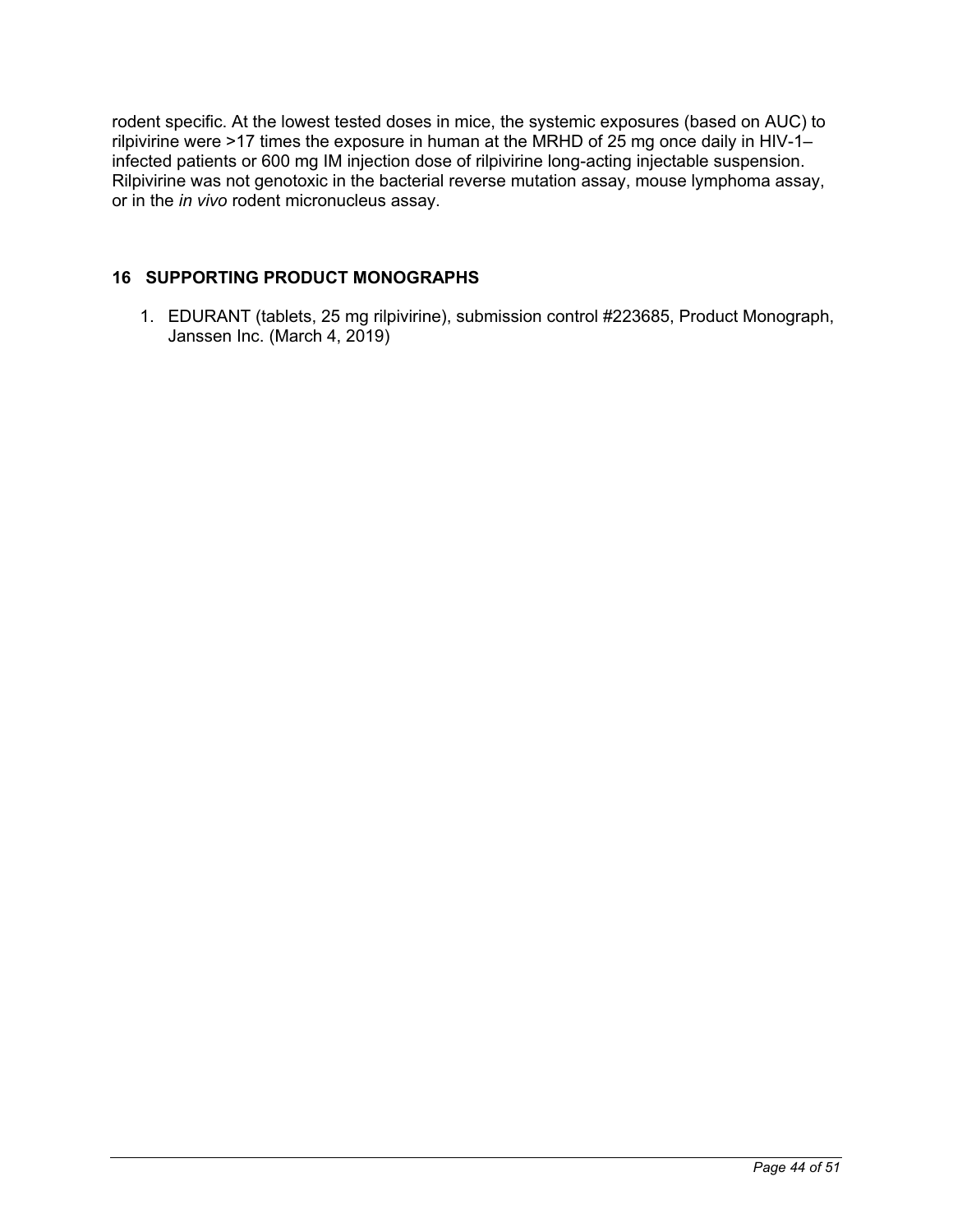rodent specific. At the lowest tested doses in mice, the systemic exposures (based on AUC) to rilpivirine were >17 times the exposure in human at the MRHD of 25 mg once daily in HIV-1–infected patients or 600 mg IM injection dose of rilpivirine long-acting injectable suspension. Rilpivirine was not genotoxic in the bacterial reverse mutation assay, mouse lymphoma assay, or in the *in vivo* rodent micronucleus assay.

## 16 SUPPORTING PRODUCT MONOGRAPHS

1. EDURANT (tablets, 25 mg rilpivirine), submission control #223685, Product Monograph, Janssen Inc. (March 4, 2019)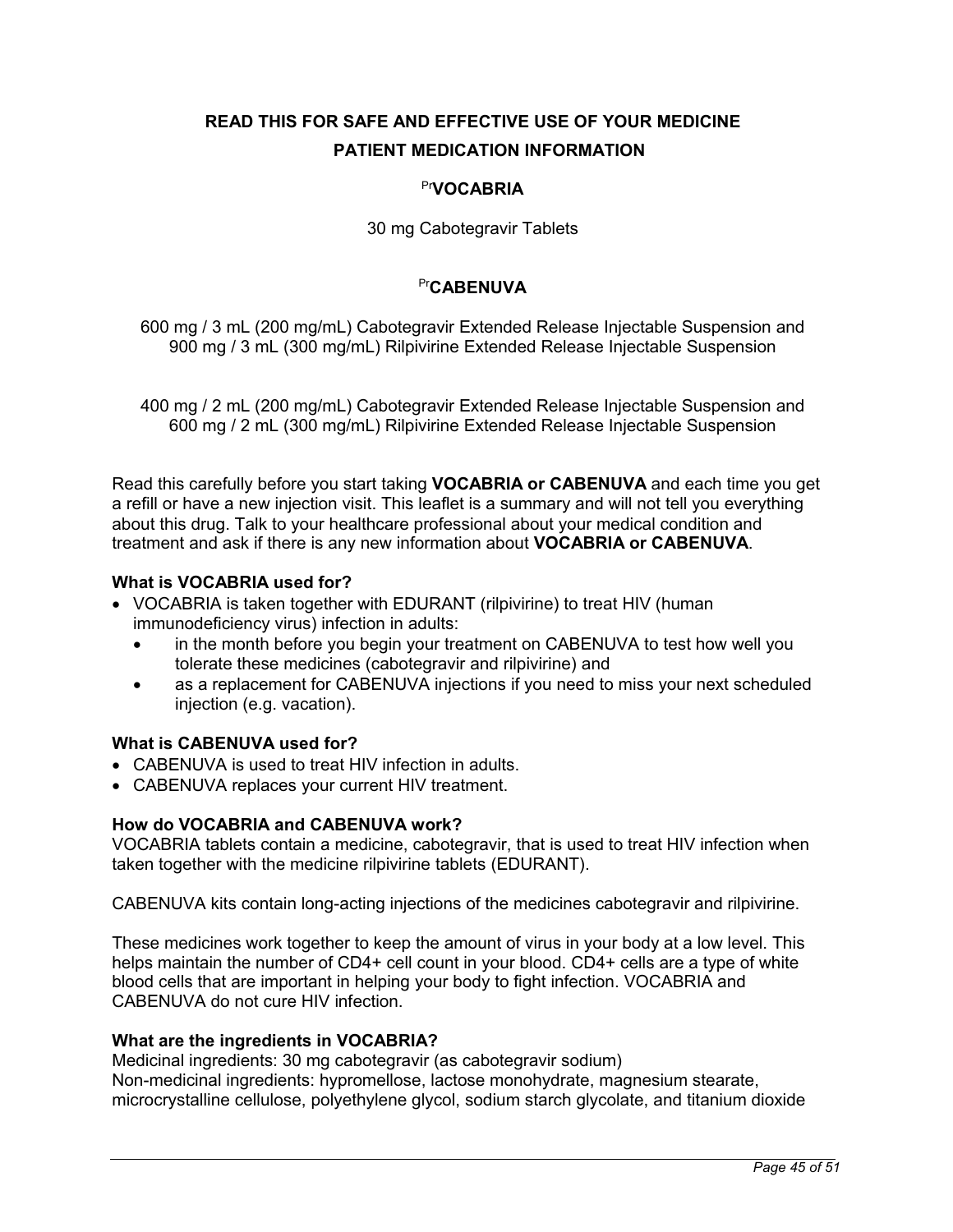# READ THIS FOR SAFE AND EFFECTIVE USE OF YOUR MEDICINE

## PATIENT MEDICATION INFORMATION

**PrVOCABRIA**

30 mg Cabotegravir Tablets

**PrCABENUVA**

600 mg / 3 mL (200 mg/mL) Cabotegravir Extended Release Injectable Suspension and 900 mg / 3 mL (300 mg/mL) Rilpivirine Extended Release Injectable Suspension

400 mg / 2 mL (200 mg/mL) Cabotegravir Extended Release Injectable Suspension and 600 mg / 2 mL (300 mg/mL) Rilpivirine Extended Release Injectable Suspension

Read this carefully before you start taking **VOCABRIA or CABENUVA** and each time you get a refill or have a new injection visit. This leaflet is a summary and will not tell you everything about this drug. Talk to your healthcare professional about your medical condition and treatment and ask if there is any new information about **VOCABRIA or CABENUVA**.

**What is VOCABRIA used for?**

- VOCABRIA is taken together with EDURANT (rilpivirine) to treat HIV (human immunodeficiency virus) infection in adults:
  - in the month before you begin your treatment on CABENUVA to test how well you tolerate these medicines (cabotegravir and rilpivirine) and
  - as a replacement for CABENUVA injections if you need to miss your next scheduled injection (e.g. vacation).

**What is CABENUVA used for?**

- CABENUVA is used to treat HIV infection in adults.
- CABENUVA replaces your current HIV treatment.

**How do VOCABRIA and CABENUVA work?**

VOCABRIA tablets contain a medicine, cabotegravir, that is used to treat HIV infection when taken together with the medicine rilpivirine tablets (EDURANT).

CABENUVA kits contain long-acting injections of the medicines cabotegravir and rilpivirine.

These medicines work together to keep the amount of virus in your body at a low level. This helps maintain the number of CD4+ cell count in your blood. CD4+ cells are a type of white blood cells that are important in helping your body to fight infection. VOCABRIA and CABENUVA do not cure HIV infection.

**What are the ingredients in VOCABRIA?**

Medicinal ingredients: 30 mg cabotegravir (as cabotegravir sodium)
Non-medicinal ingredients: hypromellose, lactose monohydrate, magnesium stearate, microcrystalline cellulose, polyethylene glycol, sodium starch glycolate, and titanium dioxide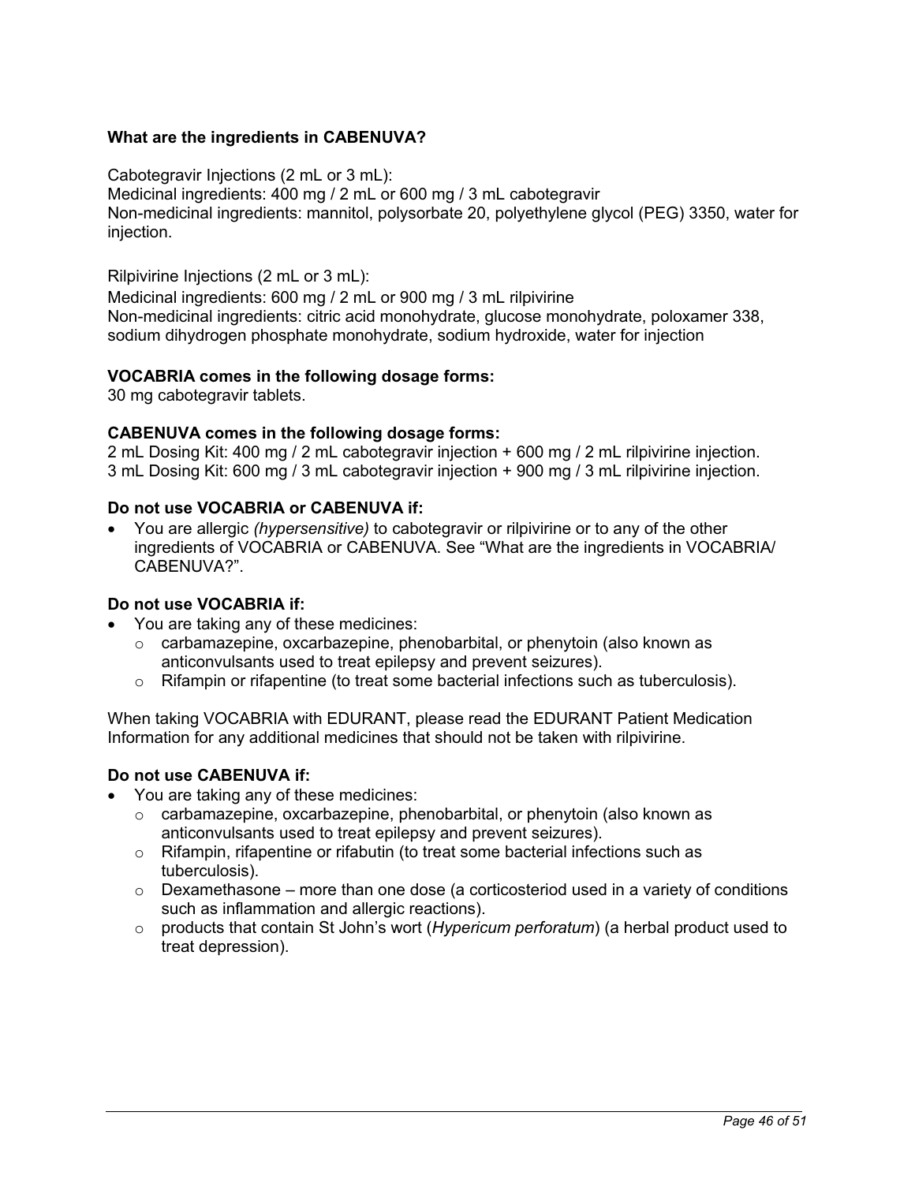**What are the ingredients in CABENUVA?**

Cabotegravir Injections (2 mL or 3 mL):
Medicinal ingredients: 400 mg / 2 mL or 600 mg / 3 mL cabotegravir
Non-medicinal ingredients: mannitol, polysorbate 20, polyethylene glycol (PEG) 3350, water for injection.

Rilpivirine Injections (2 mL or 3 mL):
Medicinal ingredients: 600 mg / 2 mL or 900 mg / 3 mL rilpivirine
Non-medicinal ingredients: citric acid monohydrate, glucose monohydrate, poloxamer 338, sodium dihydrogen phosphate monohydrate, sodium hydroxide, water for injection

**VOCABRIA comes in the following dosage forms:**
30 mg cabotegravir tablets.

**CABENUVA comes in the following dosage forms:**
2 mL Dosing Kit: 400 mg / 2 mL cabotegravir injection + 600 mg / 2 mL rilpivirine injection.
3 mL Dosing Kit: 600 mg / 3 mL cabotegravir injection + 900 mg / 3 mL rilpivirine injection.

**Do not use VOCABRIA or CABENUVA if:**

- You are allergic *(hypersensitive)* to cabotegravir or rilpivirine or to any of the other ingredients of VOCABRIA or CABENUVA. See "What are the ingredients in VOCABRIA/ CABENUVA?".

**Do not use VOCABRIA if:**

- You are taking any of these medicines:
  - carbamazepine, oxcarbazepine, phenobarbital, or phenytoin (also known as anticonvulsants used to treat epilepsy and prevent seizures).
  - Rifampin or rifapentine (to treat some bacterial infections such as tuberculosis).

When taking VOCABRIA with EDURANT, please read the EDURANT Patient Medication Information for any additional medicines that should not be taken with rilpivirine.

**Do not use CABENUVA if:**

- You are taking any of these medicines:
  - carbamazepine, oxcarbazepine, phenobarbital, or phenytoin (also known as anticonvulsants used to treat epilepsy and prevent seizures).
  - Rifampin, rifapentine or rifabutin (to treat some bacterial infections such as tuberculosis).
  - Dexamethasone – more than one dose (a corticosteriod used in a variety of conditions such as inflammation and allergic reactions).
  - products that contain St John's wort (*Hypericum perforatum*) (a herbal product used to treat depression).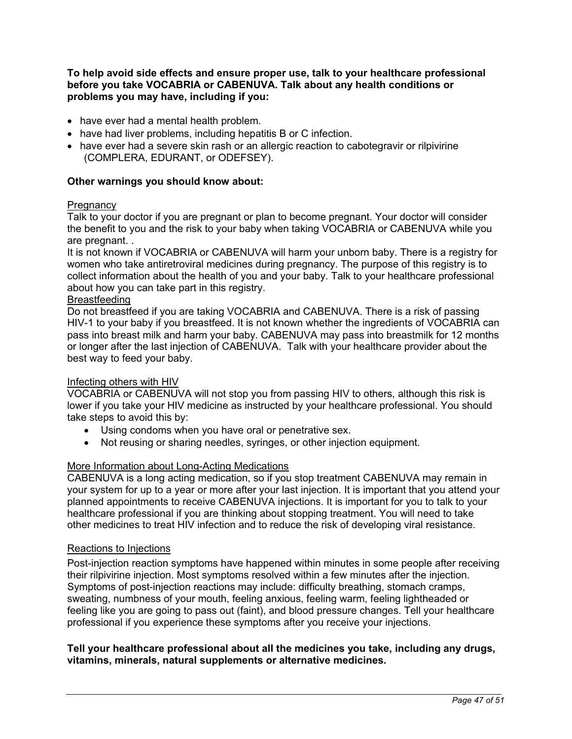**To help avoid side effects and ensure proper use, talk to your healthcare professional before you take VOCABRIA or CABENUVA. Talk about any health conditions or problems you may have, including if you:**

- have ever had a mental health problem.
- have had liver problems, including hepatitis B or C infection.
- have ever had a severe skin rash or an allergic reaction to cabotegravir or rilpivirine (COMPLERA, EDURANT, or ODEFSEY).

**Other warnings you should know about:**

<u>Pregnancy</u>
Talk to your doctor if you are pregnant or plan to become pregnant. Your doctor will consider the benefit to you and the risk to your baby when taking VOCABRIA or CABENUVA while you are pregnant. .
It is not known if VOCABRIA or CABENUVA will harm your unborn baby. There is a registry for women who take antiretroviral medicines during pregnancy. The purpose of this registry is to collect information about the health of you and your baby. Talk to your healthcare professional about how you can take part in this registry.

<u>Breastfeeding</u>
Do not breastfeed if you are taking VOCABRIA and CABENUVA. There is a risk of passing HIV-1 to your baby if you breastfeed. It is not known whether the ingredients of VOCABRIA can pass into breast milk and harm your baby. CABENUVA may pass into breastmilk for 12 months or longer after the last injection of CABENUVA. Talk with your healthcare provider about the best way to feed your baby.

<u>Infecting others with HIV</u>
VOCABRIA or CABENUVA will not stop you from passing HIV to others, although this risk is lower if you take your HIV medicine as instructed by your healthcare professional. You should take steps to avoid this by:

- Using condoms when you have oral or penetrative sex.
- Not reusing or sharing needles, syringes, or other injection equipment.

<u>More Information about Long-Acting Medications</u>
CABENUVA is a long acting medication, so if you stop treatment CABENUVA may remain in your system for up to a year or more after your last injection. It is important that you attend your planned appointments to receive CABENUVA injections. It is important for you to talk to your healthcare professional if you are thinking about stopping treatment. You will need to take other medicines to treat HIV infection and to reduce the risk of developing viral resistance.

<u>Reactions to Injections</u>
Post-injection reaction symptoms have happened within minutes in some people after receiving their rilpivirine injection. Most symptoms resolved within a few minutes after the injection. Symptoms of post-injection reactions may include: difficulty breathing, stomach cramps, sweating, numbness of your mouth, feeling anxious, feeling warm, feeling lightheaded or feeling like you are going to pass out (faint), and blood pressure changes. Tell your healthcare professional if you experience these symptoms after you receive your injections.

**Tell your healthcare professional about all the medicines you take, including any drugs, vitamins, minerals, natural supplements or alternative medicines.**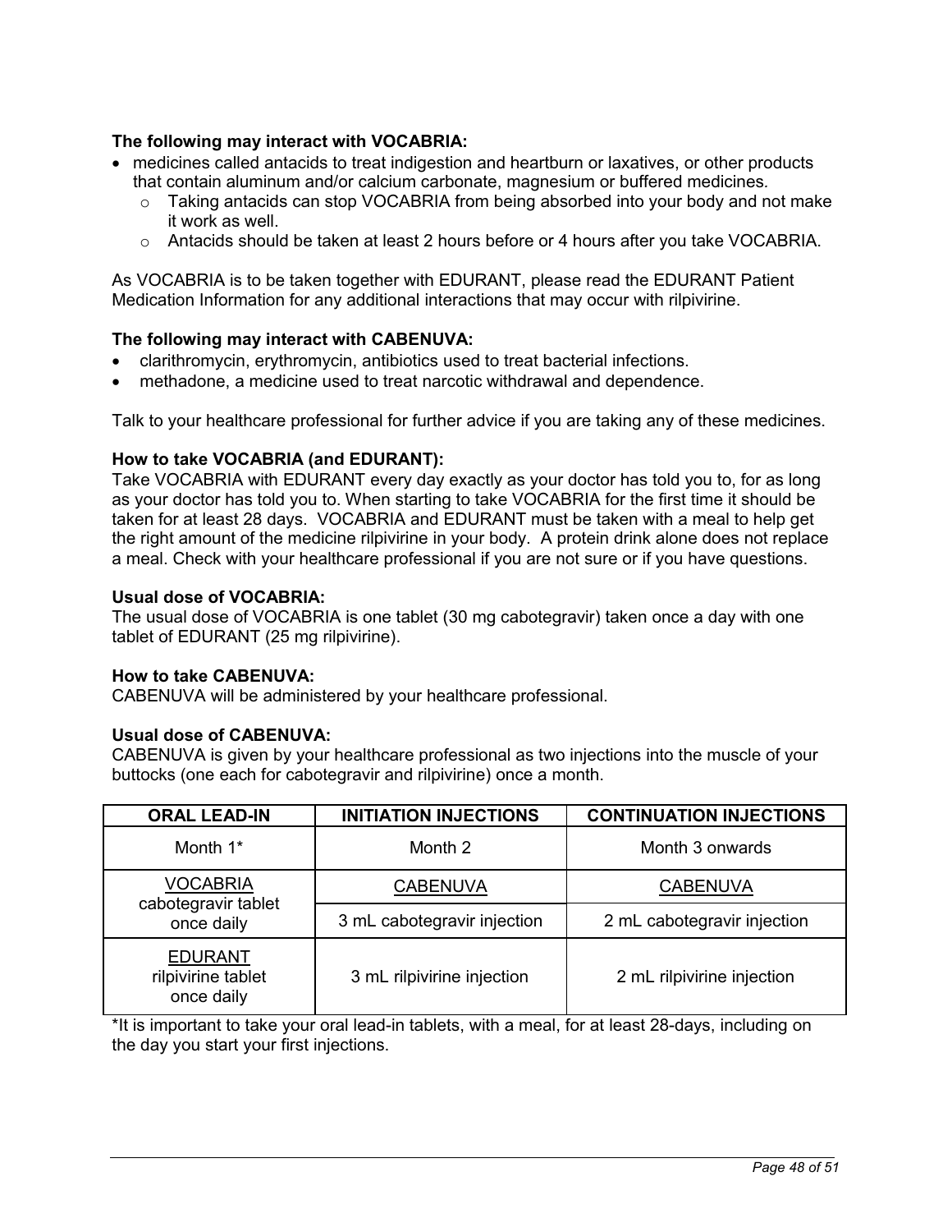**The following may interact with VOCABRIA:**

- medicines called antacids to treat indigestion and heartburn or laxatives, or other products that contain aluminum and/or calcium carbonate, magnesium or buffered medicines*.*
  - Taking antacids can stop VOCABRIA from being absorbed into your body and not make it work as well.
  - Antacids should be taken at least 2 hours before or 4 hours after you take VOCABRIA.

As VOCABRIA is to be taken together with EDURANT, please read the EDURANT Patient Medication Information for any additional interactions that may occur with rilpivirine.

**The following may interact with CABENUVA:**

- clarithromycin, erythromycin, antibiotics used to treat bacterial infections.
- methadone, a medicine used to treat narcotic withdrawal and dependence.

Talk to your healthcare professional for further advice if you are taking any of these medicines.

**How to take VOCABRIA (and EDURANT):**
Take VOCABRIA with EDURANT every day exactly as your doctor has told you to, for as long as your doctor has told you to. When starting to take VOCABRIA for the first time it should be taken for at least 28 days. VOCABRIA and EDURANT must be taken with a meal to help get the right amount of the medicine rilpivirine in your body. A protein drink alone does not replace a meal. Check with your healthcare professional if you are not sure or if you have questions.

**Usual dose of VOCABRIA:**
The usual dose of VOCABRIA is one tablet (30 mg cabotegravir) taken once a day with one tablet of EDURANT (25 mg rilpivirine).

**How to take CABENUVA:**
CABENUVA will be administered by your healthcare professional.

**Usual dose of CABENUVA:**
CABENUVA is given by your healthcare professional as two injections into the muscle of your buttocks (one each for cabotegravir and rilpivirine) once a month.

| ORAL LEAD-IN | INITIATION INJECTIONS | CONTINUATION INJECTIONS |
|---|---|---|
| Month 1* | Month 2 | Month 3 onwards |
| VOCABRIA cabotegravir tablet once daily | CABENUVA | CABENUVA |
| | 3 mL cabotegravir injection | 2 mL cabotegravir injection |
| EDURANT rilpivirine tablet once daily | 3 mL rilpivirine injection | 2 mL rilpivirine injection |

*It is important to take your oral lead-in tablets, with a meal, for at least 28-days, including on the day you start your first injections.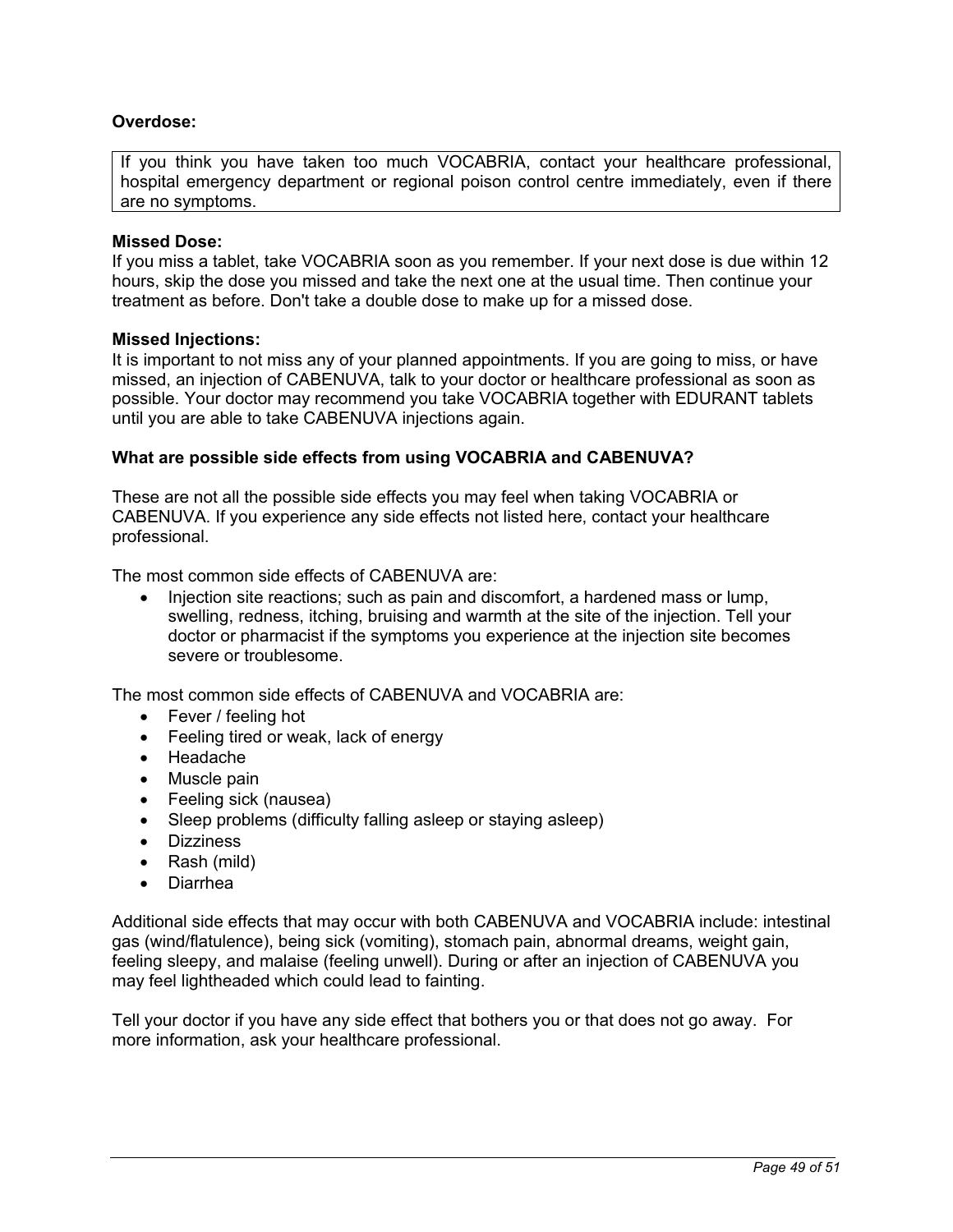**Overdose:**

> If you think you have taken too much VOCABRIA, contact your healthcare professional, hospital emergency department or regional poison control centre immediately, even if there are no symptoms.

**Missed Dose:**
If you miss a tablet, take VOCABRIA soon as you remember. If your next dose is due within 12 hours, skip the dose you missed and take the next one at the usual time. Then continue your treatment as before. Don't take a double dose to make up for a missed dose.

**Missed Injections:**
It is important to not miss any of your planned appointments. If you are going to miss, or have missed, an injection of CABENUVA, talk to your doctor or healthcare professional as soon as possible. Your doctor may recommend you take VOCABRIA together with EDURANT tablets until you are able to take CABENUVA injections again.

**What are possible side effects from using VOCABRIA and CABENUVA?**

These are not all the possible side effects you may feel when taking VOCABRIA or CABENUVA. If you experience any side effects not listed here, contact your healthcare professional.

The most common side effects of CABENUVA are:

- Injection site reactions; such as pain and discomfort, a hardened mass or lump, swelling, redness, itching, bruising and warmth at the site of the injection. Tell your doctor or pharmacist if the symptoms you experience at the injection site becomes severe or troublesome.

The most common side effects of CABENUVA and VOCABRIA are:

- Fever / feeling hot
- Feeling tired or weak, lack of energy
- Headache
- Muscle pain
- Feeling sick (nausea)
- Sleep problems (difficulty falling asleep or staying asleep)
- Dizziness
- Rash (mild)
- Diarrhea

Additional side effects that may occur with both CABENUVA and VOCABRIA include: intestinal gas (wind/flatulence), being sick (vomiting), stomach pain, abnormal dreams, weight gain, feeling sleepy, and malaise (feeling unwell). During or after an injection of CABENUVA you may feel lightheaded which could lead to fainting.

Tell your doctor if you have any side effect that bothers you or that does not go away. For more information, ask your healthcare professional.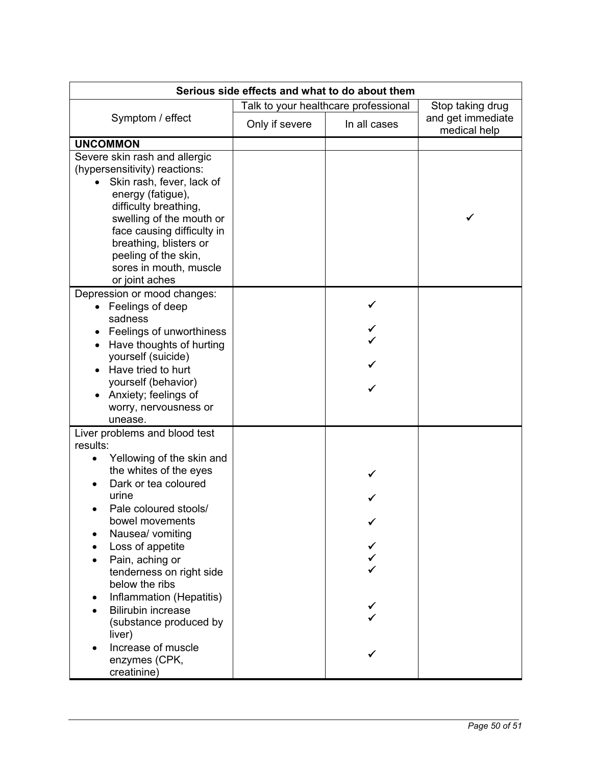| Serious side effects and what to do about them | | | |
|---|---|---|---|
| Symptom / effect | Talk to your healthcare professional | | Stop taking drug and get immediate medical help |
| | Only if severe | In all cases | |
| **UNCOMMON** | | | |
| Severe skin rash and allergic (hypersensitivity) reactions:<br>• Skin rash, fever, lack of energy (fatigue), difficulty breathing, swelling of the mouth or face causing difficulty in breathing, blisters or peeling of the skin, sores in mouth, muscle or joint aches | | | ✓ |
| Depression or mood changes:<br>• Feelings of deep sadness<br>• Feelings of unworthiness<br>• Have thoughts of hurting yourself (suicide)<br>• Have tried to hurt yourself (behavior)<br>• Anxiety; feelings of worry, nervousness or unease. | | ✓<br>✓<br>✓<br>✓<br>✓ | |
| Liver problems and blood test results:<br>• Yellowing of the skin and the whites of the eyes<br>• Dark or tea coloured urine<br>• Pale coloured stools/ bowel movements<br>• Nausea/ vomiting<br>• Loss of appetite<br>• Pain, aching or tenderness on right side below the ribs<br>• Inflammation (Hepatitis)<br>• Bilirubin increase (substance produced by liver)<br>• Increase of muscle enzymes (CPK, creatinine) | | ✓<br>✓<br>✓<br>✓<br>✓<br>✓<br>✓<br>✓<br>✓ | |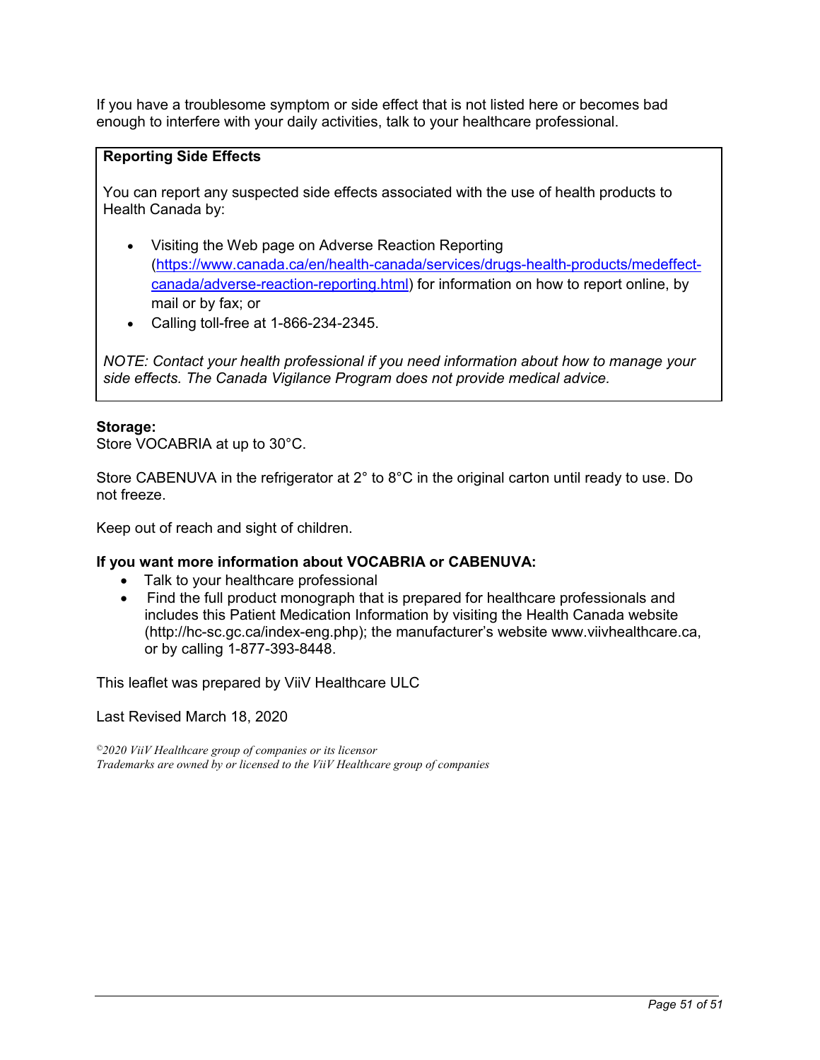If you have a troublesome symptom or side effect that is not listed here or becomes bad enough to interfere with your daily activities, talk to your healthcare professional.

**Reporting Side Effects**

You can report any suspected side effects associated with the use of health products to Health Canada by:

- Visiting the Web page on Adverse Reaction Reporting (https://www.canada.ca/en/health-canada/services/drugs-health-products/medeffect-canada/adverse-reaction-reporting.html) for information on how to report online, by mail or by fax; or
- Calling toll-free at 1-866-234-2345.

*NOTE: Contact your health professional if you need information about how to manage your side effects. The Canada Vigilance Program does not provide medical advice.*

**Storage:**

Store VOCABRIA at up to 30°C.

Store CABENUVA in the refrigerator at 2° to 8°C in the original carton until ready to use. Do not freeze.

Keep out of reach and sight of children.

**If you want more information about VOCABRIA or CABENUVA:**

- Talk to your healthcare professional
- Find the full product monograph that is prepared for healthcare professionals and includes this Patient Medication Information by visiting the Health Canada website (http://hc-sc.gc.ca/index-eng.php); the manufacturer's website www.viivhealthcare.ca, or by calling 1-877-393-8448.

This leaflet was prepared by ViiV Healthcare ULC

Last Revised March 18, 2020

*©2020 ViiV Healthcare group of companies or its licensor*
*Trademarks are owned by or licensed to the ViiV Healthcare group of companies*